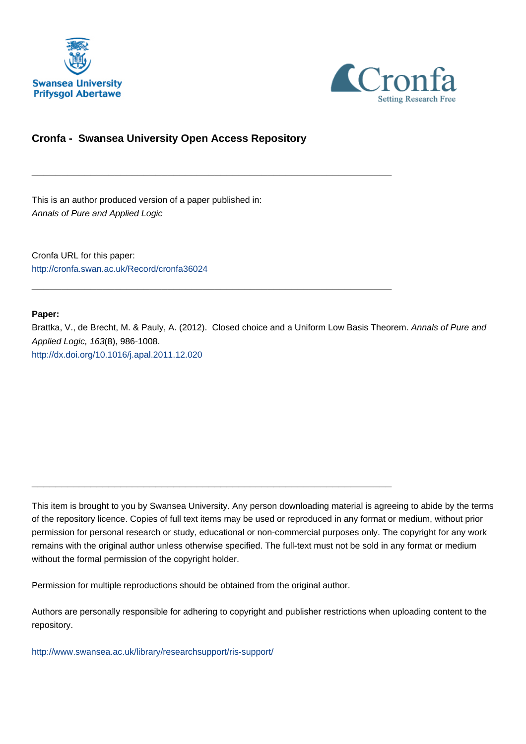Swansea University
Prifysgol Abertawe

Cronfa
Setting Research Free

# Cronfa - Swansea University Open Access Repository

---

This is an author produced version of a paper published in:
*Annals of Pure and Applied Logic*

Cronfa URL for this paper:
http://cronfa.swan.ac.uk/Record/cronfa36024

---

**Paper:**
Brattka, V., de Brecht, M. & Pauly, A. (2012). Closed choice and a Uniform Low Basis Theorem. *Annals of Pure and Applied Logic, 163*(8), 986-1008.
http://dx.doi.org/10.1016/j.apal.2011.12.020

---

This item is brought to you by Swansea University. Any person downloading material is agreeing to abide by the terms of the repository licence. Copies of full text items may be used or reproduced in any format or medium, without prior permission for personal research or study, educational or non-commercial purposes only. The copyright for any work remains with the original author unless otherwise specified. The full-text must not be sold in any format or medium without the formal permission of the copyright holder.

Permission for multiple reproductions should be obtained from the original author.

Authors are personally responsible for adhering to copyright and publisher restrictions when uploading content to the repository.

http://www.swansea.ac.uk/library/researchsupport/ris-support/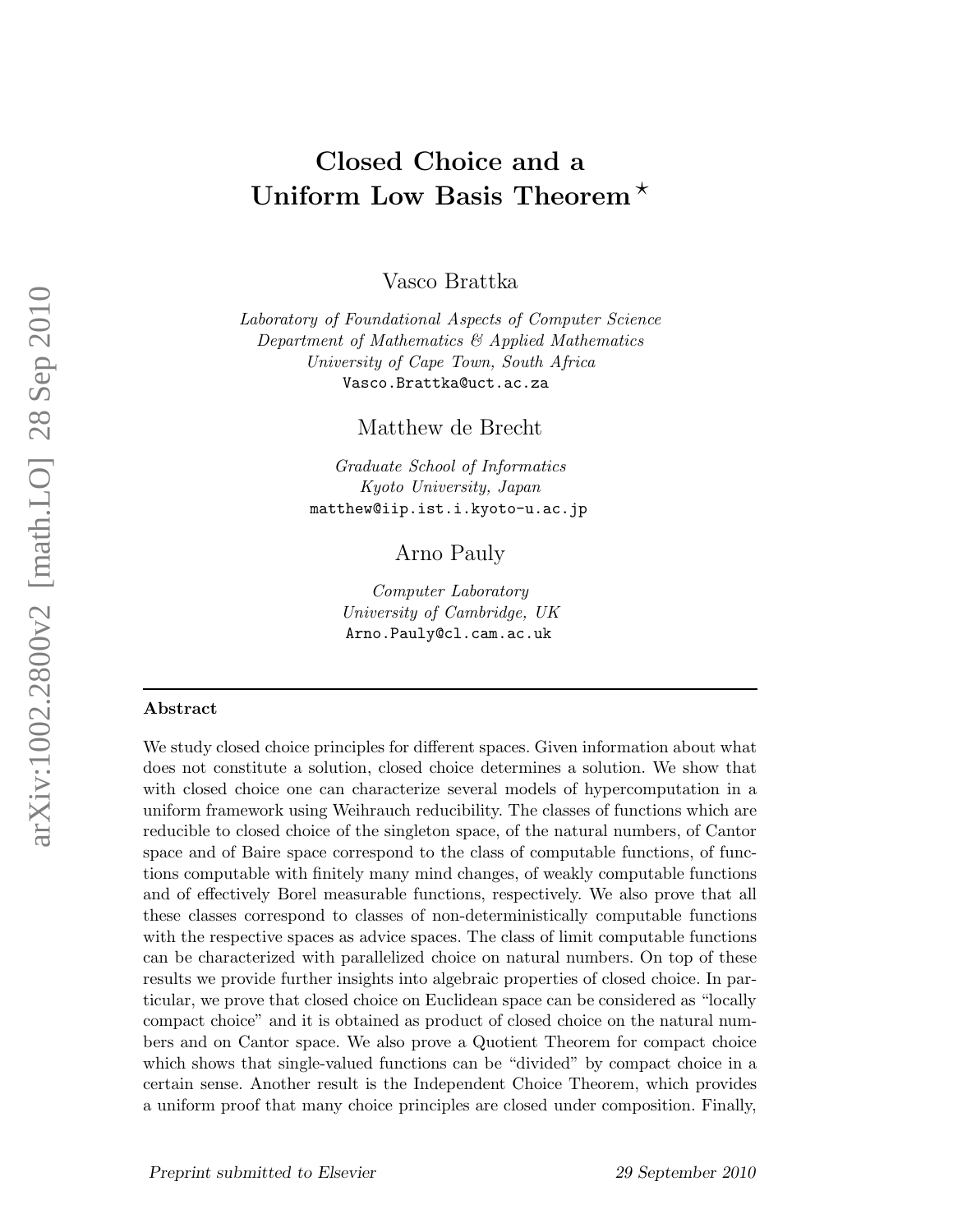# Closed Choice and a Uniform Low Basis Theorem ⋆

Vasco Brattka

*Laboratory of Foundational Aspects of Computer Science*
*Department of Mathematics & Applied Mathematics*
*University of Cape Town, South Africa*
Vasco.Brattka@uct.ac.za

Matthew de Brecht

*Graduate School of Informatics*
*Kyoto University, Japan*
matthew@iip.ist.i.kyoto-u.ac.jp

Arno Pauly

*Computer Laboratory*
*University of Cambridge, UK*
Arno.Pauly@cl.cam.ac.uk

---

**Abstract**

We study closed choice principles for different spaces. Given information about what does not constitute a solution, closed choice determines a solution. We show that with closed choice one can characterize several models of hypercomputation in a uniform framework using Weihrauch reducibility. The classes of functions which are reducible to closed choice of the singleton space, of the natural numbers, of Cantor space and of Baire space correspond to the class of computable functions, of functions computable with finitely many mind changes, of weakly computable functions and of effectively Borel measurable functions, respectively. We also prove that all these classes correspond to classes of non-deterministically computable functions with the respective spaces as advice spaces. The class of limit computable functions can be characterized with parallelized choice on natural numbers. On top of these results we provide further insights into algebraic properties of closed choice. In particular, we prove that closed choice on Euclidean space can be considered as "locally compact choice" and it is obtained as product of closed choice on the natural numbers and on Cantor space. We also prove a Quotient Theorem for compact choice which shows that single-valued functions can be "divided" by compact choice in a certain sense. Another result is the Independent Choice Theorem, which provides a uniform proof that many choice principles are closed under composition. Finally,

*Preprint submitted to Elsevier* 29 September 2010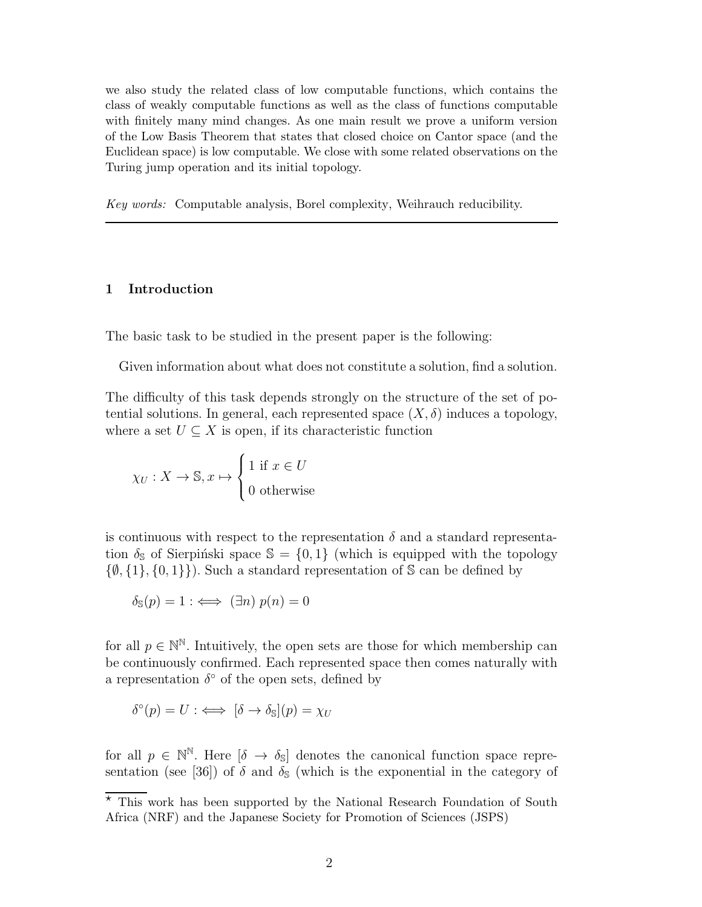we also study the related class of low computable functions, which contains the class of weakly computable functions as well as the class of functions computable with finitely many mind changes. As one main result we prove a uniform version of the Low Basis Theorem that states that closed choice on Cantor space (and the Euclidean space) is low computable. We close with some related observations on the Turing jump operation and its initial topology.

*Key words:* Computable analysis, Borel complexity, Weihrauch reducibility.

## 1 Introduction

The basic task to be studied in the present paper is the following:

Given information about what does not constitute a solution, find a solution.

The difficulty of this task depends strongly on the structure of the set of potential solutions. In general, each represented space $(X, \delta)$ induces a topology, where a set $U \subseteq X$ is open, if its characteristic function

$$\chi_U : X \to \mathbb{S}, x \mapsto \begin{cases} 1 \text{ if } x \in U \\ 0 \text{ otherwise} \end{cases}$$

is continuous with respect to the representation $\delta$ and a standard representation $\delta_{\mathbb{S}}$ of Sierpiński space $\mathbb{S} = \{0, 1\}$ (which is equipped with the topology $\{\emptyset, \{1\}, \{0, 1\}\}$). Such a standard representation of $\mathbb{S}$ can be defined by

$$\delta_{\mathbb{S}}(p) = 1 :\iff (\exists n)\ p(n) = 0$$

for all $p \in \mathbb{N}^{\mathbb{N}}$. Intuitively, the open sets are those for which membership can be continuously confirmed. Each represented space then comes naturally with a representation $\delta^{\circ}$ of the open sets, defined by

$$\delta^{\circ}(p) = U :\iff [\delta \to \delta_{\mathbb{S}}](p) = \chi_U$$

for all $p \in \mathbb{N}^{\mathbb{N}}$. Here $[\delta \to \delta_{\mathbb{S}}]$ denotes the canonical function space representation (see [36]) of $\delta$ and $\delta_{\mathbb{S}}$ (which is the exponential in the category of

★ This work has been supported by the National Research Foundation of South Africa (NRF) and the Japanese Society for Promotion of Sciences (JSPS)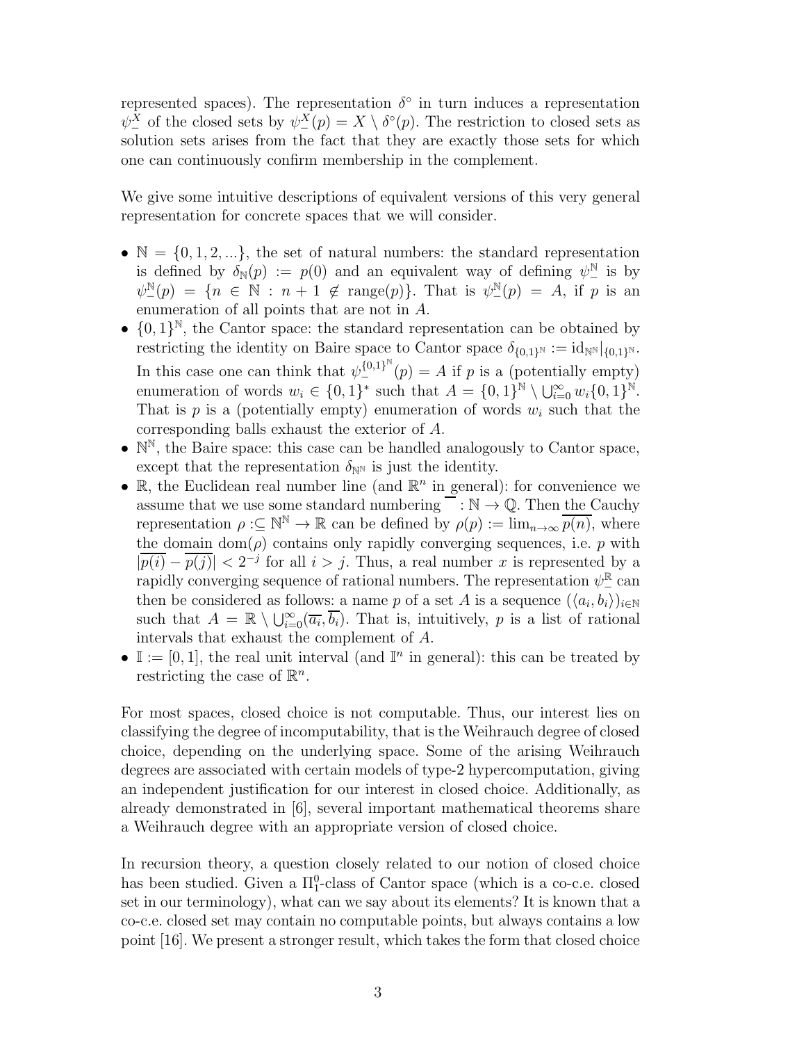represented spaces). The representation $\delta^\circ$ in turn induces a representation $\psi_-^X$ of the closed sets by $\psi_-^X(p) = X \setminus \delta^\circ(p)$. The restriction to closed sets as solution sets arises from the fact that they are exactly those sets for which one can continuously confirm membership in the complement.

We give some intuitive descriptions of equivalent versions of this very general representation for concrete spaces that we will consider.

- $\mathbb{N} = \{0, 1, 2, ...\}$, the set of natural numbers: the standard representation is defined by $\delta_\mathbb{N}(p) := p(0)$ and an equivalent way of defining $\psi_-^\mathbb{N}$ is by $\psi_-^\mathbb{N}(p) = \{n \in \mathbb{N} : n+1 \not\in \text{range}(p)\}$. That is $\psi_-^\mathbb{N}(p) = A$, if $p$ is an enumeration of all points that are not in $A$.
- $\{0,1\}^\mathbb{N}$, the Cantor space: the standard representation can be obtained by restricting the identity on Baire space to Cantor space $\delta_{\{0,1\}^\mathbb{N}} := \text{id}_{\mathbb{N}^\mathbb{N}}|_{\{0,1\}^\mathbb{N}}$. In this case one can think that $\psi_-^{\{0,1\}^\mathbb{N}}(p) = A$ if $p$ is a (potentially empty) enumeration of words $w_i \in \{0,1\}^*$ such that $A = \{0,1\}^\mathbb{N} \setminus \bigcup_{i=0}^\infty w_i\{0,1\}^\mathbb{N}$. That is $p$ is a (potentially empty) enumeration of words $w_i$ such that the corresponding balls exhaust the exterior of $A$.
- $\mathbb{N}^\mathbb{N}$, the Baire space: this case can be handled analogously to Cantor space, except that the representation $\delta_{\mathbb{N}^\mathbb{N}}$ is just the identity.
- $\mathbb{R}$, the Euclidean real number line (and $\mathbb{R}^n$ in general): for convenience we assume that we use some standard numbering $\overline{\phantom{x}} : \mathbb{N} \to \mathbb{Q}$. Then the Cauchy representation $\rho :\subseteq \mathbb{N}^\mathbb{N} \to \mathbb{R}$ can be defined by $\rho(p) := \lim_{n\to\infty} \overline{p(n)}$, where the domain $\text{dom}(\rho)$ contains only rapidly converging sequences, i.e. $p$ with $|\overline{p(i)} - \overline{p(j)}| < 2^{-j}$ for all $i > j$. Thus, a real number $x$ is represented by a rapidly converging sequence of rational numbers. The representation $\psi_-^\mathbb{R}$ can then be considered as follows: a name $p$ of a set $A$ is a sequence $(\langle a_i, b_i \rangle)_{i\in\mathbb{N}}$ such that $A = \mathbb{R} \setminus \bigcup_{i=0}^\infty (\overline{a_i}, \overline{b_i})$. That is, intuitively, $p$ is a list of rational intervals that exhaust the complement of $A$.
- $\mathbb{I} := [0, 1]$, the real unit interval (and $\mathbb{I}^n$ in general): this can be treated by restricting the case of $\mathbb{R}^n$.

For most spaces, closed choice is not computable. Thus, our interest lies on classifying the degree of incomputability, that is the Weihrauch degree of closed choice, depending on the underlying space. Some of the arising Weihrauch degrees are associated with certain models of type-2 hypercomputation, giving an independent justification for our interest in closed choice. Additionally, as already demonstrated in [6], several important mathematical theorems share a Weihrauch degree with an appropriate version of closed choice.

In recursion theory, a question closely related to our notion of closed choice has been studied. Given a $\Pi_1^0$-class of Cantor space (which is a co-c.e. closed set in our terminology), what can we say about its elements? It is known that a co-c.e. closed set may contain no computable points, but always contains a low point [16]. We present a stronger result, which takes the form that closed choice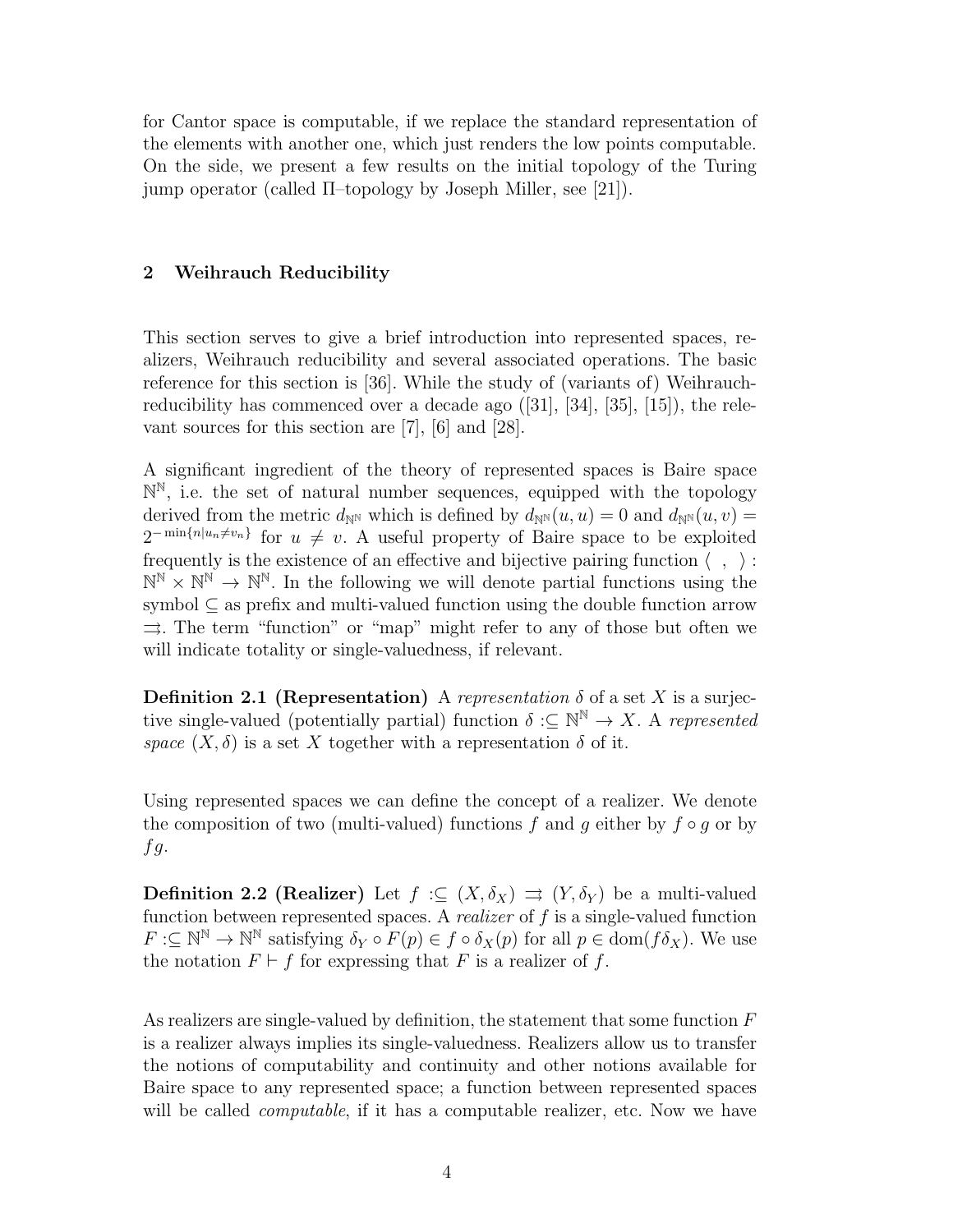for Cantor space is computable, if we replace the standard representation of the elements with another one, which just renders the low points computable. On the side, we present a few results on the initial topology of the Turing jump operator (called Π–topology by Joseph Miller, see [21]).

## 2 Weihrauch Reducibility

This section serves to give a brief introduction into represented spaces, realizers, Weihrauch reducibility and several associated operations. The basic reference for this section is [36]. While the study of (variants of) Weihrauch-reducibility has commenced over a decade ago ([31], [34], [35], [15]), the relevant sources for this section are [7], [6] and [28].

A significant ingredient of the theory of represented spaces is Baire space $\mathbb{N}^\mathbb{N}$, i.e. the set of natural number sequences, equipped with the topology derived from the metric $d_{\mathbb{N}^\mathbb{N}}$ which is defined by $d_{\mathbb{N}^\mathbb{N}}(u,u) = 0$ and $d_{\mathbb{N}^\mathbb{N}}(u,v) = 2^{-\min\{n \mid u_n \neq v_n\}}$ for $u \neq v$. A useful property of Baire space to be exploited frequently is the existence of an effective and bijective pairing function $\langle \ , \ \rangle : \mathbb{N}^\mathbb{N} \times \mathbb{N}^\mathbb{N} \to \mathbb{N}^\mathbb{N}$. In the following we will denote partial functions using the symbol $\subseteq$ as prefix and multi-valued function using the double function arrow $\rightrightarrows$. The term "function" or "map" might refer to any of those but often we will indicate totality or single-valuedness, if relevant.

**Definition 2.1 (Representation)** A *representation* $\delta$ of a set $X$ is a surjective single-valued (potentially partial) function $\delta :\subseteq \mathbb{N}^\mathbb{N} \to X$. A *represented space* $(X, \delta)$ is a set $X$ together with a representation $\delta$ of it.

Using represented spaces we can define the concept of a realizer. We denote the composition of two (multi-valued) functions $f$ and $g$ either by $f \circ g$ or by $fg$.

**Definition 2.2 (Realizer)** Let $f :\subseteq (X, \delta_X) \rightrightarrows (Y, \delta_Y)$ be a multi-valued function between represented spaces. A *realizer* of $f$ is a single-valued function $F :\subseteq \mathbb{N}^\mathbb{N} \to \mathbb{N}^\mathbb{N}$ satisfying $\delta_Y \circ F(p) \in f \circ \delta_X(p)$ for all $p \in \operatorname{dom}(f\delta_X)$. We use the notation $F \vdash f$ for expressing that $F$ is a realizer of $f$.

As realizers are single-valued by definition, the statement that some function $F$ is a realizer always implies its single-valuedness. Realizers allow us to transfer the notions of computability and continuity and other notions available for Baire space to any represented space; a function between represented spaces will be called *computable*, if it has a computable realizer, etc. Now we have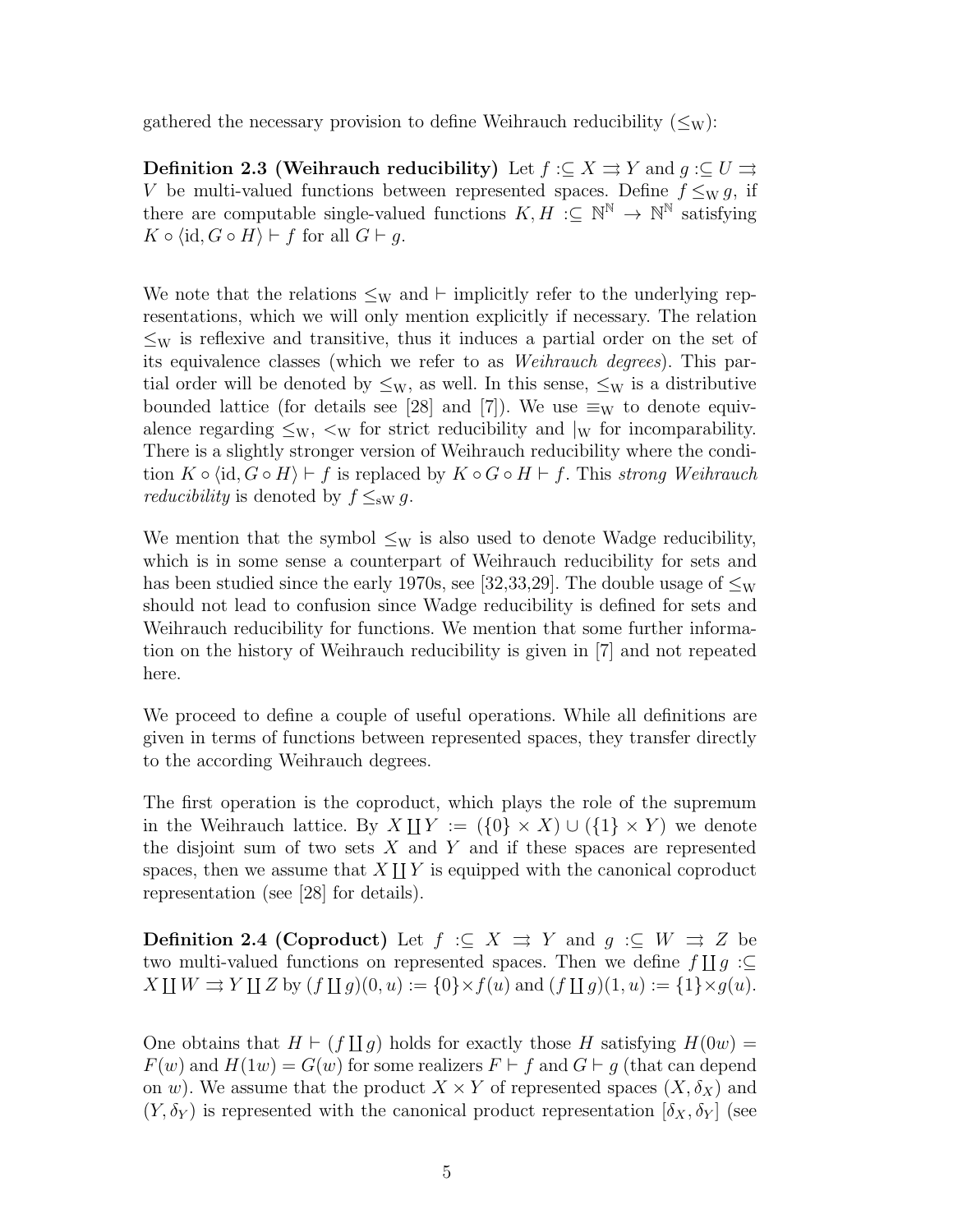gathered the necessary provision to define Weihrauch reducibility ($\leq_W$):

**Definition 2.3 (Weihrauch reducibility)** Let $f :\subseteq X \rightrightarrows Y$ and $g :\subseteq U \rightrightarrows V$ be multi-valued functions between represented spaces. Define $f \leq_W g$, if there are computable single-valued functions $K, H :\subseteq \mathbb{N}^{\mathbb{N}} \to \mathbb{N}^{\mathbb{N}}$ satisfying $K \circ \langle \mathrm{id}, G \circ H \rangle \vdash f$ for all $G \vdash g$.

We note that the relations $\leq_W$ and $\vdash$ implicitly refer to the underlying representations, which we will only mention explicitly if necessary. The relation $\leq_W$ is reflexive and transitive, thus it induces a partial order on the set of its equivalence classes (which we refer to as *Weihrauch degrees*). This partial order will be denoted by $\leq_W$, as well. In this sense, $\leq_W$ is a distributive bounded lattice (for details see [28] and [7]). We use $\equiv_W$ to denote equivalence regarding $\leq_W$, $<_W$ for strict reducibility and $|_W$ for incomparability. There is a slightly stronger version of Weihrauch reducibility where the condition $K \circ \langle \mathrm{id}, G \circ H \rangle \vdash f$ is replaced by $K \circ G \circ H \vdash f$. This *strong Weihrauch reducibility* is denoted by $f \leq_{sW} g$.

We mention that the symbol $\leq_W$ is also used to denote Wadge reducibility, which is in some sense a counterpart of Weihrauch reducibility for sets and has been studied since the early 1970s, see [32,33,29]. The double usage of $\leq_W$ should not lead to confusion since Wadge reducibility is defined for sets and Weihrauch reducibility for functions. We mention that some further information on the history of Weihrauch reducibility is given in [7] and not repeated here.

We proceed to define a couple of useful operations. While all definitions are given in terms of functions between represented spaces, they transfer directly to the according Weihrauch degrees.

The first operation is the coproduct, which plays the role of the supremum in the Weihrauch lattice. By $X \coprod Y := (\{0\} \times X) \cup (\{1\} \times Y)$ we denote the disjoint sum of two sets $X$ and $Y$ and if these spaces are represented spaces, then we assume that $X \coprod Y$ is equipped with the canonical coproduct representation (see [28] for details).

**Definition 2.4 (Coproduct)** Let $f :\subseteq X \rightrightarrows Y$ and $g :\subseteq W \rightrightarrows Z$ be two multi-valued functions on represented spaces. Then we define $f \coprod g :\subseteq X \coprod W \rightrightarrows Y \coprod Z$ by $(f \coprod g)(0, u) := \{0\} \times f(u)$ and $(f \coprod g)(1, u) := \{1\} \times g(u)$.

One obtains that $H \vdash (f \coprod g)$ holds for exactly those $H$ satisfying $H(0w) = F(w)$ and $H(1w) = G(w)$ for some realizers $F \vdash f$ and $G \vdash g$ (that can depend on $w$). We assume that the product $X \times Y$ of represented spaces $(X, \delta_X)$ and $(Y, \delta_Y)$ is represented with the canonical product representation $[\delta_X, \delta_Y]$ (see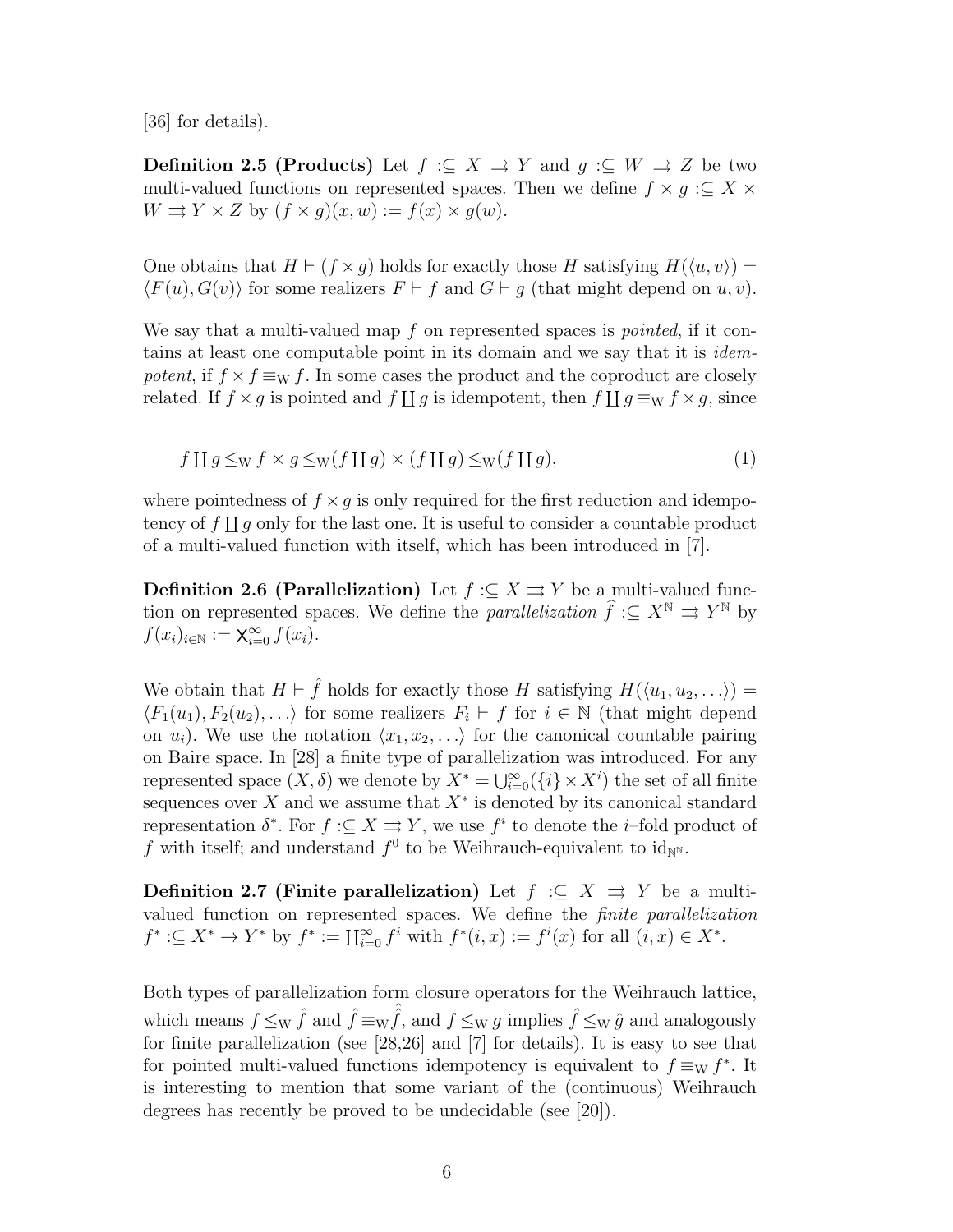[36] for details).

**Definition 2.5 (Products)** Let $f :\subseteq X \rightrightarrows Y$ and $g :\subseteq W \rightrightarrows Z$ be two multi-valued functions on represented spaces. Then we define $f \times g :\subseteq X \times W \rightrightarrows Y \times Z$ by $(f \times g)(x, w) := f(x) \times g(w)$.

One obtains that $H \vdash (f \times g)$ holds for exactly those $H$ satisfying $H(\langle u, v\rangle) = \langle F(u), G(v)\rangle$ for some realizers $F \vdash f$ and $G \vdash g$ (that might depend on $u, v$).

We say that a multi-valued map $f$ on represented spaces is *pointed*, if it contains at least one computable point in its domain and we say that it is *idempotent*, if $f \times f \equiv_{\rm W} f$. In some cases the product and the coproduct are closely related. If $f \times g$ is pointed and $f \coprod g$ is idempotent, then $f \coprod g \equiv_{\rm W} f \times g$, since

$$f \coprod g \leq_{\rm W} f \times g \leq_{\rm W} (f \coprod g) \times (f \coprod g) \leq_{\rm W} (f \coprod g), \tag{1}$$

where pointedness of $f \times g$ is only required for the first reduction and idempotency of $f \coprod g$ only for the last one. It is useful to consider a countable product of a multi-valued function with itself, which has been introduced in [7].

**Definition 2.6 (Parallelization)** Let $f :\subseteq X \rightrightarrows Y$ be a multi-valued function on represented spaces. We define the *parallelization* $\widehat{f} :\subseteq X^{\mathbb{N}} \rightrightarrows Y^{\mathbb{N}}$ by $f(x_i)_{i\in\mathbb{N}} := \bigtimes_{i=0}^{\infty} f(x_i)$.

We obtain that $H \vdash \hat{f}$ holds for exactly those $H$ satisfying $H(\langle u_1, u_2, \ldots\rangle) = \langle F_1(u_1), F_2(u_2), \ldots\rangle$ for some realizers $F_i \vdash f$ for $i \in \mathbb{N}$ (that might depend on $u_i$). We use the notation $\langle x_1, x_2, \ldots\rangle$ for the canonical countable pairing on Baire space. In [28] a finite type of parallelization was introduced. For any represented space $(X, \delta)$ we denote by $X^* = \bigcup_{i=0}^{\infty}(\{i\} \times X^i)$ the set of all finite sequences over $X$ and we assume that $X^*$ is denoted by its canonical standard representation $\delta^*$. For $f :\subseteq X \rightrightarrows Y$, we use $f^i$ to denote the $i$–fold product of $f$ with itself; and understand $f^0$ to be Weihrauch-equivalent to $\mathrm{id}_{\mathbb{N}^\mathbb{N}}$.

**Definition 2.7 (Finite parallelization)** Let $f :\subseteq X \rightrightarrows Y$ be a multi-valued function on represented spaces. We define the *finite parallelization* $f^* :\subseteq X^* \to Y^*$ by $f^* := \coprod_{i=0}^{\infty} f^i$ with $f^*(i, x) := f^i(x)$ for all $(i, x) \in X^*$.

Both types of parallelization form closure operators for the Weihrauch lattice, which means $f \leq_{\rm W} \hat{f}$ and $\hat{f} \equiv_{\rm W} \hat{\hat{f}}$, and $f \leq_{\rm W} g$ implies $\hat{f} \leq_{\rm W} \hat{g}$ and analogously for finite parallelization (see [28,26] and [7] for details). It is easy to see that for pointed multi-valued functions idempotency is equivalent to $f \equiv_{\rm W} f^*$. It is interesting to mention that some variant of the (continuous) Weihrauch degrees has recently be proved to be undecidable (see [20]).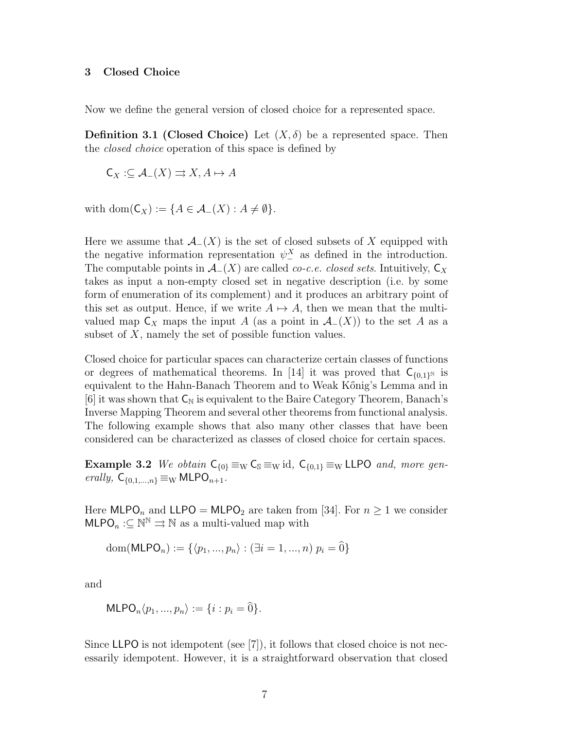## 3 Closed Choice

Now we define the general version of closed choice for a represented space.

**Definition 3.1 (Closed Choice)** Let $(X, \delta)$ be a represented space. Then the *closed choice* operation of this space is defined by

$$\mathsf{C}_X :\subseteq \mathcal{A}_-(X) \rightrightarrows X, A \mapsto A$$

with $\mathrm{dom}(\mathsf{C}_X) := \{A \in \mathcal{A}_-(X) : A \neq \emptyset\}$.

Here we assume that $\mathcal{A}_-(X)$ is the set of closed subsets of $X$ equipped with the negative information representation $\psi_-^X$ as defined in the introduction. The computable points in $\mathcal{A}_-(X)$ are called *co-c.e. closed sets*. Intuitively, $\mathsf{C}_X$ takes as input a non-empty closed set in negative description (i.e. by some form of enumeration of its complement) and it produces an arbitrary point of this set as output. Hence, if we write $A \mapsto A$, then we mean that the multi-valued map $\mathsf{C}_X$ maps the input $A$ (as a point in $\mathcal{A}_-(X)$) to the set $A$ as a subset of $X$, namely the set of possible function values.

Closed choice for particular spaces can characterize certain classes of functions or degrees of mathematical theorems. In [14] it was proved that $\mathsf{C}_{\{0,1\}^\mathbb{N}}$ is equivalent to the Hahn-Banach Theorem and to Weak Kőnig's Lemma and in [6] it was shown that $\mathsf{C}_\mathbb{N}$ is equivalent to the Baire Category Theorem, Banach's Inverse Mapping Theorem and several other theorems from functional analysis. The following example shows that also many other classes that have been considered can be characterized as classes of closed choice for certain spaces.

**Example 3.2** *We obtain* $\mathsf{C}_{\{0\}} \equiv_\mathrm{W} \mathsf{C}_\mathbb{S} \equiv_\mathrm{W} \mathrm{id}$, $\mathsf{C}_{\{0,1\}} \equiv_\mathrm{W} \mathsf{LLPO}$ *and, more generally,* $\mathsf{C}_{\{0,1,\dots,n\}} \equiv_\mathrm{W} \mathsf{MLPO}_{n+1}$.

Here $\mathsf{MLPO}_n$ and $\mathsf{LLPO} = \mathsf{MLPO}_2$ are taken from [34]. For $n \geq 1$ we consider $\mathsf{MLPO}_n :\subseteq \mathbb{N}^\mathbb{N} \rightrightarrows \mathbb{N}$ as a multi-valued map with

$$\mathrm{dom}(\mathsf{MLPO}_n) := \{\langle p_1, ..., p_n\rangle : (\exists i = 1, ..., n)\ p_i = \widehat{0}\}$$

and

$$\mathsf{MLPO}_n\langle p_1, ..., p_n\rangle := \{i : p_i = \widehat{0}\}.$$

Since $\mathsf{LLPO}$ is not idempotent (see [7]), it follows that closed choice is not necessarily idempotent. However, it is a straightforward observation that closed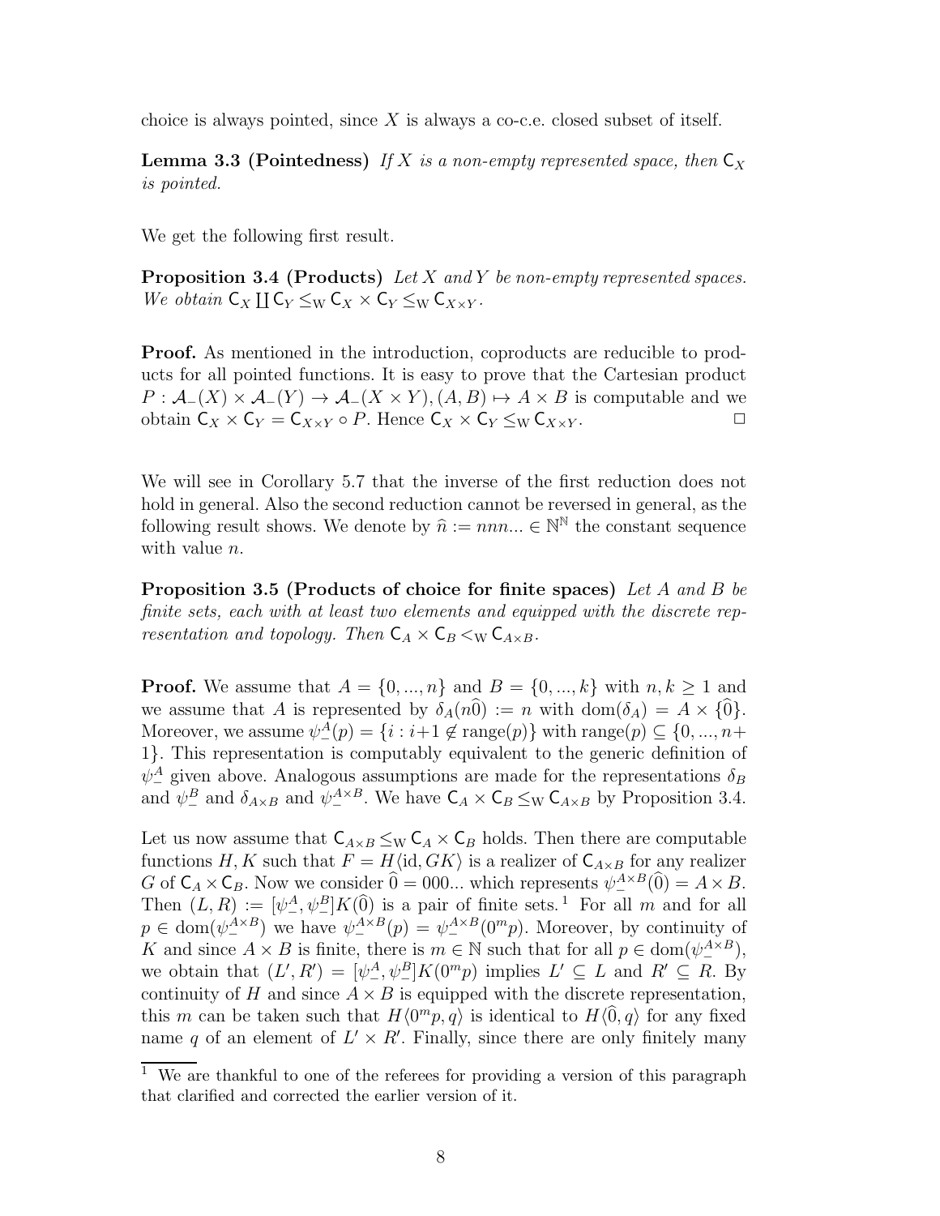choice is always pointed, since $X$ is always a co-c.e. closed subset of itself.

**Lemma 3.3 (Pointedness)** *If $X$ is a non-empty represented space, then $\mathsf{C}_X$ is pointed.*

We get the following first result.

**Proposition 3.4 (Products)** *Let $X$ and $Y$ be non-empty represented spaces. We obtain $\mathsf{C}_X \coprod \mathsf{C}_Y \leq_{\mathrm{W}} \mathsf{C}_X \times \mathsf{C}_Y \leq_{\mathrm{W}} \mathsf{C}_{X \times Y}$.*

**Proof.** As mentioned in the introduction, coproducts are reducible to products for all pointed functions. It is easy to prove that the Cartesian product $P : \mathcal{A}_-(X) \times \mathcal{A}_-(Y) \to \mathcal{A}_-(X \times Y), (A, B) \mapsto A \times B$ is computable and we obtain $\mathsf{C}_X \times \mathsf{C}_Y = \mathsf{C}_{X \times Y} \circ P$. Hence $\mathsf{C}_X \times \mathsf{C}_Y \leq_{\mathrm{W}} \mathsf{C}_{X \times Y}$. $\Box$

We will see in Corollary 5.7 that the inverse of the first reduction does not hold in general. Also the second reduction cannot be reversed in general, as the following result shows. We denote by $\widehat{n} := nnn... \in \mathbb{N}^{\mathbb{N}}$ the constant sequence with value $n$.

**Proposition 3.5 (Products of choice for finite spaces)** *Let $A$ and $B$ be finite sets, each with at least two elements and equipped with the discrete representation and topology. Then $\mathsf{C}_A \times \mathsf{C}_B <_{\mathrm{W}} \mathsf{C}_{A \times B}$.*

**Proof.** We assume that $A = \{0, ..., n\}$ and $B = \{0, ..., k\}$ with $n, k \geq 1$ and we assume that $A$ is represented by $\delta_A(n\widehat{0}) := n$ with $\mathrm{dom}(\delta_A) = A \times \{\widehat{0}\}$. Moreover, we assume that $\psi_-^A(p) = \{i : i+1 \notin \mathrm{range}(p)\}$ with $\mathrm{range}(p) \subseteq \{0, ..., n+1\}$. This representation is computably equivalent to the generic definition of $\psi_-^A$ given above. Analogous assumptions are made for the representations $\delta_B$ and $\psi_-^B$ and $\delta_{A \times B}$ and $\psi_-^{A \times B}$. We have $\mathsf{C}_A \times \mathsf{C}_B \leq_{\mathrm{W}} \mathsf{C}_{A \times B}$ by Proposition 3.4.

Let us now assume that $\mathsf{C}_{A \times B} \leq_{\mathrm{W}} \mathsf{C}_A \times \mathsf{C}_B$ holds. Then there are computable functions $H, K$ such that $F = H\langle \mathrm{id}, GK \rangle$ is a realizer of $\mathsf{C}_{A \times B}$ for any realizer $G$ of $\mathsf{C}_A \times \mathsf{C}_B$. Now we consider $\widehat{0} = 000...$ which represents $\psi_-^{A \times B}(\widehat{0}) = A \times B$. Then $(L, R) := [\psi_-^A, \psi_-^B]K(\widehat{0})$ is a pair of finite sets. [1] For all $m$ and for all $p \in \mathrm{dom}(\psi_-^{A \times B})$ we have $\psi_-^{A \times B}(p) = \psi_-^{A \times B}(0^m p)$. Moreover, by continuity of $K$ and since $A \times B$ is finite, there is $m \in \mathbb{N}$ such that for all $p \in \mathrm{dom}(\psi_-^{A \times B})$, we obtain that $(L', R') = [\psi_-^A, \psi_-^B]K(0^m p)$ implies $L' \subseteq L$ and $R' \subseteq R$. By continuity of $H$ and since $A \times B$ is equipped with the discrete representation, this $m$ can be taken such that $H\langle 0^m p, q \rangle$ is identical to $H\langle \widehat{0}, q \rangle$ for any fixed name $q$ of an element of $L' \times R'$. Finally, since there are only finitely many

[1] We are thankful to one of the referees for providing a version of this paragraph that clarified and corrected the earlier version of it.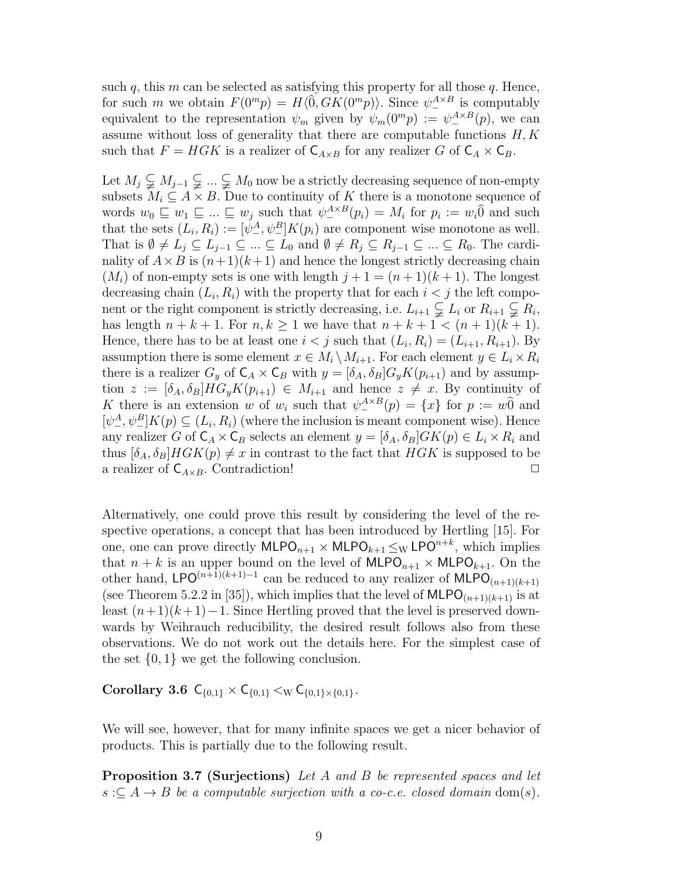such $q$, this $m$ can be selected as satisfying this property for all those $q$. Hence, for such $m$ we obtain $F(0^m p) = H\langle\widehat{0}, GK(0^m p)\rangle$. Since $\psi_-^{A\times B}$ is computably equivalent to the representation $\psi_m$ given by $\psi_m(0^m p) := \psi_-^{A\times B}(p)$, we can assume without loss of generality that there are computable functions $H, K$ such that $F = HGK$ is a realizer of $\mathsf{C}_{A\times B}$ for any realizer $G$ of $\mathsf{C}_A \times \mathsf{C}_B$.

Let $M_j \subsetneqq M_{j-1} \subsetneqq ... \subsetneqq M_0$ now be a strictly decreasing sequence of non-empty subsets $M_i \subseteq A \times B$. Due to continuity of $K$ there is a monotone sequence of words $w_0 \sqsubseteq w_1 \sqsubseteq ... \sqsubseteq w_j$ such that $\psi_-^{A\times B}(p_i) = M_i$ for $p_i := w_i\widehat{0}$ and such that the sets $(L_i, R_i) := [\psi_-^A, \psi_-^B]K(p_i)$ are component wise monotone as well. That is $\emptyset \neq L_j \subseteq L_{j-1} \subseteq ... \subseteq L_0$ and $\emptyset \neq R_j \subseteq R_{j-1} \subseteq ... \subseteq R_0$. The cardinality of $A\times B$ is $(n+1)(k+1)$ and hence the longest strictly decreasing chain $(M_i)$ of non-empty sets is one with length $j+1 = (n+1)(k+1)$. The longest decreasing chain $(L_i, R_i)$ with the property that for each $i < j$ the left component or the right component is strictly decreasing, i.e. $L_{i+1} \subsetneqq L_i$ or $R_{i+1} \subsetneqq R_i$, has length $n+k+1$. For $n, k \geq 1$ we have that $n+k+1 < (n+1)(k+1)$. Hence, there has to be at least one $i < j$ such that $(L_i, R_i) = (L_{i+1}, R_{i+1})$. By assumption there is some element $x \in M_i \setminus M_{i+1}$. For each element $y \in L_i \times R_i$ there is a realizer $G_y$ of $\mathsf{C}_A \times \mathsf{C}_B$ with $y = [\delta_A, \delta_B]G_y K(p_{i+1})$ and by assumption $z := [\delta_A, \delta_B]HG_y K(p_{i+1}) \in M_{i+1}$ and hence $z \neq x$. By continuity of $K$ there is an extension $w$ of $w_i$ such that $\psi_-^{A\times B}(p) = \{x\}$ for $p := w\widehat{0}$ and $[\psi_-^A, \psi_-^B]K(p) \subseteq (L_i, R_i)$ (where the inclusion is meant component wise). Hence any realizer $G$ of $\mathsf{C}_A \times \mathsf{C}_B$ selects an element $y = [\delta_A, \delta_B]GK(p) \in L_i \times R_i$ and thus $[\delta_A, \delta_B]HGK(p) \neq x$ in contrast to the fact that $HGK$ is supposed to be a realizer of $\mathsf{C}_{A\times B}$. Contradiction! $\square$

Alternatively, one could prove this result by considering the level of the respective operations, a concept that has been introduced by Hertling [15]. For one, one can prove directly $\mathsf{MLPO}_{n+1} \times \mathsf{MLPO}_{k+1} \leq_{\mathrm{W}} \mathsf{LPO}^{n+k}$, which implies that $n+k$ is an upper bound on the level of $\mathsf{MLPO}_{n+1} \times \mathsf{MLPO}_{k+1}$. On the other hand, $\mathsf{LPO}^{(n+1)(k+1)-1}$ can be reduced to any realizer of $\mathsf{MLPO}_{(n+1)(k+1)}$ (see Theorem 5.2.2 in [35]), which implies that the level of $\mathsf{MLPO}_{(n+1)(k+1)}$ is at least $(n+1)(k+1)-1$. Since Hertling proved that the level is preserved downwards by Weihrauch reducibility, the desired result follows also from these observations. We do not work out the details here. For the simplest case of the set $\{0,1\}$ we get the following conclusion.

**Corollary 3.6** $\mathsf{C}_{\{0,1\}} \times \mathsf{C}_{\{0,1\}} <_{\mathrm{W}} \mathsf{C}_{\{0,1\}\times\{0,1\}}$.

We will see, however, that for many infinite spaces we get a nicer behavior of products. This is partially due to the following result.

**Proposition 3.7 (Surjections)** *Let $A$ and $B$ be represented spaces and let $s :\subseteq A \to B$ be a computable surjection with a co-c.e. closed domain $\mathrm{dom}(s)$.*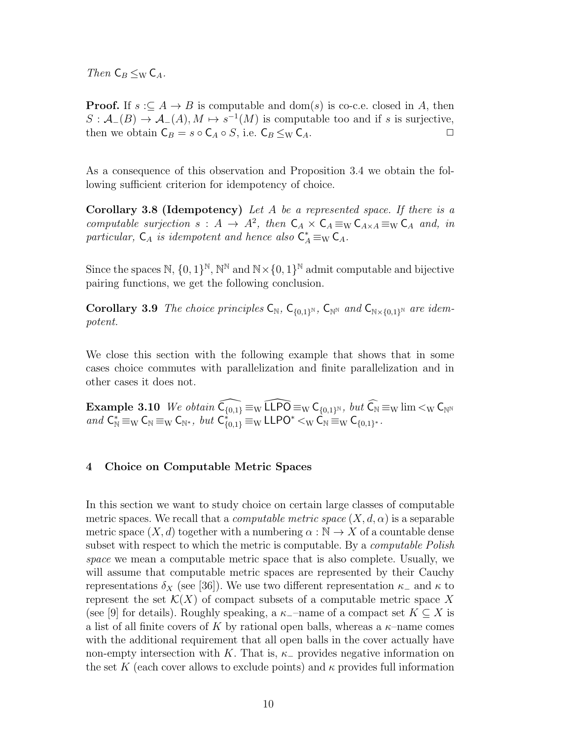*Then* $\mathsf{C}_B \leq_{\mathrm{W}} \mathsf{C}_A$.

**Proof.** If $s :\subseteq A \to B$ is computable and $\mathrm{dom}(s)$ is co-c.e. closed in $A$, then $S : \mathcal{A}_-(B) \to \mathcal{A}_-(A), M \mapsto s^{-1}(M)$ is computable too and if $s$ is surjective, then we obtain $\mathsf{C}_B = s \circ \mathsf{C}_A \circ S$, i.e. $\mathsf{C}_B \leq_{\mathrm{W}} \mathsf{C}_A$. □

As a consequence of this observation and Proposition 3.4 we obtain the following sufficient criterion for idempotency of choice.

**Corollary 3.8 (Idempotency)** *Let $A$ be a represented space. If there is a computable surjection $s : A \to A^2$, then $\mathsf{C}_A \times \mathsf{C}_A \equiv_{\mathrm{W}} \mathsf{C}_{A\times A} \equiv_{\mathrm{W}} \mathsf{C}_A$ and, in particular, $\mathsf{C}_A$ is idempotent and hence also $\mathsf{C}_A^* \equiv_{\mathrm{W}} \mathsf{C}_A$.*

Since the spaces $\mathbb{N}$, $\{0,1\}^{\mathbb{N}}$, $\mathbb{N}^{\mathbb{N}}$ and $\mathbb{N}\times\{0,1\}^{\mathbb{N}}$ admit computable and bijective pairing functions, we get the following conclusion.

**Corollary 3.9** *The choice principles $\mathsf{C}_{\mathbb{N}}$, $\mathsf{C}_{\{0,1\}^{\mathbb{N}}}$, $\mathsf{C}_{\mathbb{N}^{\mathbb{N}}}$ and $\mathsf{C}_{\mathbb{N}\times\{0,1\}^{\mathbb{N}}}$ are idempotent.*

We close this section with the following example that shows that in some cases choice commutes with parallelization and finite parallelization and in other cases it does not.

**Example 3.10** *We obtain $\widehat{\mathsf{C}_{\{0,1\}}} \equiv_{\mathrm{W}} \widehat{\mathsf{LLPO}} \equiv_{\mathrm{W}} \mathsf{C}_{\{0,1\}^{\mathbb{N}}}$, but $\widehat{\mathsf{C}_{\mathbb{N}}} \equiv_{\mathrm{W}} \lim <_{\mathrm{W}} \mathsf{C}_{\mathbb{N}^{\mathbb{N}}}$ and $\mathsf{C}_{\mathbb{N}}^* \equiv_{\mathrm{W}} \mathsf{C}_{\mathbb{N}} \equiv_{\mathrm{W}} \mathsf{C}_{\mathbb{N}^*}$, but $\mathsf{C}_{\{0,1\}}^* \equiv_{\mathrm{W}} \mathsf{LLPO}^* <_{\mathrm{W}} \mathsf{C}_{\mathbb{N}} \equiv_{\mathrm{W}} \mathsf{C}_{\{0,1\}^*}$.*

## 4 Choice on Computable Metric Spaces

In this section we want to study choice on certain large classes of computable metric spaces. We recall that a *computable metric space* $(X, d, \alpha)$ is a separable metric space $(X, d)$ together with a numbering $\alpha : \mathbb{N} \to X$ of a countable dense subset with respect to which the metric is computable. By a *computable Polish space* we mean a computable metric space that is also complete. Usually, we will assume that computable metric spaces are represented by their Cauchy representations $\delta_X$ (see [36]). We use two different representation $\kappa_-$ and $\kappa$ to represent the set $\mathcal{K}(X)$ of compact subsets of a computable metric space $X$ (see [9] for details). Roughly speaking, a $\kappa_-$–name of a compact set $K \subseteq X$ is a list of all finite covers of $K$ by rational open balls, whereas a $\kappa$–name comes with the additional requirement that all open balls in the cover actually have non-empty intersection with $K$. That is, $\kappa_-$ provides negative information on the set $K$ (each cover allows to exclude points) and $\kappa$ provides full information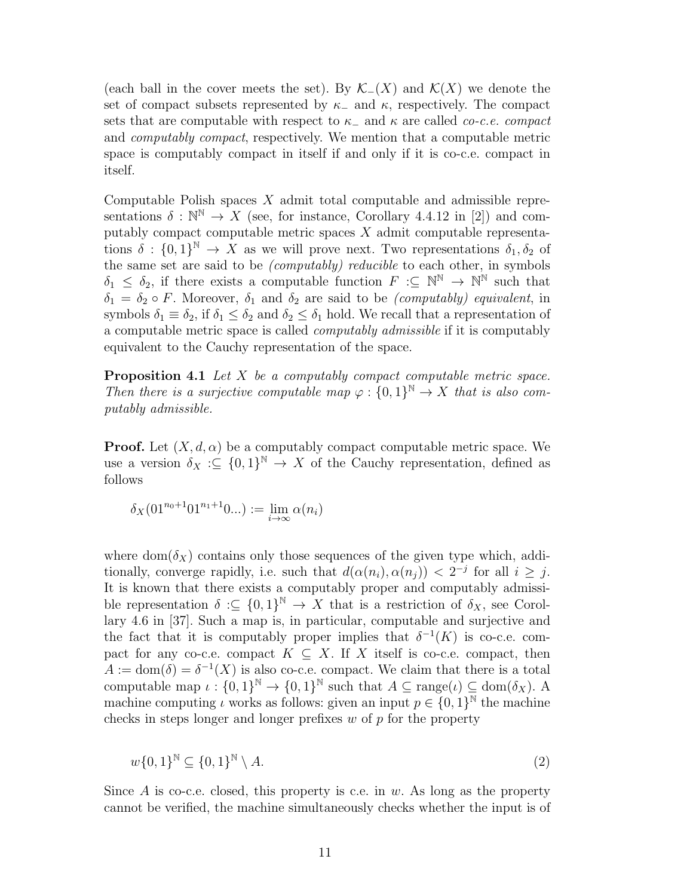(each ball in the cover meets the set). By $\mathcal{K}_-(X)$ and $\mathcal{K}(X)$ we denote the set of compact subsets represented by $\kappa_-$ and $\kappa$, respectively. The compact sets that are computable with respect to $\kappa_-$ and $\kappa$ are called *co-c.e. compact* and *computably compact*, respectively. We mention that a computable metric space is computably compact in itself if and only if it is co-c.e. compact in itself.

Computable Polish spaces $X$ admit total computable and admissible representations $\delta : \mathbb{N}^\mathbb{N} \to X$ (see, for instance, Corollary 4.4.12 in [2]) and computably compact computable metric spaces $X$ admit computable representations $\delta : \{0,1\}^\mathbb{N} \to X$ as we will prove next. Two representations $\delta_1, \delta_2$ of the same set are said to be *(computably) reducible* to each other, in symbols $\delta_1 \leq \delta_2$, if there exists a computable function $F :\subseteq \mathbb{N}^\mathbb{N} \to \mathbb{N}^\mathbb{N}$ such that $\delta_1 = \delta_2 \circ F$. Moreover, $\delta_1$ and $\delta_2$ are said to be *(computably) equivalent*, in symbols $\delta_1 \equiv \delta_2$, if $\delta_1 \leq \delta_2$ and $\delta_2 \leq \delta_1$ hold. We recall that a representation of a computable metric space is called *computably admissible* if it is computably equivalent to the Cauchy representation of the space.

**Proposition 4.1** *Let $X$ be a computably compact computable metric space. Then there is a surjective computable map $\varphi : \{0,1\}^\mathbb{N} \to X$ that is also computably admissible.*

**Proof.** Let $(X, d, \alpha)$ be a computably compact computable metric space. We use a version $\delta_X :\subseteq \{0,1\}^\mathbb{N} \to X$ of the Cauchy representation, defined as follows

$$\delta_X(01^{n_0+1}01^{n_1+1}0...) := \lim_{i \to \infty} \alpha(n_i)$$

where $\mathrm{dom}(\delta_X)$ contains only those sequences of the given type which, additionally, converge rapidly, i.e. such that $d(\alpha(n_i), \alpha(n_j)) < 2^{-j}$ for all $i \geq j$. It is known that there exists a computably proper and computably admissible representation $\delta :\subseteq \{0,1\}^\mathbb{N} \to X$ that is a restriction of $\delta_X$, see Corollary 4.6 in [37]. Such a map is, in particular, computable and surjective and the fact that it is computably proper implies that $\delta^{-1}(K)$ is co-c.e. compact for any co-c.e. compact $K \subseteq X$. If $X$ itself is co-c.e. compact, then $A := \mathrm{dom}(\delta) = \delta^{-1}(X)$ is also co-c.e. compact. We claim that there is a total computable map $\iota : \{0,1\}^\mathbb{N} \to \{0,1\}^\mathbb{N}$ such that $A \subseteq \mathrm{range}(\iota) \subseteq \mathrm{dom}(\delta_X)$. A machine computing $\iota$ works as follows: given an input $p \in \{0,1\}^\mathbb{N}$ the machine checks in steps longer and longer prefixes $w$ of $p$ for the property

$$w\{0,1\}^\mathbb{N} \subseteq \{0,1\}^\mathbb{N} \setminus A. \tag{2}$$

Since $A$ is co-c.e. closed, this property is c.e. in $w$. As long as the property cannot be verified, the machine simultaneously checks whether the input is of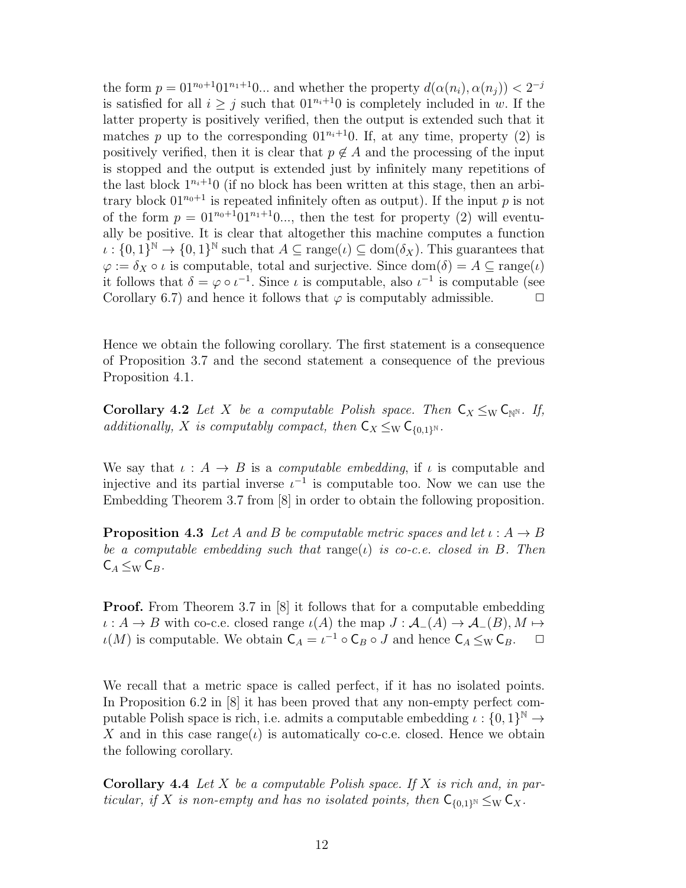the form $p = 01^{n_0+1}01^{n_1+1}0...$ and whether the property $d(\alpha(n_i), \alpha(n_j)) < 2^{-j}$ is satisfied for all $i \geq j$ such that $01^{n_i+1}0$ is completely included in $w$. If the latter property is positively verified, then the output is extended such that it matches $p$ up to the corresponding $01^{n_i+1}0$. If, at any time, property (2) is positively verified, then it is clear that $p \notin A$ and the processing of the input is stopped and the output is extended just by infinitely many repetitions of the last block $1^{n_i+1}0$ (if no block has been written at this stage, then an arbitrary block $01^{n_0+1}$ is repeated infinitely often as output). If the input $p$ is not of the form $p = 01^{n_0+1}01^{n_1+1}0...$, then the test for property (2) will eventually be positive. It is clear that altogether this machine computes a function $\iota : \{0,1\}^{\mathbb{N}} \to \{0,1\}^{\mathbb{N}}$ such that $A \subseteq \text{range}(\iota) \subseteq \text{dom}(\delta_X)$. This guarantees that $\varphi := \delta_X \circ \iota$ is computable, total and surjective. Since $\text{dom}(\delta) = A \subseteq \text{range}(\iota)$ it follows that $\delta = \varphi \circ \iota^{-1}$. Since $\iota$ is computable, also $\iota^{-1}$ is computable (see Corollary 6.7) and hence it follows that $\varphi$ is computably admissible. $\square$

Hence we obtain the following corollary. The first statement is a consequence of Proposition 3.7 and the second statement a consequence of the previous Proposition 4.1.

**Corollary 4.2** *Let $X$ be a computable Polish space. Then $\mathsf{C}_X \leq_{\mathrm{W}} \mathsf{C}_{\mathbb{N}^{\mathbb{N}}}$. If, additionally, $X$ is computably compact, then $\mathsf{C}_X \leq_{\mathrm{W}} \mathsf{C}_{\{0,1\}^{\mathbb{N}}}$.*

We say that $\iota : A \to B$ is a *computable embedding*, if $\iota$ is computable and injective and its partial inverse $\iota^{-1}$ is computable too. Now we can use the Embedding Theorem 3.7 from [8] in order to obtain the following proposition.

**Proposition 4.3** *Let $A$ and $B$ be computable metric spaces and let $\iota : A \to B$ be a computable embedding such that $\text{range}(\iota)$ is co-c.e. closed in $B$. Then $\mathsf{C}_A \leq_{\mathrm{W}} \mathsf{C}_B$.*

**Proof.** From Theorem 3.7 in [8] it follows that for a computable embedding $\iota : A \to B$ with co-c.e. closed range $\iota(A)$ the map $J : \mathcal{A}_-(A) \to \mathcal{A}_-(B), M \mapsto \iota(M)$ is computable. We obtain $\mathsf{C}_A = \iota^{-1} \circ \mathsf{C}_B \circ J$ and hence $\mathsf{C}_A \leq_{\mathrm{W}} \mathsf{C}_B$. $\square$

We recall that a metric space is called perfect, if it has no isolated points. In Proposition 6.2 in [8] it has been proved that any non-empty perfect computable Polish space is rich, i.e. admits a computable embedding $\iota : \{0,1\}^{\mathbb{N}} \to X$ and in this case $\text{range}(\iota)$ is automatically co-c.e. closed. Hence we obtain the following corollary.

**Corollary 4.4** *Let $X$ be a computable Polish space. If $X$ is rich and, in particular, if $X$ is non-empty and has no isolated points, then $\mathsf{C}_{\{0,1\}^{\mathbb{N}}} \leq_{\mathrm{W}} \mathsf{C}_X$.*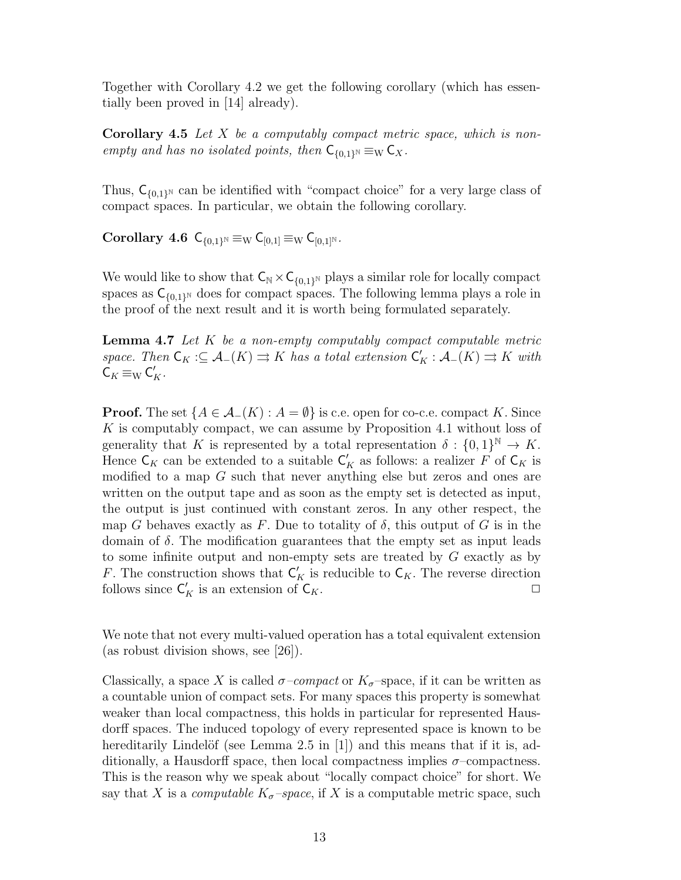Together with Corollary 4.2 we get the following corollary (which has essentially been proved in [14] already).

**Corollary 4.5** *Let $X$ be a computably compact metric space, which is non-empty and has no isolated points, then $\mathsf{C}_{\{0,1\}^{\mathbb{N}}} \equiv_{\mathrm{W}} \mathsf{C}_X$.*

Thus, $\mathsf{C}_{\{0,1\}^{\mathbb{N}}}$ can be identified with "compact choice" for a very large class of compact spaces. In particular, we obtain the following corollary.

**Corollary 4.6** $\mathsf{C}_{\{0,1\}^{\mathbb{N}}} \equiv_{\mathrm{W}} \mathsf{C}_{[0,1]} \equiv_{\mathrm{W}} \mathsf{C}_{[0,1]^{\mathbb{N}}}$.

We would like to show that $\mathsf{C}_{\mathbb{N}} \times \mathsf{C}_{\{0,1\}^{\mathbb{N}}}$ plays a similar role for locally compact spaces as $\mathsf{C}_{\{0,1\}^{\mathbb{N}}}$ does for compact spaces. The following lemma plays a role in the proof of the next result and it is worth being formulated separately.

**Lemma 4.7** *Let $K$ be a non-empty computably compact computable metric space. Then $\mathsf{C}_K :\subseteq \mathcal{A}_-(K) \rightrightarrows K$ has a total extension $\mathsf{C}'_K : \mathcal{A}_-(K) \rightrightarrows K$ with $\mathsf{C}_K \equiv_{\mathrm{W}} \mathsf{C}'_K$.*

**Proof.** The set $\{A \in \mathcal{A}_-(K) : A = \emptyset\}$ is c.e. open for co-c.e. compact $K$. Since $K$ is computably compact, we can assume by Proposition 4.1 without loss of generality that $K$ is represented by a total representation $\delta : \{0,1\}^{\mathbb{N}} \to K$. Hence $\mathsf{C}_K$ can be extended to a suitable $\mathsf{C}'_K$ as follows: a realizer $F$ of $\mathsf{C}_K$ is modified to a map $G$ such that never anything else but zeros and ones are written on the output tape and as soon as the empty set is detected as input, the output is just continued with constant zeros. In any other respect, the map $G$ behaves exactly as $F$. Due to totality of $\delta$, this output of $G$ is in the domain of $\delta$. The modification guarantees that the empty set as input leads to some infinite output and non-empty sets are treated by $G$ exactly as by $F$. The construction shows that $\mathsf{C}'_K$ is reducible to $\mathsf{C}_K$. The reverse direction follows since $\mathsf{C}'_K$ is an extension of $\mathsf{C}_K$. $\square$

We note that not every multi-valued operation has a total equivalent extension (as robust division shows, see [26]).

Classically, a space $X$ is called *$\sigma$–compact* or *$K_\sigma$*–space, if it can be written as a countable union of compact sets. For many spaces this property is somewhat weaker than local compactness, this holds in particular for represented Hausdorff spaces. The induced topology of every represented space is known to be hereditarily Lindelöf (see Lemma 2.5 in [1]) and this means that if it is, additionally, a Hausdorff space, then local compactness implies $\sigma$–compactness. This is the reason why we speak about "locally compact choice" for short. We say that $X$ is a *computable $K_\sigma$–space*, if $X$ is a computable metric space, such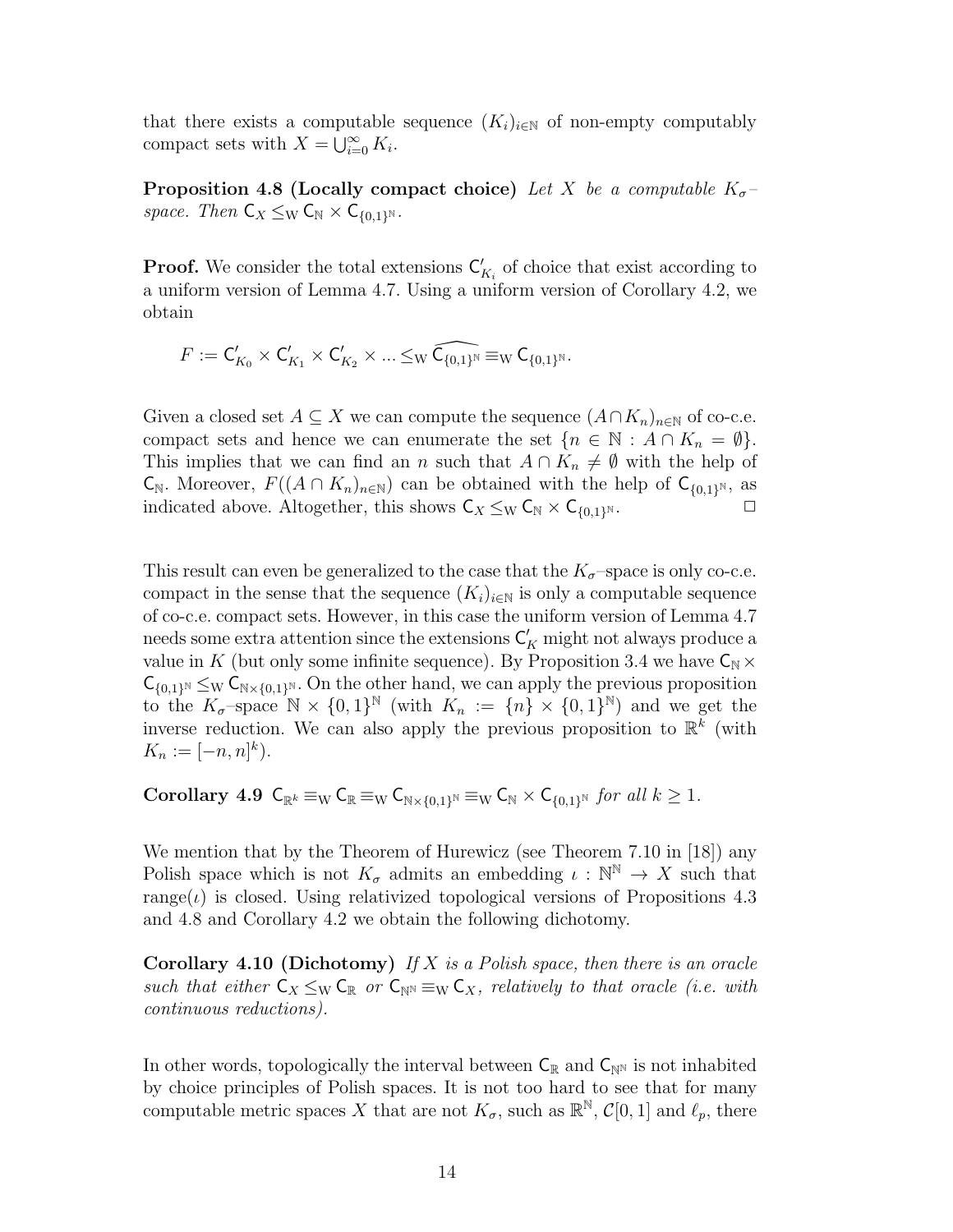that there exists a computable sequence $(K_i)_{i\in\mathbb{N}}$ of non-empty computably compact sets with $X = \bigcup_{i=0}^{\infty} K_i$.

**Proposition 4.8 (Locally compact choice)** *Let $X$ be a computable $K_\sigma$–space. Then $\mathsf{C}_X \leq_{\mathrm{W}} \mathsf{C}_{\mathbb{N}} \times \mathsf{C}_{\{0,1\}^{\mathbb{N}}}$.*

**Proof.** We consider the total extensions $\mathsf{C}'_{K_i}$ of choice that exist according to a uniform version of Lemma 4.7. Using a uniform version of Corollary 4.2, we obtain

$$F := \mathsf{C}'_{K_0} \times \mathsf{C}'_{K_1} \times \mathsf{C}'_{K_2} \times ... \leq_{\mathrm{W}} \widehat{\mathsf{C}_{\{0,1\}^{\mathbb{N}}}} \equiv_{\mathrm{W}} \mathsf{C}_{\{0,1\}^{\mathbb{N}}}.$$

Given a closed set $A \subseteq X$ we can compute the sequence $(A\cap K_n)_{n\in\mathbb{N}}$ of co-c.e. compact sets and hence we can enumerate the set $\{n \in \mathbb{N} : A \cap K_n = \emptyset\}$. This implies that we can find an $n$ such that $A \cap K_n \neq \emptyset$ with the help of $\mathsf{C}_{\mathbb{N}}$. Moreover, $F((A \cap K_n)_{n\in\mathbb{N}})$ can be obtained with the help of $\mathsf{C}_{\{0,1\}^{\mathbb{N}}}$, as indicated above. Altogether, this shows $\mathsf{C}_X \leq_{\mathrm{W}} \mathsf{C}_{\mathbb{N}} \times \mathsf{C}_{\{0,1\}^{\mathbb{N}}}$. $\square$

This result can even be generalized to the case that the $K_\sigma$–space is only co-c.e. compact in the sense that the sequence $(K_i)_{i\in\mathbb{N}}$ is only a computable sequence of co-c.e. compact sets. However, in this case the uniform version of Lemma 4.7 needs some extra attention since the extensions $\mathsf{C}'_K$ might not always produce a value in $K$ (but only some infinite sequence). By Proposition 3.4 we have $\mathsf{C}_{\mathbb{N}} \times \mathsf{C}_{\{0,1\}^{\mathbb{N}}} \leq_{\mathrm{W}} \mathsf{C}_{\mathbb{N}\times\{0,1\}^{\mathbb{N}}}$. On the other hand, we can apply the previous proposition to the $K_\sigma$–space $\mathbb{N} \times \{0,1\}^{\mathbb{N}}$ (with $K_n := \{n\} \times \{0,1\}^{\mathbb{N}}$) and we get the inverse reduction. We can also apply the previous proposition to $\mathbb{R}^k$ (with $K_n := [-n, n]^k$).

**Corollary 4.9** $\mathsf{C}_{\mathbb{R}^k} \equiv_{\mathrm{W}} \mathsf{C}_{\mathbb{R}} \equiv_{\mathrm{W}} \mathsf{C}_{\mathbb{N}\times\{0,1\}^{\mathbb{N}}} \equiv_{\mathrm{W}} \mathsf{C}_{\mathbb{N}} \times \mathsf{C}_{\{0,1\}^{\mathbb{N}}}$ *for all $k \geq 1$.*

We mention that by the Theorem of Hurewicz (see Theorem 7.10 in [18]) any Polish space which is not $K_\sigma$ admits an embedding $\iota : \mathbb{N}^{\mathbb{N}} \to X$ such that range$(\iota)$ is closed. Using relativized topological versions of Propositions 4.3 and 4.8 and Corollary 4.2 we obtain the following dichotomy.

**Corollary 4.10 (Dichotomy)** *If $X$ is a Polish space, then there is an oracle such that either $\mathsf{C}_X \leq_{\mathrm{W}} \mathsf{C}_{\mathbb{R}}$ or $\mathsf{C}_{\mathbb{N}^{\mathbb{N}}} \equiv_{\mathrm{W}} \mathsf{C}_X$, relatively to that oracle (i.e. with continuous reductions).*

In other words, topologically the interval between $\mathsf{C}_{\mathbb{R}}$ and $\mathsf{C}_{\mathbb{N}^{\mathbb{N}}}$ is not inhabited by choice principles of Polish spaces. It is not too hard to see that for many computable metric spaces $X$ that are not $K_\sigma$, such as $\mathbb{R}^{\mathbb{N}}$, $\mathcal{C}[0,1]$ and $\ell_p$, there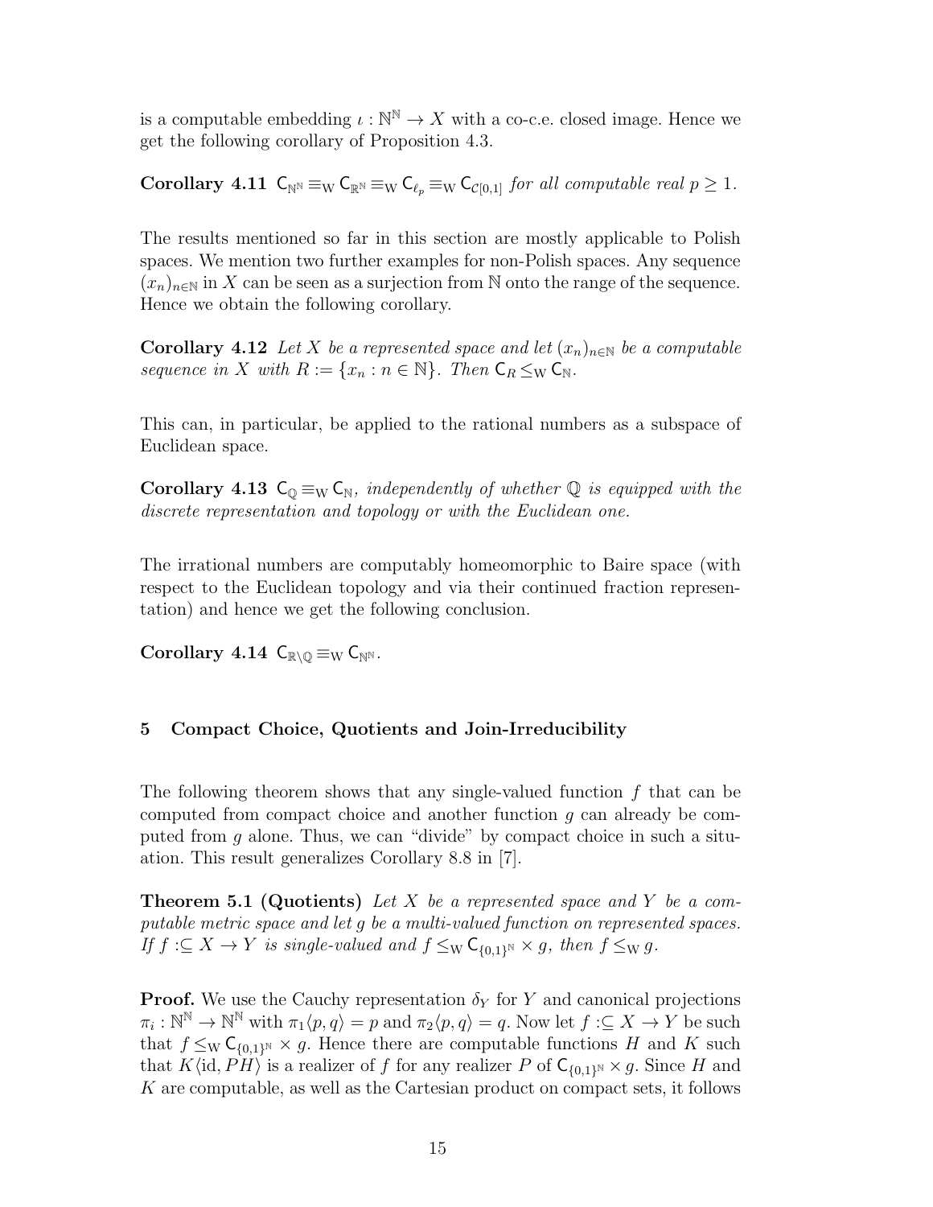is a computable embedding $\iota : \mathbb{N}^\mathbb{N} \to X$ with a co-c.e. closed image. Hence we get the following corollary of Proposition 4.3.

**Corollary 4.11** $\mathsf{C}_{\mathbb{N}^\mathbb{N}} \equiv_\mathrm{W} \mathsf{C}_{\mathbb{R}^\mathbb{N}} \equiv_\mathrm{W} \mathsf{C}_{\ell_p} \equiv_\mathrm{W} \mathsf{C}_{\mathcal{C}[0,1]}$ *for all computable real* $p \geq 1$.

The results mentioned so far in this section are mostly applicable to Polish spaces. We mention two further examples for non-Polish spaces. Any sequence $(x_n)_{n\in\mathbb{N}}$ in $X$ can be seen as a surjection from $\mathbb{N}$ onto the range of the sequence. Hence we obtain the following corollary.

**Corollary 4.12** *Let $X$ be a represented space and let $(x_n)_{n\in\mathbb{N}}$ be a computable sequence in $X$ with $R := \{x_n : n \in \mathbb{N}\}$. Then $\mathsf{C}_R \leq_\mathrm{W} \mathsf{C}_\mathbb{N}$.*

This can, in particular, be applied to the rational numbers as a subspace of Euclidean space.

**Corollary 4.13** $\mathsf{C}_\mathbb{Q} \equiv_\mathrm{W} \mathsf{C}_\mathbb{N}$, *independently of whether $\mathbb{Q}$ is equipped with the discrete representation and topology or with the Euclidean one.*

The irrational numbers are computably homeomorphic to Baire space (with respect to the Euclidean topology and via their continued fraction representation) and hence we get the following conclusion.

**Corollary 4.14** $\mathsf{C}_{\mathbb{R}\setminus\mathbb{Q}} \equiv_\mathrm{W} \mathsf{C}_{\mathbb{N}^\mathbb{N}}$.

## 5 Compact Choice, Quotients and Join-Irreducibility

The following theorem shows that any single-valued function $f$ that can be computed from compact choice and another function $g$ can already be computed from $g$ alone. Thus, we can "divide" by compact choice in such a situation. This result generalizes Corollary 8.8 in [7].

**Theorem 5.1 (Quotients)** *Let $X$ be a represented space and $Y$ be a computable metric space and let $g$ be a multi-valued function on represented spaces. If $f :\subseteq X \to Y$ is single-valued and $f \leq_\mathrm{W} \mathsf{C}_{\{0,1\}^\mathbb{N}} \times g$, then $f \leq_\mathrm{W} g$.*

**Proof.** We use the Cauchy representation $\delta_Y$ for $Y$ and canonical projections $\pi_i : \mathbb{N}^\mathbb{N} \to \mathbb{N}^\mathbb{N}$ with $\pi_1\langle p, q\rangle = p$ and $\pi_2\langle p, q\rangle = q$. Now let $f :\subseteq X \to Y$ be such that $f \leq_\mathrm{W} \mathsf{C}_{\{0,1\}^\mathbb{N}} \times g$. Hence there are computable functions $H$ and $K$ such that $K\langle \mathrm{id}, PH\rangle$ is a realizer of $f$ for any realizer $P$ of $\mathsf{C}_{\{0,1\}^\mathbb{N}} \times g$. Since $H$ and $K$ are computable, as well as the Cartesian product on compact sets, it follows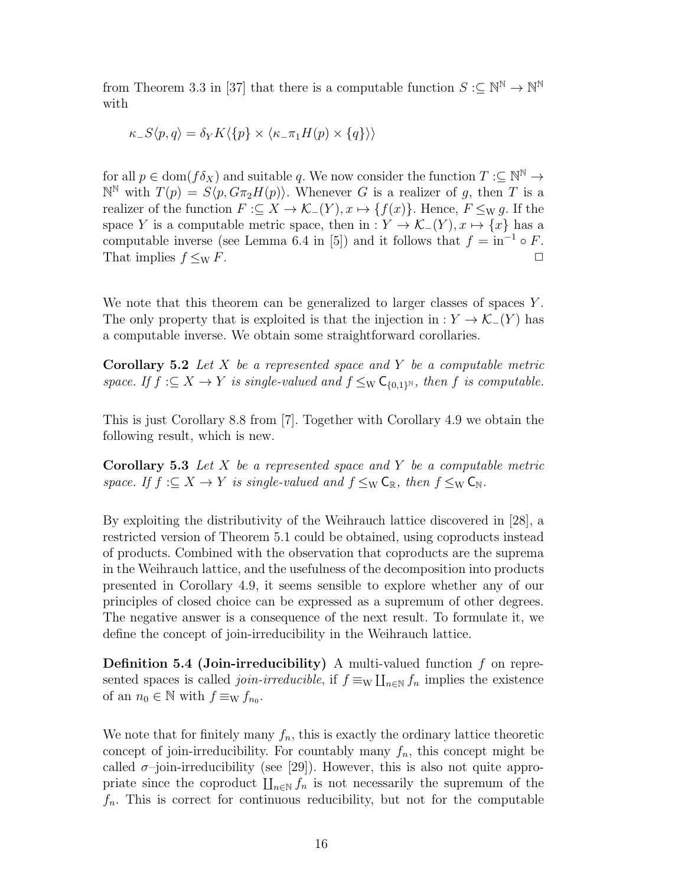from Theorem 3.3 in [37] that there is a computable function $S :\subseteq \mathbb{N}^\mathbb{N} \to \mathbb{N}^\mathbb{N}$ with

$$\kappa_- S\langle p, q\rangle = \delta_Y K\langle \{p\} \times \langle \kappa_- \pi_1 H(p) \times \{q\}\rangle\rangle$$

for all $p \in \mathrm{dom}(f\delta_X)$ and suitable $q$. We now consider the function $T :\subseteq \mathbb{N}^\mathbb{N} \to \mathbb{N}^\mathbb{N}$ with $T(p) = S\langle p, G\pi_2 H(p)\rangle$. Whenever $G$ is a realizer of $g$, then $T$ is a realizer of the function $F :\subseteq X \to \mathcal{K}_-(Y), x \mapsto \{f(x)\}$. Hence, $F \leq_{\mathrm{W}} g$. If the space $Y$ is a computable metric space, then in : $Y \to \mathcal{K}_-(Y), x \mapsto \{x\}$ has a computable inverse (see Lemma 6.4 in [5]) and it follows that $f = \mathrm{in}^{-1} \circ F$. That implies $f \leq_{\mathrm{W}} F$. □

We note that this theorem can be generalized to larger classes of spaces $Y$. The only property that is exploited is that the injection in : $Y \to \mathcal{K}_-(Y)$ has a computable inverse. We obtain some straightforward corollaries.

**Corollary 5.2** *Let $X$ be a represented space and $Y$ be a computable metric space. If $f :\subseteq X \to Y$ is single-valued and $f \leq_{\mathrm{W}} \mathsf{C}_{\{0,1\}^\mathbb{N}}$, then $f$ is computable.*

This is just Corollary 8.8 from [7]. Together with Corollary 4.9 we obtain the following result, which is new.

**Corollary 5.3** *Let $X$ be a represented space and $Y$ be a computable metric space. If $f :\subseteq X \to Y$ is single-valued and $f \leq_{\mathrm{W}} \mathsf{C}_\mathbb{R}$, then $f \leq_{\mathrm{W}} \mathsf{C}_\mathbb{N}$.*

By exploiting the distributivity of the Weihrauch lattice discovered in [28], a restricted version of Theorem 5.1 could be obtained, using coproducts instead of products. Combined with the observation that coproducts are the suprema in the Weihrauch lattice, and the usefulness of the decomposition into products presented in Corollary 4.9, it seems sensible to explore whether any of our principles of closed choice can be expressed as a supremum of other degrees. The negative answer is a consequence of the next result. To formulate it, we define the concept of join-irreducibility in the Weihrauch lattice.

**Definition 5.4 (Join-irreducibility)** A multi-valued function $f$ on represented spaces is called *join-irreducible*, if $f \equiv_{\mathrm{W}} \coprod_{n\in\mathbb{N}} f_n$ implies the existence of an $n_0 \in \mathbb{N}$ with $f \equiv_{\mathrm{W}} f_{n_0}$.

We note that for finitely many $f_n$, this is exactly the ordinary lattice theoretic concept of join-irreducibility. For countably many $f_n$, this concept might be called $\sigma$–join-irreducibility (see [29]). However, this is also not quite appropriate since the coproduct $\coprod_{n\in\mathbb{N}} f_n$ is not necessarily the supremum of the $f_n$. This is correct for continuous reducibility, but not for the computable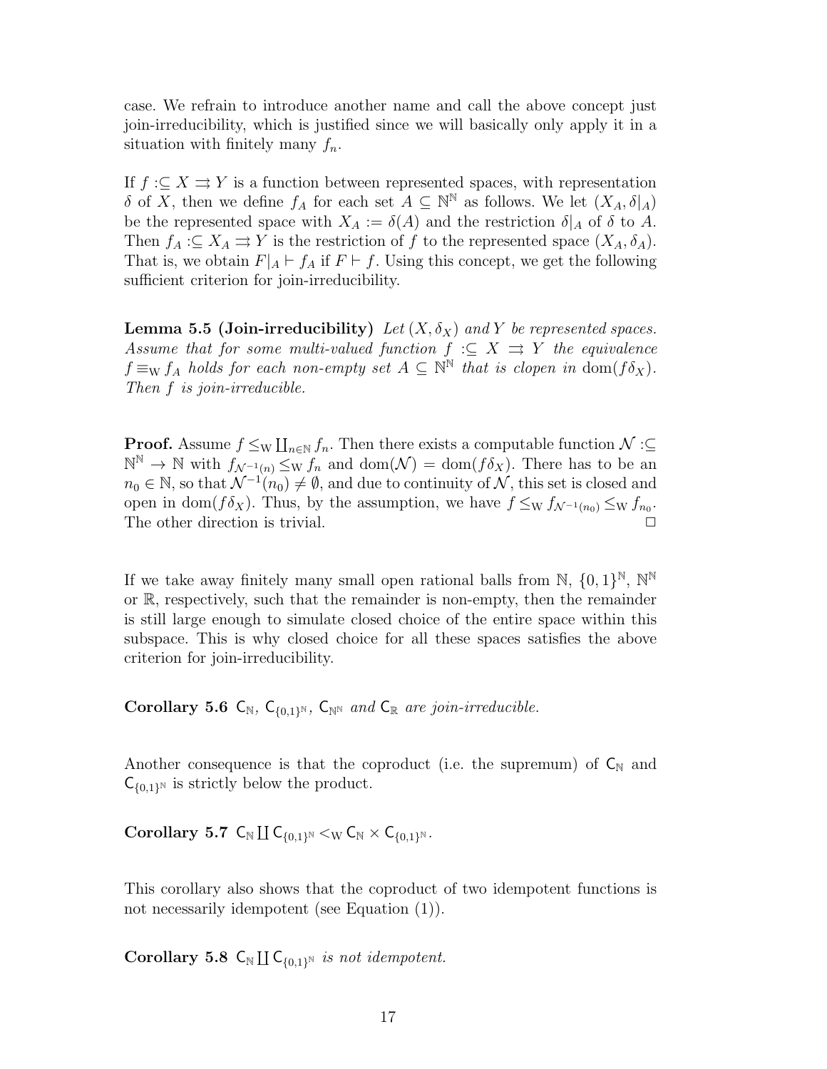case. We refrain to introduce another name and call the above concept just join-irreducibility, which is justified since we will basically only apply it in a situation with finitely many $f_n$.

If $f :\subseteq X \rightrightarrows Y$ is a function between represented spaces, with representation $\delta$ of $X$, then we define $f_A$ for each set $A \subseteq \mathbb{N}^\mathbb{N}$ as follows. We let $(X_A, \delta|_A)$ be the represented space with $X_A := \delta(A)$ and the restriction $\delta|_A$ of $\delta$ to $A$. Then $f_A :\subseteq X_A \rightrightarrows Y$ is the restriction of $f$ to the represented space $(X_A, \delta_A)$. That is, we obtain $F|_A \vdash f_A$ if $F \vdash f$. Using this concept, we get the following sufficient criterion for join-irreducibility.

**Lemma 5.5 (Join-irreducibility)** *Let $(X, \delta_X)$ and $Y$ be represented spaces. Assume that for some multi-valued function $f :\subseteq X \rightrightarrows Y$ the equivalence $f \equiv_\mathrm{W} f_A$ holds for each non-empty set $A \subseteq \mathbb{N}^\mathbb{N}$ that is clopen in $\mathrm{dom}(f\delta_X)$. Then $f$ is join-irreducible.*

**Proof.** Assume $f \leq_\mathrm{W} \coprod_{n \in \mathbb{N}} f_n$. Then there exists a computable function $\mathcal{N} :\subseteq \mathbb{N}^\mathbb{N} \to \mathbb{N}$ with $f_{\mathcal{N}^{-1}(n)} \leq_\mathrm{W} f_n$ and $\mathrm{dom}(\mathcal{N}) = \mathrm{dom}(f\delta_X)$. There has to be an $n_0 \in \mathbb{N}$, so that $\mathcal{N}^{-1}(n_0) \neq \emptyset$, and due to continuity of $\mathcal{N}$, this set is closed and open in $\mathrm{dom}(f\delta_X)$. Thus, by the assumption, we have $f \leq_\mathrm{W} f_{\mathcal{N}^{-1}(n_0)} \leq_\mathrm{W} f_{n_0}$. The other direction is trivial. $\square$

If we take away finitely many small open rational balls from $\mathbb{N}$, $\{0,1\}^\mathbb{N}$, $\mathbb{N}^\mathbb{N}$ or $\mathbb{R}$, respectively, such that the remainder is non-empty, then the remainder is still large enough to simulate closed choice of the entire space within this subspace. This is why closed choice for all these spaces satisfies the above criterion for join-irreducibility.

**Corollary 5.6** *$\mathsf{C}_\mathbb{N}$, $\mathsf{C}_{\{0,1\}^\mathbb{N}}$, $\mathsf{C}_{\mathbb{N}^\mathbb{N}}$ and $\mathsf{C}_\mathbb{R}$ are join-irreducible.*

Another consequence is that the coproduct (i.e. the supremum) of $\mathsf{C}_\mathbb{N}$ and $\mathsf{C}_{\{0,1\}^\mathbb{N}}$ is strictly below the product.

**Corollary 5.7** $\mathsf{C}_\mathbb{N} \coprod \mathsf{C}_{\{0,1\}^\mathbb{N}} <_\mathrm{W} \mathsf{C}_\mathbb{N} \times \mathsf{C}_{\{0,1\}^\mathbb{N}}$.

This corollary also shows that the coproduct of two idempotent functions is not necessarily idempotent (see Equation (1)).

**Corollary 5.8** $\mathsf{C}_\mathbb{N} \coprod \mathsf{C}_{\{0,1\}^\mathbb{N}}$ *is not idempotent.*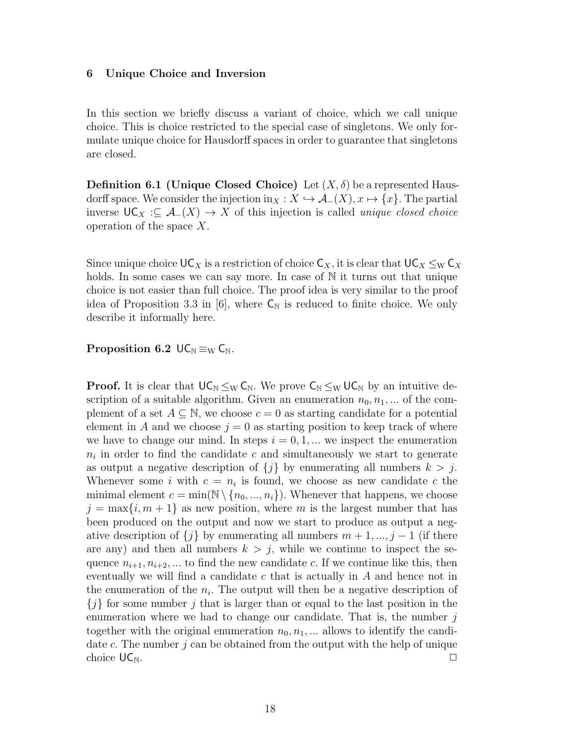## 6 Unique Choice and Inversion

In this section we briefly discuss a variant of choice, which we call unique choice. This is choice restricted to the special case of singletons. We only formulate unique choice for Hausdorff spaces in order to guarantee that singletons are closed.

**Definition 6.1 (Unique Closed Choice)** Let $(X, \delta)$ be a represented Hausdorff space. We consider the injection $\mathrm{in}_X : X \hookrightarrow \mathcal{A}_-(X), x \mapsto \{x\}$. The partial inverse $\mathsf{UC}_X :\subseteq \mathcal{A}_-(X) \to X$ of this injection is called *unique closed choice* operation of the space $X$.

Since unique choice $\mathsf{UC}_X$ is a restriction of choice $\mathsf{C}_X$, it is clear that $\mathsf{UC}_X \leq_{\mathrm{W}} \mathsf{C}_X$ holds. In some cases we can say more. In case of $\mathbb{N}$ it turns out that unique choice is not easier than full choice. The proof idea is very similar to the proof idea of Proposition 3.3 in [6], where $\mathsf{C}_{\mathbb{N}}$ is reduced to finite choice. We only describe it informally here.

**Proposition 6.2** $\mathsf{UC}_{\mathbb{N}} \equiv_{\mathrm{W}} \mathsf{C}_{\mathbb{N}}$.

**Proof.** It is clear that $\mathsf{UC}_{\mathbb{N}} \leq_{\mathrm{W}} \mathsf{C}_{\mathbb{N}}$. We prove $\mathsf{C}_{\mathbb{N}} \leq_{\mathrm{W}} \mathsf{UC}_{\mathbb{N}}$ by an intuitive description of a suitable algorithm. Given an enumeration $n_0, n_1, ...$ of the complement of a set $A \subseteq \mathbb{N}$, we choose $c = 0$ as starting candidate for a potential element in $A$ and we choose $j = 0$ as starting position to keep track of where we have to change our mind. In steps $i = 0, 1, ...$ we inspect the enumeration $n_i$ in order to find the candidate $c$ and simultaneously we start to generate as output a negative description of $\{j\}$ by enumerating all numbers $k > j$. Whenever some $i$ with $c = n_i$ is found, we choose as new candidate $c$ the minimal element $c = \min(\mathbb{N} \setminus \{n_0, ..., n_i\})$. Whenever that happens, we choose $j = \max\{i, m+1\}$ as new position, where $m$ is the largest number that has been produced on the output and now we start to produce as output a negative description of $\{j\}$ by enumerating all numbers $m+1, ..., j-1$ (if there are any) and then all numbers $k > j$, while we continue to inspect the sequence $n_{i+1}, n_{i+2}, ...$ to find the new candidate $c$. If we continue like this, then eventually we will find a candidate $c$ that is actually in $A$ and hence not in the enumeration of the $n_i$. The output will then be a negative description of $\{j\}$ for some number $j$ that is larger than or equal to the last position in the enumeration where we had to change our candidate. That is, the number $j$ together with the original enumeration $n_0, n_1, ...$ allows to identify the candidate $c$. The number $j$ can be obtained from the output with the help of unique choice $\mathsf{UC}_{\mathbb{N}}$. $\square$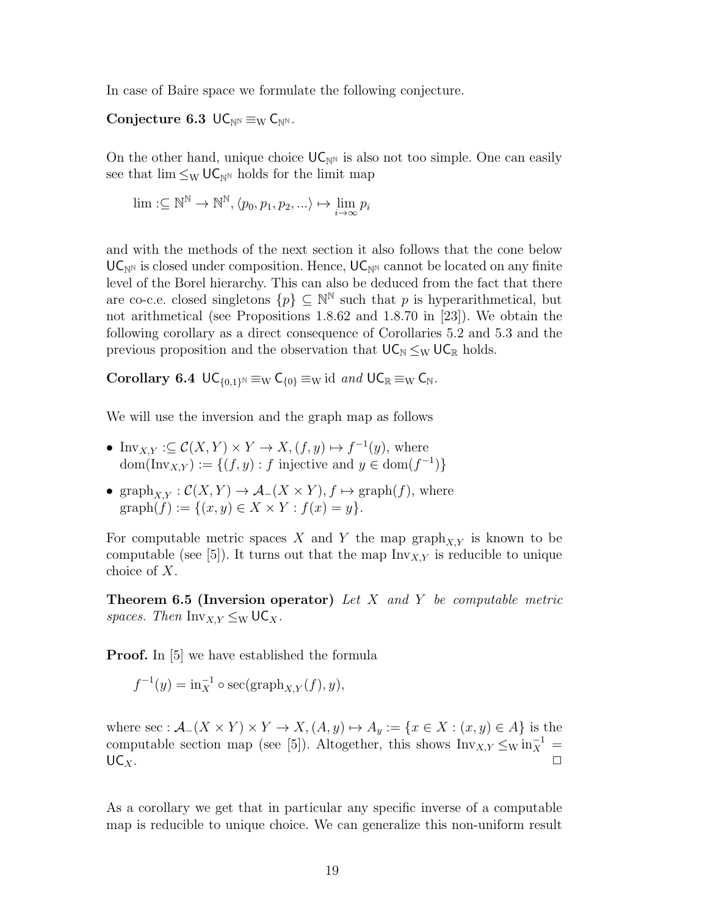In case of Baire space we formulate the following conjecture.

**Conjecture 6.3** $\mathsf{UC}_{\mathbb{N}^\mathbb{N}} \equiv_\mathrm{W} \mathsf{C}_{\mathbb{N}^\mathbb{N}}$.

On the other hand, unique choice $\mathsf{UC}_{\mathbb{N}^\mathbb{N}}$ is also not too simple. One can easily see that $\lim \leq_\mathrm{W} \mathsf{UC}_{\mathbb{N}^\mathbb{N}}$ holds for the limit map

$$\lim :\subseteq \mathbb{N}^\mathbb{N} \to \mathbb{N}^\mathbb{N}, \langle p_0, p_1, p_2, ...\rangle \mapsto \lim_{i\to\infty} p_i$$

and with the methods of the next section it also follows that the cone below $\mathsf{UC}_{\mathbb{N}^\mathbb{N}}$ is closed under composition. Hence, $\mathsf{UC}_{\mathbb{N}^\mathbb{N}}$ cannot be located on any finite level of the Borel hierarchy. This can also be deduced from the fact that there are co-c.e. closed singletons $\{p\} \subseteq \mathbb{N}^\mathbb{N}$ such that $p$ is hyperarithmetical, but not arithmetical (see Propositions 1.8.62 and 1.8.70 in [23]). We obtain the following corollary as a direct consequence of Corollaries 5.2 and 5.3 and the previous proposition and the observation that $\mathsf{UC}_\mathbb{N} \leq_\mathrm{W} \mathsf{UC}_\mathbb{R}$ holds.

**Corollary 6.4** *$\mathsf{UC}_{\{0,1\}^\mathbb{N}} \equiv_\mathrm{W} \mathsf{C}_{\{0\}} \equiv_\mathrm{W} \mathrm{id}$ and $\mathsf{UC}_\mathbb{R} \equiv_\mathrm{W} \mathsf{C}_\mathbb{N}$.*

We will use the inversion and the graph map as follows

- $\mathrm{Inv}_{X,Y} :\subseteq \mathcal{C}(X,Y) \times Y \to X, (f,y) \mapsto f^{-1}(y)$, where $\mathrm{dom}(\mathrm{Inv}_{X,Y}) := \{(f,y) : f \text{ injective and } y \in \mathrm{dom}(f^{-1})\}$
- $\mathrm{graph}_{X,Y} : \mathcal{C}(X,Y) \to \mathcal{A}_-(X \times Y), f \mapsto \mathrm{graph}(f)$, where $\mathrm{graph}(f) := \{(x,y) \in X \times Y : f(x) = y\}$.

For computable metric spaces $X$ and $Y$ the map $\mathrm{graph}_{X,Y}$ is known to be computable (see [5]). It turns out that the map $\mathrm{Inv}_{X,Y}$ is reducible to unique choice of $X$.

**Theorem 6.5 (Inversion operator)** *Let $X$ and $Y$ be computable metric spaces. Then $\mathrm{Inv}_{X,Y} \leq_\mathrm{W} \mathsf{UC}_X$.*

**Proof.** In [5] we have established the formula

$$f^{-1}(y) = \mathrm{in}_X^{-1} \circ \mathrm{sec}(\mathrm{graph}_{X,Y}(f), y),$$

where $\mathrm{sec} : \mathcal{A}_-(X \times Y) \times Y \to X, (A,y) \mapsto A_y := \{x \in X : (x,y) \in A\}$ is the computable section map (see [5]). Altogether, this shows $\mathrm{Inv}_{X,Y} \leq_\mathrm{W} \mathrm{in}_X^{-1} = \mathsf{UC}_X$. □

As a corollary we get that in particular any specific inverse of a computable map is reducible to unique choice. We can generalize this non-uniform result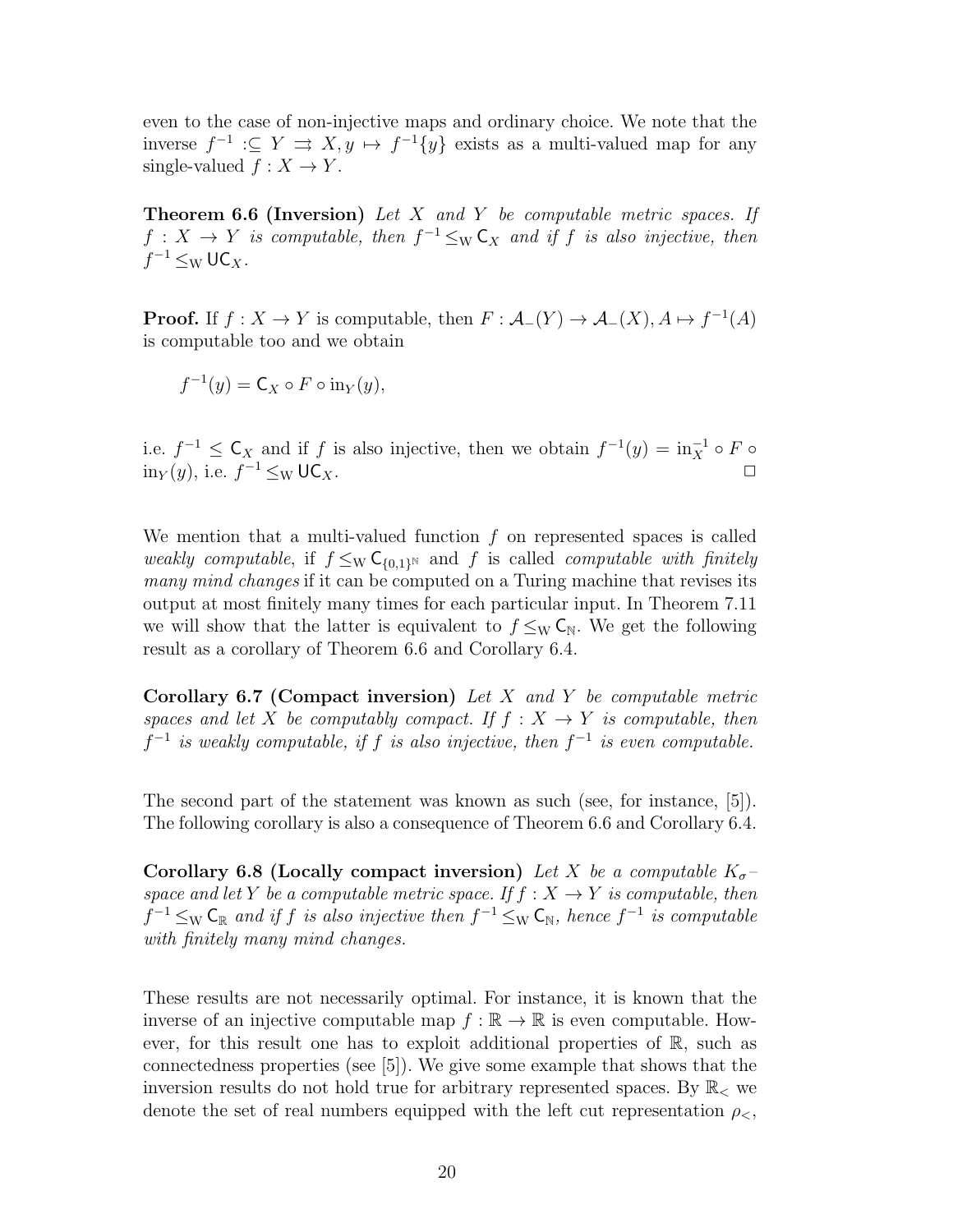even to the case of non-injective maps and ordinary choice. We note that the inverse $f^{-1} :\subseteq Y \rightrightarrows X, y \mapsto f^{-1}\{y\}$ exists as a multi-valued map for any single-valued $f : X \to Y$.

**Theorem 6.6 (Inversion)** *Let $X$ and $Y$ be computable metric spaces. If $f : X \to Y$ is computable, then $f^{-1} \leq_{\mathrm{W}} \mathsf{C}_X$ and if $f$ is also injective, then $f^{-1} \leq_{\mathrm{W}} \mathsf{UC}_X$.*

**Proof.** If $f : X \to Y$ is computable, then $F : \mathcal{A}_-(Y) \to \mathcal{A}_-(X), A \mapsto f^{-1}(A)$ is computable too and we obtain

$$f^{-1}(y) = \mathsf{C}_X \circ F \circ \mathrm{in}_Y(y),$$

i.e. $f^{-1} \leq \mathsf{C}_X$ and if $f$ is also injective, then we obtain $f^{-1}(y) = \mathrm{in}_X^{-1} \circ F \circ \mathrm{in}_Y(y)$, i.e. $f^{-1} \leq_{\mathrm{W}} \mathsf{UC}_X$. $\square$

We mention that a multi-valued function $f$ on represented spaces is called *weakly computable*, if $f \leq_{\mathrm{W}} \mathsf{C}_{\{0,1\}^{\mathbb{N}}}$ and $f$ is called *computable with finitely many mind changes* if it can be computed on a Turing machine that revises its output at most finitely many times for each particular input. In Theorem 7.11 we will show that the latter is equivalent to $f \leq_{\mathrm{W}} \mathsf{C}_{\mathbb{N}}$. We get the following result as a corollary of Theorem 6.6 and Corollary 6.4.

**Corollary 6.7 (Compact inversion)** *Let $X$ and $Y$ be computable metric spaces and let $X$ be computably compact. If $f : X \to Y$ is computable, then $f^{-1}$ is weakly computable, if $f$ is also injective, then $f^{-1}$ is even computable.*

The second part of the statement was known as such (see, for instance, [5]). The following corollary is also a consequence of Theorem 6.6 and Corollary 6.4.

**Corollary 6.8 (Locally compact inversion)** *Let $X$ be a computable $K_\sigma$–space and let $Y$ be a computable metric space. If $f : X \to Y$ is computable, then $f^{-1} \leq_{\mathrm{W}} \mathsf{C}_{\mathbb{R}}$ and if $f$ is also injective then $f^{-1} \leq_{\mathrm{W}} \mathsf{C}_{\mathbb{N}}$, hence $f^{-1}$ is computable with finitely many mind changes.*

These results are not necessarily optimal. For instance, it is known that the inverse of an injective computable map $f : \mathbb{R} \to \mathbb{R}$ is even computable. However, for this result one has to exploit additional properties of $\mathbb{R}$, such as connectedness properties (see [5]). We give some example that shows that the inversion results do not hold true for arbitrary represented spaces. By $\mathbb{R}_<$ we denote the set of real numbers equipped with the left cut representation $\rho_<$,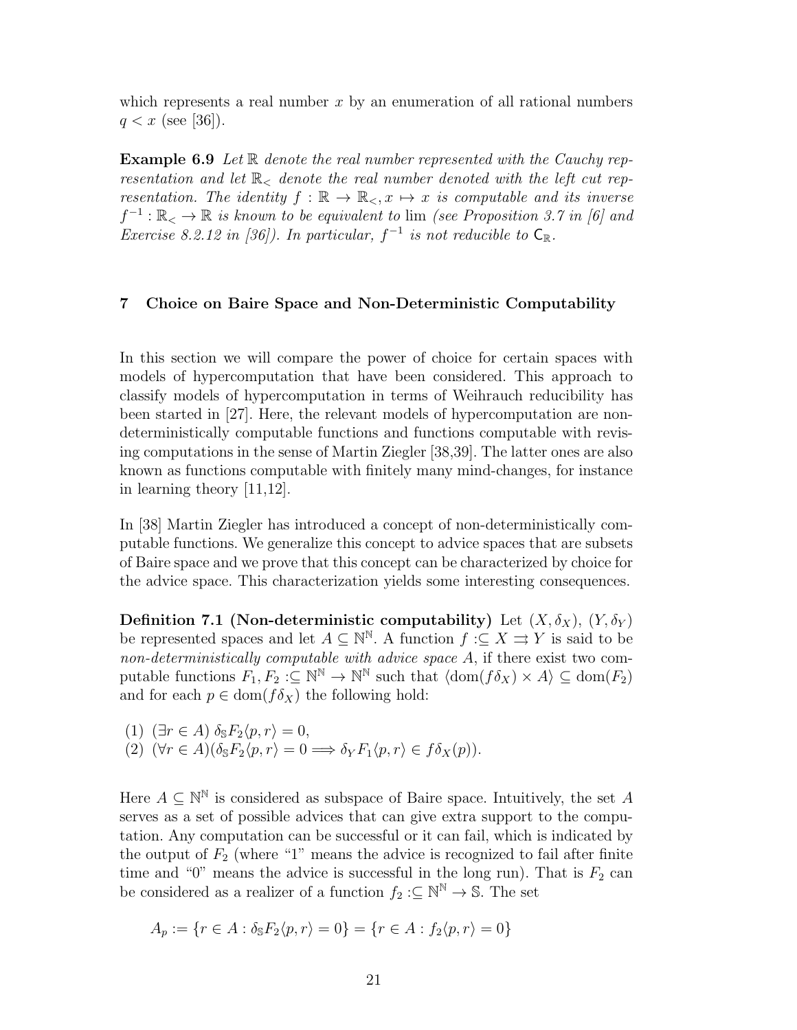which represents a real number $x$ by an enumeration of all rational numbers $q < x$ (see [36]).

**Example 6.9** *Let $\mathbb{R}$ denote the real number represented with the Cauchy representation and let $\mathbb{R}_<$ denote the real number denoted with the left cut representation. The identity $f : \mathbb{R} \to \mathbb{R}_<, x \mapsto x$ is computable and its inverse $f^{-1} : \mathbb{R}_< \to \mathbb{R}$ is known to be equivalent to* lim *(see Proposition 3.7 in [6] and Exercise 8.2.12 in [36]). In particular, $f^{-1}$ is not reducible to $\mathsf{C}_\mathbb{R}$.*

## 7 Choice on Baire Space and Non-Deterministic Computability

In this section we will compare the power of choice for certain spaces with models of hypercomputation that have been considered. This approach to classify models of hypercomputation in terms of Weihrauch reducibility has been started in [27]. Here, the relevant models of hypercomputation are non-deterministically computable functions and functions computable with revising computations in the sense of Martin Ziegler [38,39]. The latter ones are also known as functions computable with finitely many mind-changes, for instance in learning theory [11,12].

In [38] Martin Ziegler has introduced a concept of non-deterministically computable functions. We generalize this concept to advice spaces that are subsets of Baire space and we prove that this concept can be characterized by choice for the advice space. This characterization yields some interesting consequences.

**Definition 7.1 (Non-deterministic computability)** Let $(X, \delta_X)$, $(Y, \delta_Y)$ be represented spaces and let $A \subseteq \mathbb{N}^\mathbb{N}$. A function $f :\subseteq X \rightrightarrows Y$ is said to be *non-deterministically computable with advice space* $A$, if there exist two computable functions $F_1, F_2 :\subseteq \mathbb{N}^\mathbb{N} \to \mathbb{N}^\mathbb{N}$ such that $\langle \mathrm{dom}(f\delta_X) \times A \rangle \subseteq \mathrm{dom}(F_2)$ and for each $p \in \mathrm{dom}(f\delta_X)$ the following hold:

(1) $(\exists r \in A)\ \delta_\mathbb{S} F_2\langle p, r\rangle = 0$,
(2) $(\forall r \in A)(\delta_\mathbb{S} F_2\langle p, r\rangle = 0 \Longrightarrow \delta_Y F_1\langle p, r\rangle \in f\delta_X(p))$.

Here $A \subseteq \mathbb{N}^\mathbb{N}$ is considered as subspace of Baire space. Intuitively, the set $A$ serves as a set of possible advices that can give extra support to the computation. Any computation can be successful or it can fail, which is indicated by the output of $F_2$ (where "1" means the advice is recognized to fail after finite time and "0" means the advice is successful in the long run). That is $F_2$ can be considered as a realizer of a function $f_2 :\subseteq \mathbb{N}^\mathbb{N} \to \mathbb{S}$. The set

$$A_p := \{r \in A : \delta_\mathbb{S} F_2\langle p, r\rangle = 0\} = \{r \in A : f_2\langle p, r\rangle = 0\}$$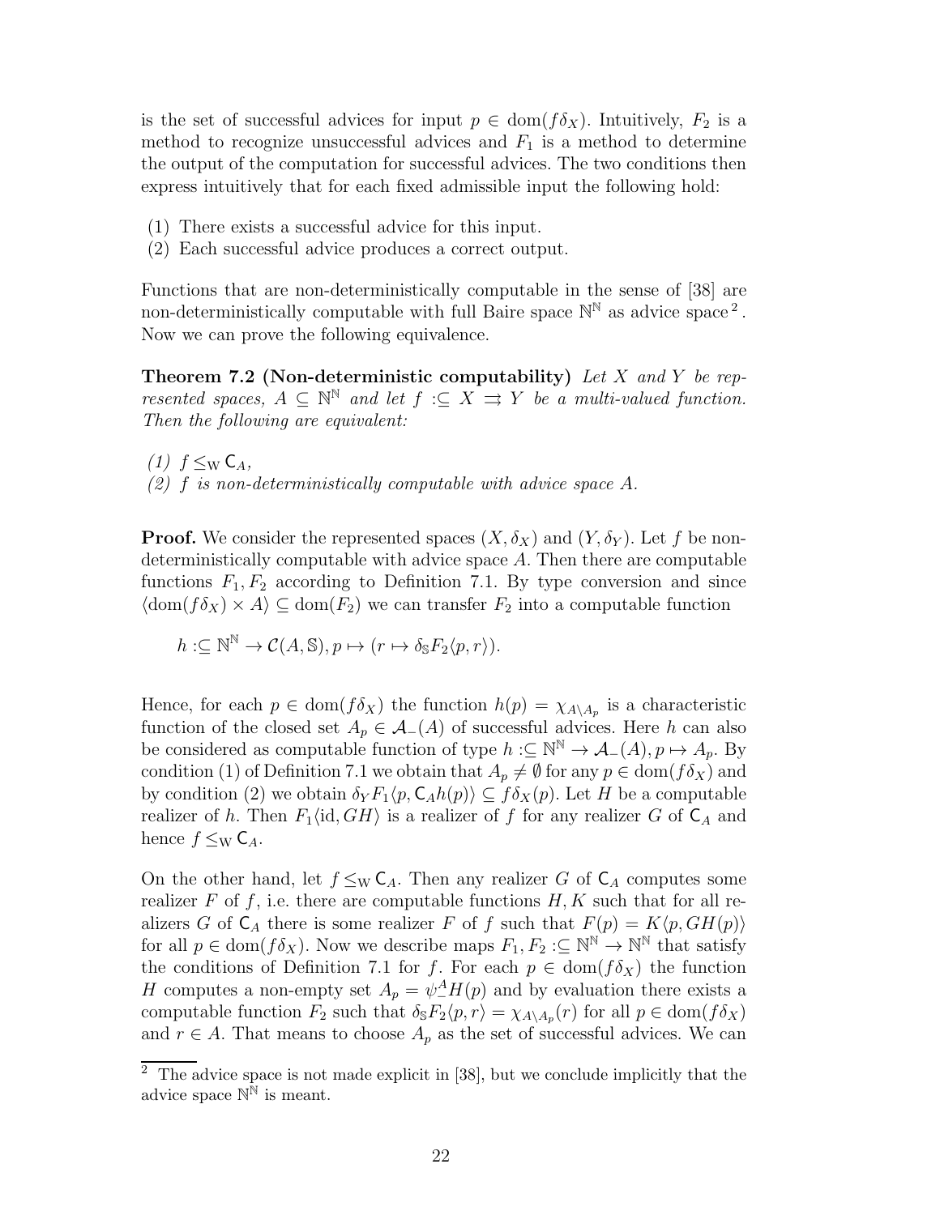is the set of successful advices for input $p \in \mathrm{dom}(f\delta_X)$. Intuitively, $F_2$ is a method to recognize unsuccessful advices and $F_1$ is a method to determine the output of the computation for successful advices. The two conditions then express intuitively that for each fixed admissible input the following hold:

(1) There exists a successful advice for this input.
(2) Each successful advice produces a correct output.

Functions that are non-deterministically computable in the sense of [38] are non-deterministically computable with full Baire space $\mathbb{N}^{\mathbb{N}}$ as advice space [2]. Now we can prove the following equivalence.

**Theorem 7.2 (Non-deterministic computability)** *Let $X$ and $Y$ be represented spaces, $A \subseteq \mathbb{N}^{\mathbb{N}}$ and let $f :\subseteq X \rightrightarrows Y$ be a multi-valued function. Then the following are equivalent:*

*(1) $f \leq_{\mathrm{W}} \mathsf{C}_A$,*
*(2) $f$ is non-deterministically computable with advice space $A$.*

**Proof.** We consider the represented spaces $(X, \delta_X)$ and $(Y, \delta_Y)$. Let $f$ be non-deterministically computable with advice space $A$. Then there are computable functions $F_1, F_2$ according to Definition 7.1. By type conversion and since $\langle \mathrm{dom}(f\delta_X) \times A \rangle \subseteq \mathrm{dom}(F_2)$ we can transfer $F_2$ into a computable function

$$h :\subseteq \mathbb{N}^{\mathbb{N}} \to \mathcal{C}(A, \mathbb{S}), p \mapsto (r \mapsto \delta_{\mathbb{S}} F_2 \langle p, r \rangle).$$

Hence, for each $p \in \mathrm{dom}(f\delta_X)$ the function $h(p) = \chi_{A \setminus A_p}$ is a characteristic function of the closed set $A_p \in \mathcal{A}_-(A)$ of successful advices. Here $h$ can also be considered as computable function of type $h :\subseteq \mathbb{N}^{\mathbb{N}} \to \mathcal{A}_-(A), p \mapsto A_p$. By condition (1) of Definition 7.1 we obtain that $A_p \neq \emptyset$ for any $p \in \mathrm{dom}(f\delta_X)$ and by condition (2) we obtain $\delta_Y F_1 \langle p, \mathsf{C}_A h(p) \rangle \subseteq f\delta_X(p)$. Let $H$ be a computable realizer of $h$. Then $F_1 \langle \mathrm{id}, GH \rangle$ is a realizer of $f$ for any realizer $G$ of $\mathsf{C}_A$ and hence $f \leq_{\mathrm{W}} \mathsf{C}_A$.

On the other hand, let $f \leq_{\mathrm{W}} \mathsf{C}_A$. Then any realizer $G$ of $\mathsf{C}_A$ computes some realizer $F$ of $f$, i.e. there are computable functions $H, K$ such that for all realizers $G$ of $\mathsf{C}_A$ there is some realizer $F$ of $f$ such that $F(p) = K\langle p, GH(p) \rangle$ for all $p \in \mathrm{dom}(f\delta_X)$. Now we describe maps $F_1, F_2 :\subseteq \mathbb{N}^{\mathbb{N}} \to \mathbb{N}^{\mathbb{N}}$ that satisfy the conditions of Definition 7.1 for $f$. For each $p \in \mathrm{dom}(f\delta_X)$ the function $H$ computes a non-empty set $A_p = \psi_-^A H(p)$ and by evaluation there exists a computable function $F_2$ such that $\delta_{\mathbb{S}} F_2 \langle p, r \rangle = \chi_{A \setminus A_p}(r)$ for all $p \in \mathrm{dom}(f\delta_X)$ and $r \in A$. That means to choose $A_p$ as the set of successful advices. We can

[2] The advice space is not made explicit in [38], but we conclude implicitly that the advice space $\mathbb{N}^{\mathbb{N}}$ is meant.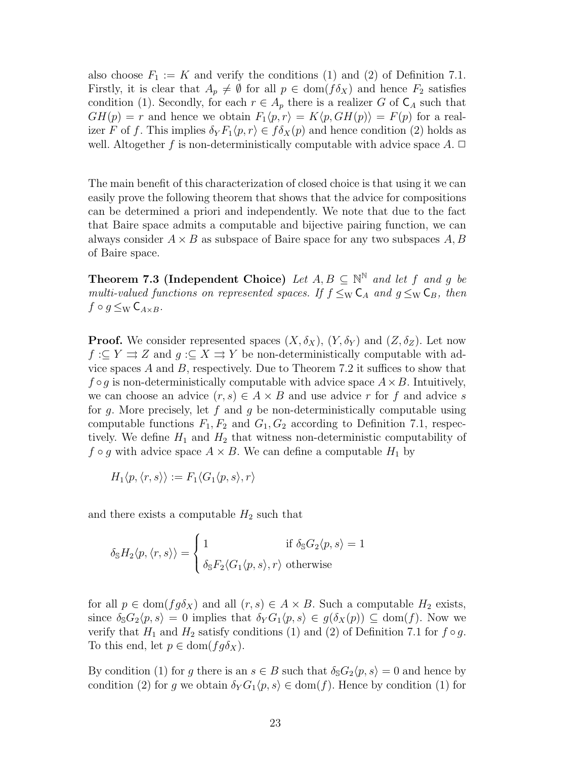also choose $F_1 := K$ and verify the conditions (1) and (2) of Definition 7.1. Firstly, it is clear that $A_p \neq \emptyset$ for all $p \in \mathrm{dom}(f\delta_X)$ and hence $F_2$ satisfies condition (1). Secondly, for each $r \in A_p$ there is a realizer $G$ of $\mathsf{C}_A$ such that $GH(p) = r$ and hence we obtain $F_1\langle p, r\rangle = K\langle p, GH(p)\rangle = F(p)$ for a realizer $F$ of $f$. This implies $\delta_Y F_1\langle p, r\rangle \in f\delta_X(p)$ and hence condition (2) holds as well. Altogether $f$ is non-deterministically computable with advice space $A$. $\square$

The main benefit of this characterization of closed choice is that using it we can easily prove the following theorem that shows that the advice for compositions can be determined a priori and independently. We note that due to the fact that Baire space admits a computable and bijective pairing function, we can always consider $A \times B$ as subspace of Baire space for any two subspaces $A, B$ of Baire space.

**Theorem 7.3 (Independent Choice)** *Let $A, B \subseteq \mathbb{N}^\mathbb{N}$ and let $f$ and $g$ be multi-valued functions on represented spaces. If $f \leq_\mathrm{W} \mathsf{C}_A$ and $g \leq_\mathrm{W} \mathsf{C}_B$, then $f \circ g \leq_\mathrm{W} \mathsf{C}_{A\times B}$.*

**Proof.** We consider represented spaces $(X, \delta_X)$, $(Y, \delta_Y)$ and $(Z, \delta_Z)$. Let now $f :\subseteq Y \rightrightarrows Z$ and $g :\subseteq X \rightrightarrows Y$ be non-deterministically computable with advice spaces $A$ and $B$, respectively. Due to Theorem 7.2 it suffices to show that $f \circ g$ is non-deterministically computable with advice space $A \times B$. Intuitively, we can choose an advice $(r, s) \in A \times B$ and use advice $r$ for $f$ and advice $s$ for $g$. More precisely, let $f$ and $g$ be non-deterministically computable using computable functions $F_1, F_2$ and $G_1, G_2$ according to Definition 7.1, respectively. We define $H_1$ and $H_2$ that witness non-deterministic computability of $f \circ g$ with advice space $A \times B$. We can define a computable $H_1$ by

$$H_1\langle p, \langle r, s\rangle\rangle := F_1\langle G_1\langle p, s\rangle, r\rangle$$

and there exists a computable $H_2$ such that

$$\delta_\mathbb{S} H_2\langle p, \langle r, s\rangle\rangle = \begin{cases} 1 & \text{if } \delta_\mathbb{S} G_2\langle p, s\rangle = 1 \\ \delta_\mathbb{S} F_2\langle G_1\langle p, s\rangle, r\rangle & \text{otherwise} \end{cases}$$

for all $p \in \mathrm{dom}(fg\delta_X)$ and all $(r, s) \in A \times B$. Such a computable $H_2$ exists, since $\delta_\mathbb{S} G_2\langle p, s\rangle = 0$ implies that $\delta_Y G_1\langle p, s\rangle \in g(\delta_X(p)) \subseteq \mathrm{dom}(f)$. Now we verify that $H_1$ and $H_2$ satisfy conditions (1) and (2) of Definition 7.1 for $f \circ g$. To this end, let $p \in \mathrm{dom}(fg\delta_X)$.

By condition (1) for $g$ there is an $s \in B$ such that $\delta_\mathbb{S} G_2\langle p, s\rangle = 0$ and hence by condition (2) for $g$ we obtain $\delta_Y G_1\langle p, s\rangle \in \mathrm{dom}(f)$. Hence by condition (1) for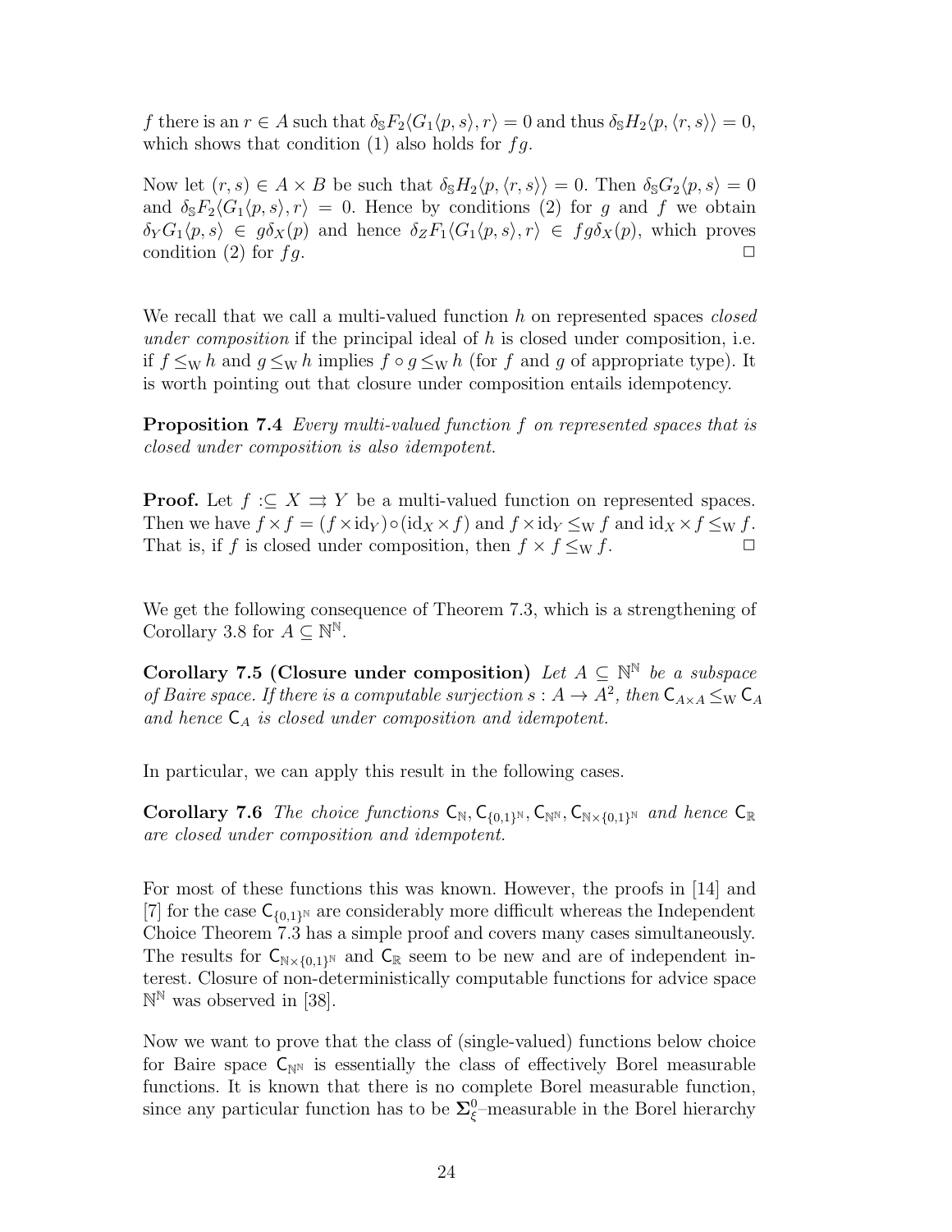$f$ there is an $r \in A$ such that $\delta_{\mathbb{S}} F_2\langle G_1\langle p, s\rangle, r\rangle = 0$ and thus $\delta_{\mathbb{S}} H_2\langle p, \langle r, s\rangle\rangle = 0$, which shows that condition (1) also holds for $fg$.

Now let $(r, s) \in A \times B$ be such that $\delta_{\mathbb{S}} H_2\langle p, \langle r, s\rangle\rangle = 0$. Then $\delta_{\mathbb{S}} G_2\langle p, s\rangle = 0$ and $\delta_{\mathbb{S}} F_2\langle G_1\langle p, s\rangle, r\rangle = 0$. Hence by conditions (2) for $g$ and $f$ we obtain $\delta_Y G_1\langle p, s\rangle \in g\delta_X(p)$ and hence $\delta_Z F_1\langle G_1\langle p, s\rangle, r\rangle \in fg\delta_X(p)$, which proves condition (2) for $fg$. $\square$

We recall that we call a multi-valued function $h$ on represented spaces *closed under composition* if the principal ideal of $h$ is closed under composition, i.e. if $f \leq_{\mathrm{W}} h$ and $g \leq_{\mathrm{W}} h$ implies $f \circ g \leq_{\mathrm{W}} h$ (for $f$ and $g$ of appropriate type). It is worth pointing out that closure under composition entails idempotency.

**Proposition 7.4** *Every multi-valued function $f$ on represented spaces that is closed under composition is also idempotent.*

**Proof.** Let $f :\subseteq X \rightrightarrows Y$ be a multi-valued function on represented spaces. Then we have $f \times f = (f \times \mathrm{id}_Y) \circ (\mathrm{id}_X \times f)$ and $f \times \mathrm{id}_Y \leq_{\mathrm{W}} f$ and $\mathrm{id}_X \times f \leq_{\mathrm{W}} f$. That is, if $f$ is closed under composition, then $f \times f \leq_{\mathrm{W}} f$. $\square$

We get the following consequence of Theorem 7.3, which is a strengthening of Corollary 3.8 for $A \subseteq \mathbb{N}^{\mathbb{N}}$.

**Corollary 7.5 (Closure under composition)** *Let $A \subseteq \mathbb{N}^{\mathbb{N}}$ be a subspace of Baire space. If there is a computable surjection $s : A \to A^2$, then $\mathsf{C}_{A \times A} \leq_{\mathrm{W}} \mathsf{C}_A$ and hence $\mathsf{C}_A$ is closed under composition and idempotent.*

In particular, we can apply this result in the following cases.

**Corollary 7.6** *The choice functions $\mathsf{C}_{\mathbb{N}}, \mathsf{C}_{\{0,1\}^{\mathbb{N}}}, \mathsf{C}_{\mathbb{N}^{\mathbb{N}}}, \mathsf{C}_{\mathbb{N} \times \{0,1\}^{\mathbb{N}}}$ and hence $\mathsf{C}_{\mathbb{R}}$ are closed under composition and idempotent.*

For most of these functions this was known. However, the proofs in [14] and [7] for the case $\mathsf{C}_{\{0,1\}^{\mathbb{N}}}$ are considerably more difficult whereas the Independent Choice Theorem 7.3 has a simple proof and covers many cases simultaneously. The results for $\mathsf{C}_{\mathbb{N} \times \{0,1\}^{\mathbb{N}}}$ and $\mathsf{C}_{\mathbb{R}}$ seem to be new and are of independent interest. Closure of non-deterministically computable functions for advice space $\mathbb{N}^{\mathbb{N}}$ was observed in [38].

Now we want to prove that the class of (single-valued) functions below choice for Baire space $\mathsf{C}_{\mathbb{N}^{\mathbb{N}}}$ is essentially the class of effectively Borel measurable functions. It is known that there is no complete Borel measurable function, since any particular function has to be $\mathbf{\Sigma}^0_\xi$–measurable in the Borel hierarchy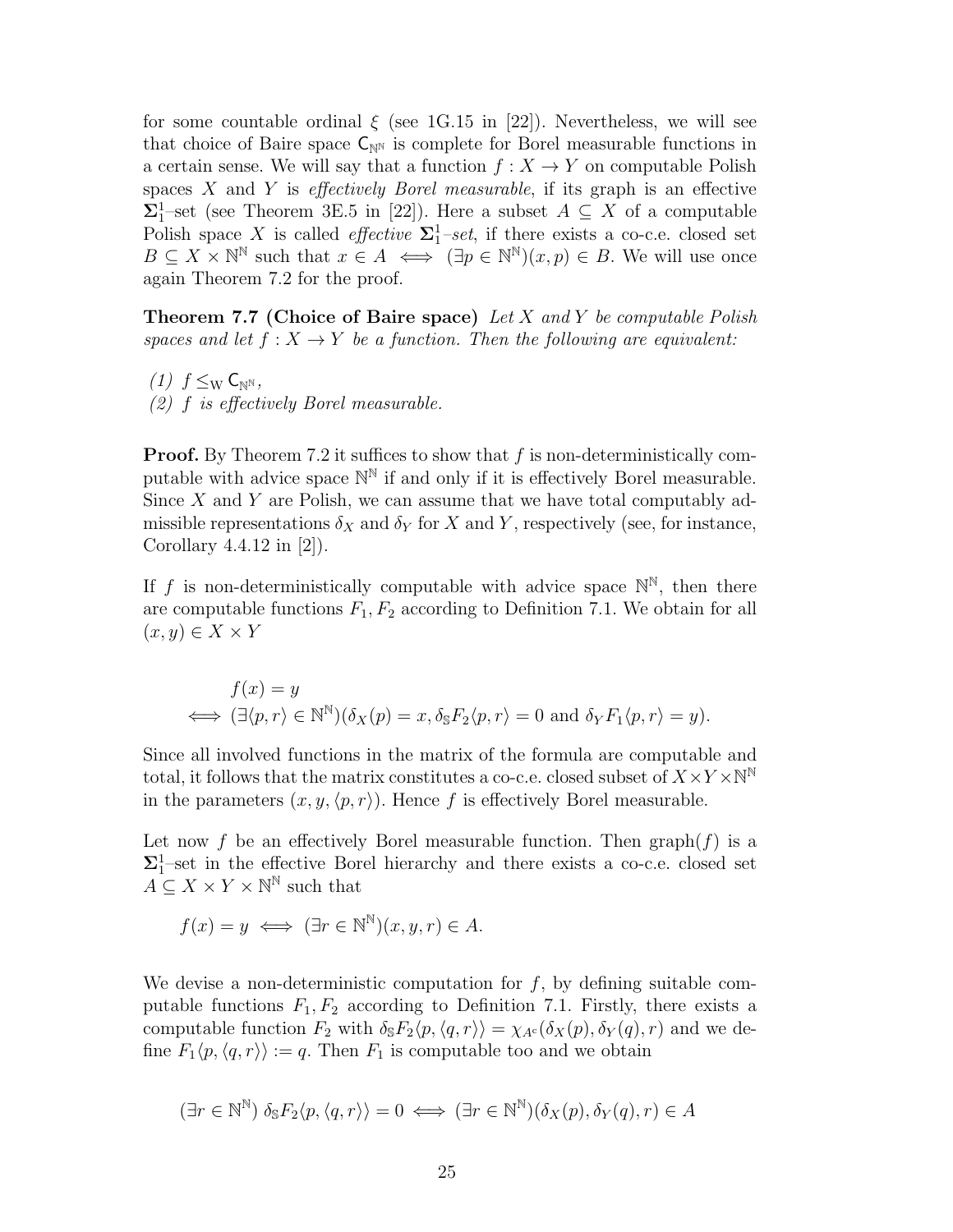for some countable ordinal $\xi$ (see 1G.15 in [22]). Nevertheless, we will see that choice of Baire space $\mathsf{C}_{\mathbb{N}^\mathbb{N}}$ is complete for Borel measurable functions in a certain sense. We will say that a function $f : X \to Y$ on computable Polish spaces $X$ and $Y$ is *effectively Borel measurable*, if its graph is an effective $\mathbf{\Sigma}^1_1$–set (see Theorem 3E.5 in [22]). Here a subset $A \subseteq X$ of a computable Polish space $X$ is called *effective* $\mathbf{\Sigma}^1_1$*–set*, if there exists a co-c.e. closed set $B \subseteq X \times \mathbb{N}^\mathbb{N}$ such that $x \in A \iff (\exists p \in \mathbb{N}^\mathbb{N})(x, p) \in B$. We will use once again Theorem 7.2 for the proof.

**Theorem 7.7 (Choice of Baire space)** *Let $X$ and $Y$ be computable Polish spaces and let $f : X \to Y$ be a function. Then the following are equivalent:*

*(1) $f \leq_\mathrm{W} \mathsf{C}_{\mathbb{N}^\mathbb{N}}$,*
*(2) $f$ is effectively Borel measurable.*

**Proof.** By Theorem 7.2 it suffices to show that $f$ is non-deterministically computable with advice space $\mathbb{N}^\mathbb{N}$ if and only if it is effectively Borel measurable. Since $X$ and $Y$ are Polish, we can assume that we have total computably admissible representations $\delta_X$ and $\delta_Y$ for $X$ and $Y$, respectively (see, for instance, Corollary 4.4.12 in [2]).

If $f$ is non-deterministically computable with advice space $\mathbb{N}^\mathbb{N}$, then there are computable functions $F_1, F_2$ according to Definition 7.1. We obtain for all $(x, y) \in X \times Y$

$$
\begin{aligned}
& f(x) = y \\
\iff & (\exists \langle p, r\rangle \in \mathbb{N}^\mathbb{N})(\delta_X(p) = x, \delta_\mathbb{S} F_2\langle p, r\rangle = 0 \text{ and } \delta_Y F_1\langle p, r\rangle = y).
\end{aligned}
$$

Since all involved functions in the matrix of the formula are computable and total, it follows that the matrix constitutes a co-c.e. closed subset of $X \times Y \times \mathbb{N}^\mathbb{N}$ in the parameters $(x, y, \langle p, r\rangle)$. Hence $f$ is effectively Borel measurable.

Let now $f$ be an effectively Borel measurable function. Then $\mathrm{graph}(f)$ is a $\mathbf{\Sigma}^1_1$–set in the effective Borel hierarchy and there exists a co-c.e. closed set $A \subseteq X \times Y \times \mathbb{N}^\mathbb{N}$ such that

$$
f(x) = y \iff (\exists r \in \mathbb{N}^\mathbb{N})(x, y, r) \in A.
$$

We devise a non-deterministic computation for $f$, by defining suitable computable functions $F_1, F_2$ according to Definition 7.1. Firstly, there exists a computable function $F_2$ with $\delta_\mathbb{S} F_2\langle p, \langle q, r\rangle\rangle = \chi_{A^\mathrm{c}}(\delta_X(p), \delta_Y(q), r)$ and we define $F_1\langle p, \langle q, r\rangle\rangle := q$. Then $F_1$ is computable too and we obtain

$$
(\exists r \in \mathbb{N}^\mathbb{N})\ \delta_\mathbb{S} F_2\langle p, \langle q, r\rangle\rangle = 0 \iff (\exists r \in \mathbb{N}^\mathbb{N})(\delta_X(p), \delta_Y(q), r) \in A
$$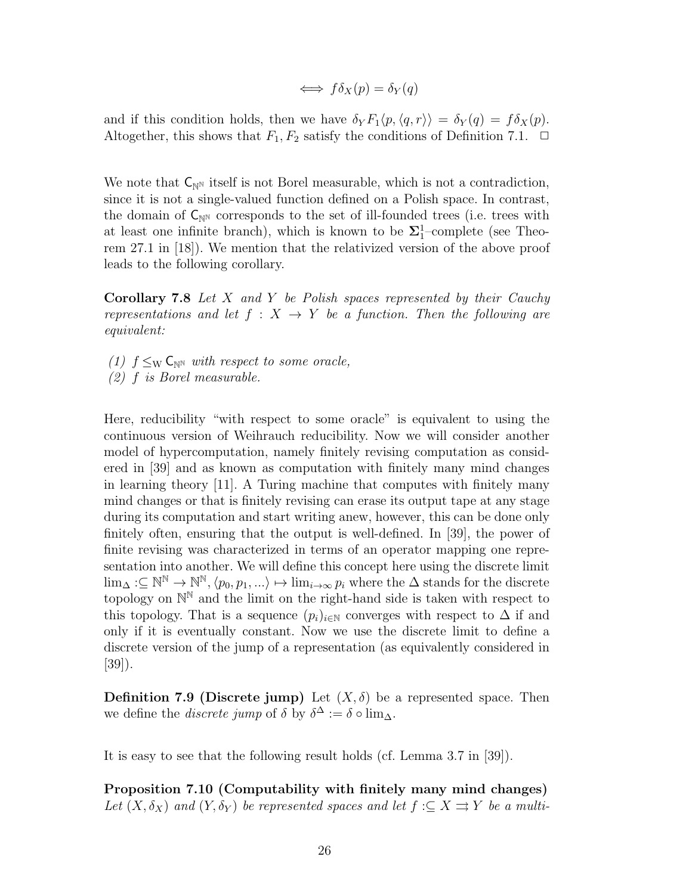$$\iff f\delta_X(p) = \delta_Y(q)$$

and if this condition holds, then we have $\delta_Y F_1\langle p, \langle q, r\rangle\rangle = \delta_Y(q) = f\delta_X(p)$. Altogether, this shows that $F_1, F_2$ satisfy the conditions of Definition 7.1. $\square$

We note that $\mathsf{C}_{\mathbb{N}^\mathbb{N}}$ itself is not Borel measurable, which is not a contradiction, since it is not a single-valued function defined on a Polish space. In contrast, the domain of $\mathsf{C}_{\mathbb{N}^\mathbb{N}}$ corresponds to the set of ill-founded trees (i.e. trees with at least one infinite branch), which is known to be $\mathbf{\Sigma}^1_1$–complete (see Theorem 27.1 in [18]). We mention that the relativized version of the above proof leads to the following corollary.

**Corollary 7.8** *Let $X$ and $Y$ be Polish spaces represented by their Cauchy representations and let $f : X \to Y$ be a function. Then the following are equivalent:*

*(1) $f \leq_{\mathrm{W}} \mathsf{C}_{\mathbb{N}^\mathbb{N}}$ with respect to some oracle,*
*(2) $f$ is Borel measurable.*

Here, reducibility "with respect to some oracle" is equivalent to using the continuous version of Weihrauch reducibility. Now we will consider another model of hypercomputation, namely finitely revising computation as considered in [39] and as known as computation with finitely many mind changes in learning theory [11]. A Turing machine that computes with finitely many mind changes or that is finitely revising can erase its output tape at any stage during its computation and start writing anew, however, this can be done only finitely often, ensuring that the output is well-defined. In [39], the power of finite revising was characterized in terms of an operator mapping one representation into another. We will define this concept here using the discrete limit $\lim_\Delta :\subseteq \mathbb{N}^\mathbb{N} \to \mathbb{N}^\mathbb{N}, \langle p_0, p_1, ...\rangle \mapsto \lim_{i\to\infty} p_i$ where the $\Delta$ stands for the discrete topology on $\mathbb{N}^\mathbb{N}$ and the limit on the right-hand side is taken with respect to this topology. That is a sequence $(p_i)_{i\in\mathbb{N}}$ converges with respect to $\Delta$ if and only if it is eventually constant. Now we use the discrete limit to define a discrete version of the jump of a representation (as equivalently considered in [39]).

**Definition 7.9 (Discrete jump)** Let $(X, \delta)$ be a represented space. Then we define the *discrete jump* of $\delta$ by $\delta^\Delta := \delta \circ \lim_\Delta$.

It is easy to see that the following result holds (cf. Lemma 3.7 in [39]).

**Proposition 7.10 (Computability with finitely many mind changes)** *Let $(X, \delta_X)$ and $(Y, \delta_Y)$ be represented spaces and let $f :\subseteq X \rightrightarrows Y$ be a multi-*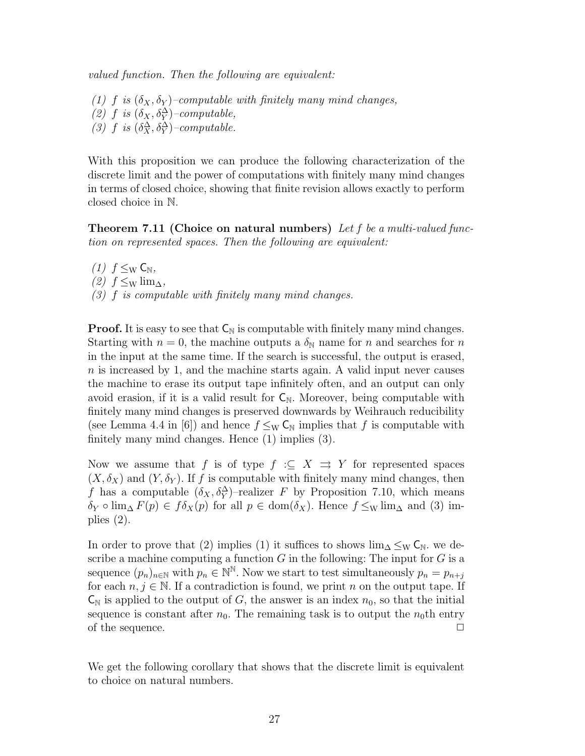*valued function. Then the following are equivalent:*

*(1) $f$ is $(\delta_X, \delta_Y)$–computable with finitely many mind changes,*
*(2) $f$ is $(\delta_X, \delta_Y^\Delta)$–computable,*
*(3) $f$ is $(\delta_X^\Delta, \delta_Y^\Delta)$–computable.*

With this proposition we can produce the following characterization of the discrete limit and the power of computations with finitely many mind changes in terms of closed choice, showing that finite revision allows exactly to perform closed choice in $\mathbb{N}$.

**Theorem 7.11 (Choice on natural numbers)** *Let $f$ be a multi-valued function on represented spaces. Then the following are equivalent:*

*(1) $f \leq_{\mathrm{W}} \mathsf{C}_{\mathbb{N}}$,*
*(2) $f \leq_{\mathrm{W}} \lim_\Delta$,*
*(3) $f$ is computable with finitely many mind changes.*

**Proof.** It is easy to see that $\mathsf{C}_{\mathbb{N}}$ is computable with finitely many mind changes. Starting with $n = 0$, the machine outputs a $\delta_{\mathbb{N}}$ name for $n$ and searches for $n$ in the input at the same time. If the search is successful, the output is erased, $n$ is increased by 1, and the machine starts again. A valid input never causes the machine to erase its output tape infinitely often, and an output can only avoid erasion, if it is a valid result for $\mathsf{C}_{\mathbb{N}}$. Moreover, being computable with finitely many mind changes is preserved downwards by Weihrauch reducibility (see Lemma 4.4 in [6]) and hence $f \leq_{\mathrm{W}} \mathsf{C}_{\mathbb{N}}$ implies that $f$ is computable with finitely many mind changes. Hence (1) implies (3).

Now we assume that $f$ is of type $f :\subseteq X \rightrightarrows Y$ for represented spaces $(X, \delta_X)$ and $(Y, \delta_Y)$. If $f$ is computable with finitely many mind changes, then $f$ has a computable $(\delta_X, \delta_Y^\Delta)$–realizer $F$ by Proposition 7.10, which means $\delta_Y \circ \lim_\Delta F(p) \in f\delta_X(p)$ for all $p \in \mathrm{dom}(\delta_X)$. Hence $f \leq_{\mathrm{W}} \lim_\Delta$ and (3) implies (2).

In order to prove that (2) implies (1) it suffices to shows $\lim_\Delta \leq_{\mathrm{W}} \mathsf{C}_{\mathbb{N}}$. we describe a machine computing a function $G$ in the following: The input for $G$ is a sequence $(p_n)_{n\in\mathbb{N}}$ with $p_n \in \mathbb{N}^{\mathbb{N}}$. Now we start to test simultaneously $p_n = p_{n+j}$ for each $n, j \in \mathbb{N}$. If a contradiction is found, we print $n$ on the output tape. If $\mathsf{C}_{\mathbb{N}}$ is applied to the output of $G$, the answer is an index $n_0$, so that the initial sequence is constant after $n_0$. The remaining task is to output the $n_0$th entry of the sequence. $\square$

We get the following corollary that shows that the discrete limit is equivalent to choice on natural numbers.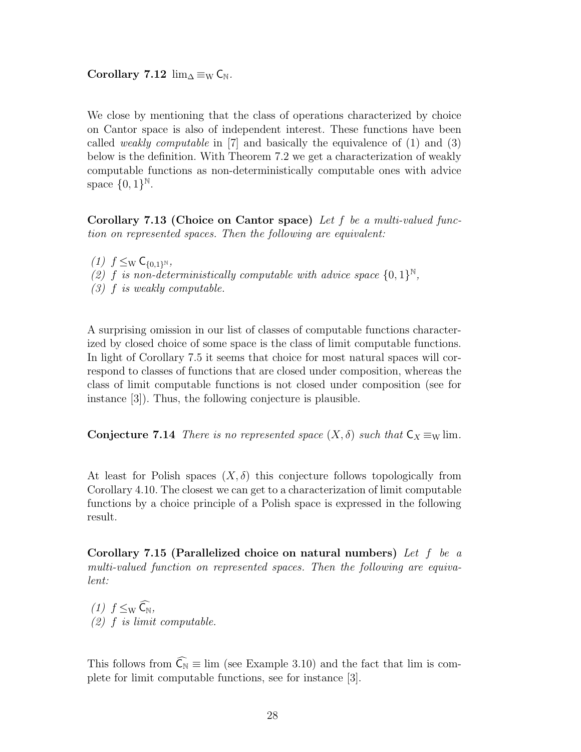**Corollary 7.12** $\lim_\Delta \equiv_{\mathrm{W}} \mathsf{C}_{\mathbb{N}}$.

We close by mentioning that the class of operations characterized by choice on Cantor space is also of independent interest. These functions have been called *weakly computable* in [7] and basically the equivalence of (1) and (3) below is the definition. With Theorem 7.2 we get a characterization of weakly computable functions as non-deterministically computable ones with advice space $\{0,1\}^{\mathbb{N}}$.

**Corollary 7.13 (Choice on Cantor space)** *Let $f$ be a multi-valued function on represented spaces. Then the following are equivalent:*

*(1)* $f \leq_{\mathrm{W}} \mathsf{C}_{\{0,1\}^{\mathbb{N}}}$,
*(2) $f$ is non-deterministically computable with advice space $\{0,1\}^{\mathbb{N}}$,*
*(3) $f$ is weakly computable.*

A surprising omission in our list of classes of computable functions characterized by closed choice of some space is the class of limit computable functions. In light of Corollary 7.5 it seems that choice for most natural spaces will correspond to classes of functions that are closed under composition, whereas the class of limit computable functions is not closed under composition (see for instance [3]). Thus, the following conjecture is plausible.

**Conjecture 7.14** *There is no represented space $(X,\delta)$ such that $\mathsf{C}_X \equiv_{\mathrm{W}} \lim$.*

At least for Polish spaces $(X,\delta)$ this conjecture follows topologically from Corollary 4.10. The closest we can get to a characterization of limit computable functions by a choice principle of a Polish space is expressed in the following result.

**Corollary 7.15 (Parallelized choice on natural numbers)** *Let $f$ be a multi-valued function on represented spaces. Then the following are equivalent:*

*(1)* $f \leq_{\mathrm{W}} \widehat{\mathsf{C}_{\mathbb{N}}}$,
*(2) $f$ is limit computable.*

This follows from $\widehat{\mathsf{C}_{\mathbb{N}}} \equiv \lim$ (see Example 3.10) and the fact that lim is complete for limit computable functions, see for instance [3].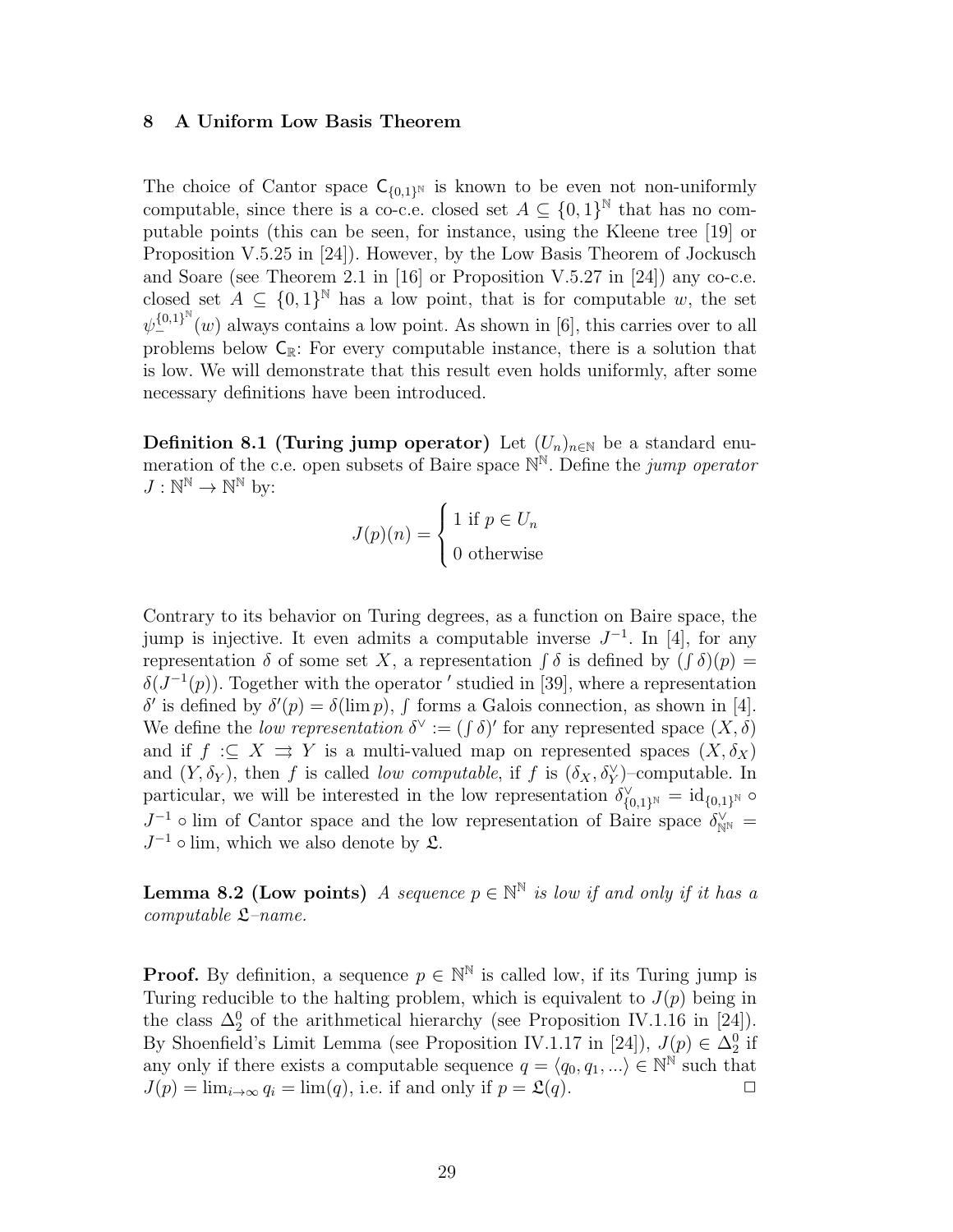## 8 A Uniform Low Basis Theorem

The choice of Cantor space $\mathsf{C}_{\{0,1\}^\mathbb{N}}$ is known to be even not non-uniformly computable, since there is a co-c.e. closed set $A \subseteq \{0,1\}^\mathbb{N}$ that has no computable points (this can be seen, for instance, using the Kleene tree [19] or Proposition V.5.25 in [24]). However, by the Low Basis Theorem of Jockusch and Soare (see Theorem 2.1 in [16] or Proposition V.5.27 in [24]) any co-c.e. closed set $A \subseteq \{0,1\}^\mathbb{N}$ has a low point, that is for computable $w$, the set $\psi_-^{\{0,1\}^\mathbb{N}}(w)$ always contains a low point. As shown in [6], this carries over to all problems below $\mathsf{C}_\mathbb{R}$: For every computable instance, there is a solution that is low. We will demonstrate that this result even holds uniformly, after some necessary definitions have been introduced.

**Definition 8.1 (Turing jump operator)** Let $(U_n)_{n\in\mathbb{N}}$ be a standard enumeration of the c.e. open subsets of Baire space $\mathbb{N}^\mathbb{N}$. Define the *jump operator* $J : \mathbb{N}^\mathbb{N} \to \mathbb{N}^\mathbb{N}$ by:

$$J(p)(n) = \begin{cases} 1 \text{ if } p \in U_n \\ 0 \text{ otherwise} \end{cases}$$

Contrary to its behavior on Turing degrees, as a function on Baire space, the jump is injective. It even admits a computable inverse $J^{-1}$. In [4], for any representation $\delta$ of some set $X$, a representation $\textstyle\int \delta$ is defined by $(\textstyle\int \delta)(p) = \delta(J^{-1}(p))$. Together with the operator $'$ studied in [39], where a representation $\delta'$ is defined by $\delta'(p) = \delta(\lim p)$, $\textstyle\int$ forms a Galois connection, as shown in [4]. We define the *low representation* $\delta^\vee := (\textstyle\int \delta)'$ for any represented space $(X,\delta)$ and if $f :\subseteq X \rightrightarrows Y$ is a multi-valued map on represented spaces $(X,\delta_X)$ and $(Y,\delta_Y)$, then $f$ is called *low computable*, if $f$ is $(\delta_X, \delta_Y^\vee)$–computable. In particular, we will be interested in the low representation $\delta^\vee_{\{0,1\}^\mathbb{N}} = \mathrm{id}_{\{0,1\}^\mathbb{N}} \circ J^{-1} \circ \lim$ of Cantor space and the low representation of Baire space $\delta^\vee_{\mathbb{N}^\mathbb{N}} = J^{-1} \circ \lim$, which we also denote by $\mathfrak{L}$.

**Lemma 8.2 (Low points)** *A sequence $p \in \mathbb{N}^\mathbb{N}$ is low if and only if it has a computable $\mathfrak{L}$–name.*

**Proof.** By definition, a sequence $p \in \mathbb{N}^\mathbb{N}$ is called low, if its Turing jump is Turing reducible to the halting problem, which is equivalent to $J(p)$ being in the class $\Delta^0_2$ of the arithmetical hierarchy (see Proposition IV.1.16 in [24]). By Shoenfield's Limit Lemma (see Proposition IV.1.17 in [24]), $J(p) \in \Delta^0_2$ if any only if there exists a computable sequence $q = \langle q_0, q_1, ...\rangle \in \mathbb{N}^\mathbb{N}$ such that $J(p) = \lim_{i\to\infty} q_i = \lim(q)$, i.e. if and only if $p = \mathfrak{L}(q)$. $\square$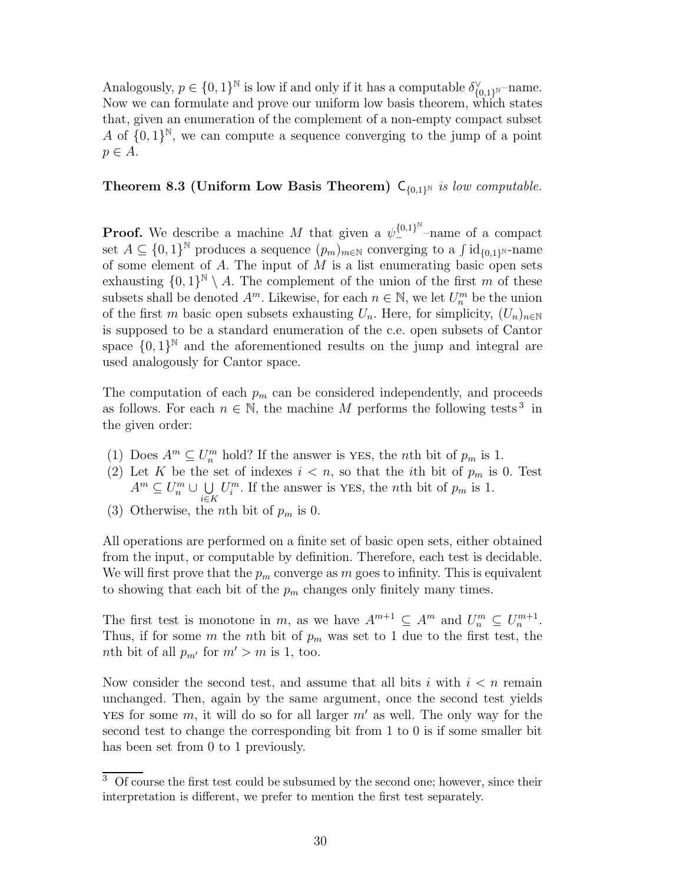Analogously, $p \in \{0,1\}^{\mathbb{N}}$ is low if and only if it has a computable $\delta^{\vee}_{\{0,1\}^{\mathbb{N}}}$–name. Now we can formulate and prove our uniform low basis theorem, which states that, given an enumeration of the complement of a non-empty compact subset $A$ of $\{0,1\}^{\mathbb{N}}$, we can compute a sequence converging to the jump of a point $p \in A$.

**Theorem 8.3 (Uniform Low Basis Theorem)** *$\mathsf{C}_{\{0,1\}^{\mathbb{N}}}$ is low computable.*

**Proof.** We describe a machine $M$ that given a $\psi_{-}^{\{0,1\}^{\mathbb{N}}}$–name of a compact set $A \subseteq \{0,1\}^{\mathbb{N}}$ produces a sequence $(p_m)_{m\in\mathbb{N}}$ converging to a $\int \mathrm{id}_{\{0,1\}^{\mathbb{N}}}$-name of some element of $A$. The input of $M$ is a list enumerating basic open sets exhausting $\{0,1\}^{\mathbb{N}} \setminus A$. The complement of the union of the first $m$ of these subsets shall be denoted $A^m$. Likewise, for each $n \in \mathbb{N}$, we let $U_n^m$ be the union of the first $m$ basic open subsets exhausting $U_n$. Here, for simplicity, $(U_n)_{n\in\mathbb{N}}$ is supposed to be a standard enumeration of the c.e. open subsets of Cantor space $\{0,1\}^{\mathbb{N}}$ and the aforementioned results on the jump and integral are used analogously for Cantor space.

The computation of each $p_m$ can be considered independently, and proceeds as follows. For each $n \in \mathbb{N}$, the machine $M$ performs the following tests[3] in the given order:

(1) Does $A^m \subseteq U_n^m$ hold? If the answer is YES, the $n$th bit of $p_m$ is 1.
(2) Let $K$ be the set of indexes $i < n$, so that the $i$th bit of $p_m$ is 0. Test $A^m \subseteq U_n^m \cup \bigcup_{i\in K} U_i^m$. If the answer is YES, the $n$th bit of $p_m$ is 1.
(3) Otherwise, the $n$th bit of $p_m$ is 0.

All operations are performed on a finite set of basic open sets, either obtained from the input, or computable by definition. Therefore, each test is decidable. We will first prove that the $p_m$ converge as $m$ goes to infinity. This is equivalent to showing that each bit of the $p_m$ changes only finitely many times.

The first test is monotone in $m$, as we have $A^{m+1} \subseteq A^m$ and $U_n^m \subseteq U_n^{m+1}$. Thus, if for some $m$ the $n$th bit of $p_m$ was set to 1 due to the first test, the $n$th bit of all $p_{m'}$ for $m' > m$ is 1, too.

Now consider the second test, and assume that all bits $i$ with $i < n$ remain unchanged. Then, again by the same argument, once the second test yields YES for some $m$, it will do so for all larger $m'$ as well. The only way for the second test to change the corresponding bit from 1 to 0 is if some smaller bit has been set from 0 to 1 previously.

[3] Of course the first test could be subsumed by the second one; however, since their interpretation is different, we prefer to mention the first test separately.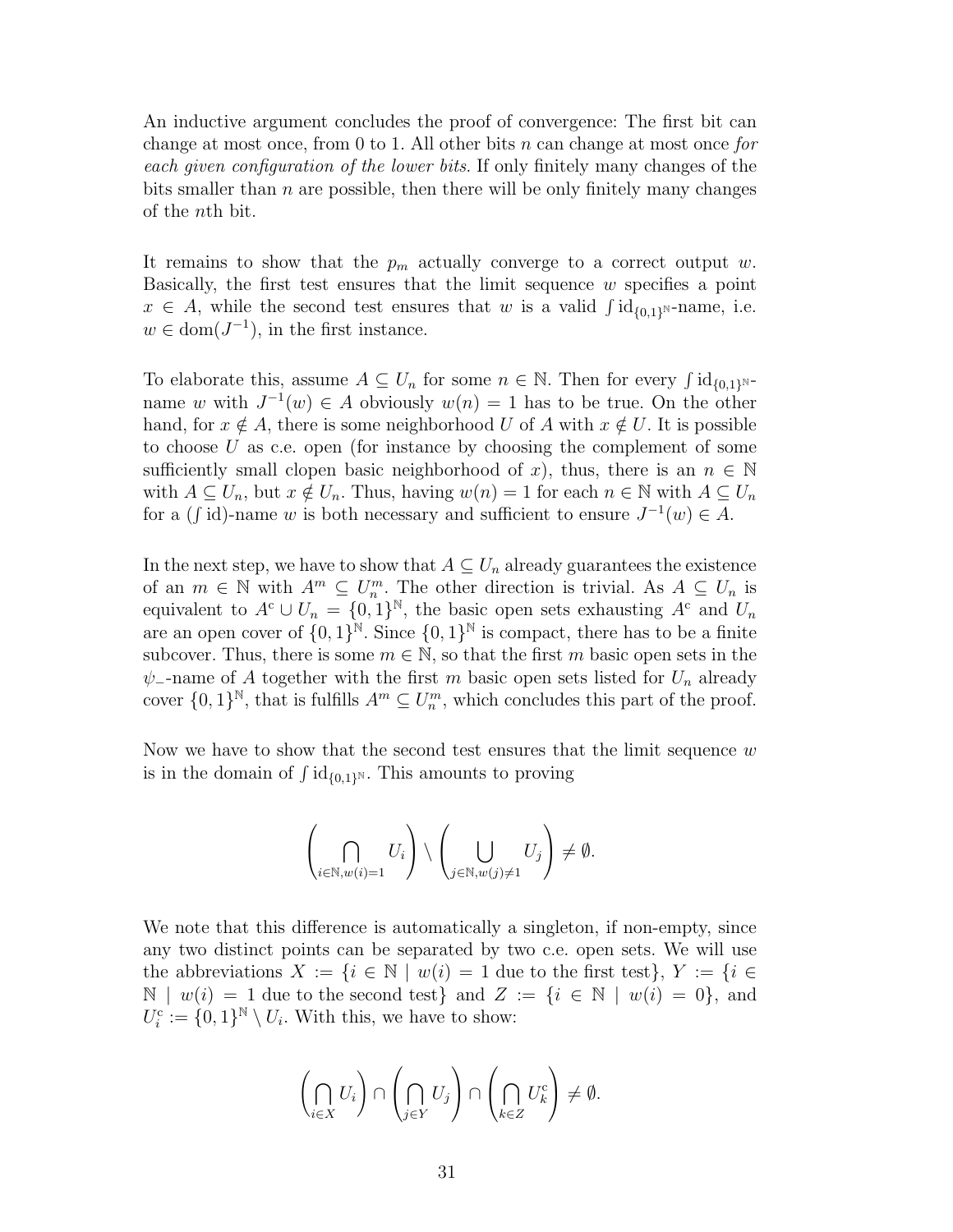An inductive argument concludes the proof of convergence: The first bit can change at most once, from 0 to 1. All other bits $n$ can change at most once *for each given configuration of the lower bits.* If only finitely many changes of the bits smaller than $n$ are possible, then there will be only finitely many changes of the $n$th bit.

It remains to show that the $p_m$ actually converge to a correct output $w$. Basically, the first test ensures that the limit sequence $w$ specifies a point $x \in A$, while the second test ensures that $w$ is a valid $\int \mathrm{id}_{\{0,1\}^{\mathbb{N}}}$-name, i.e. $w \in \mathrm{dom}(J^{-1})$, in the first instance.

To elaborate this, assume $A \subseteq U_n$ for some $n \in \mathbb{N}$. Then for every $\int \mathrm{id}_{\{0,1\}^{\mathbb{N}}}$-name $w$ with $J^{-1}(w) \in A$ obviously $w(n) = 1$ has to be true. On the other hand, for $x \notin A$, there is some neighborhood $U$ of $A$ with $x \notin U$. It is possible to choose $U$ as c.e. open (for instance by choosing the complement of some sufficiently small clopen basic neighborhood of $x$), thus, there is an $n \in \mathbb{N}$ with $A \subseteq U_n$, but $x \notin U_n$. Thus, having $w(n) = 1$ for each $n \in \mathbb{N}$ with $A \subseteq U_n$ for a $(\int \mathrm{id})$-name $w$ is both necessary and sufficient to ensure $J^{-1}(w) \in A$.

In the next step, we have to show that $A \subseteq U_n$ already guarantees the existence of an $m \in \mathbb{N}$ with $A^m \subseteq U_n^m$. The other direction is trivial. As $A \subseteq U_n$ is equivalent to $A^{\mathrm{c}} \cup U_n = \{0,1\}^{\mathbb{N}}$, the basic open sets exhausting $A^{\mathrm{c}}$ and $U_n$ are an open cover of $\{0,1\}^{\mathbb{N}}$. Since $\{0,1\}^{\mathbb{N}}$ is compact, there has to be a finite subcover. Thus, there is some $m \in \mathbb{N}$, so that the first $m$ basic open sets in the $\psi_{-}$-name of $A$ together with the first $m$ basic open sets listed for $U_n$ already cover $\{0,1\}^{\mathbb{N}}$, that is fulfills $A^m \subseteq U_n^m$, which concludes this part of the proof.

Now we have to show that the second test ensures that the limit sequence $w$ is in the domain of $\int \mathrm{id}_{\{0,1\}^{\mathbb{N}}}$. This amounts to proving

$$\left( \bigcap_{i \in \mathbb{N}, w(i) = 1} U_i \right) \setminus \left( \bigcup_{j \in \mathbb{N}, w(j) \neq 1} U_j \right) \neq \emptyset.$$

We note that this difference is automatically a singleton, if non-empty, since any two distinct points can be separated by two c.e. open sets. We will use the abbreviations $X := \{i \in \mathbb{N} \mid w(i) = 1 \text{ due to the first test}\}$, $Y := \{i \in \mathbb{N} \mid w(i) = 1 \text{ due to the second test}\}$ and $Z := \{i \in \mathbb{N} \mid w(i) = 0\}$, and $U_i^{\mathrm{c}} := \{0,1\}^{\mathbb{N}} \setminus U_i$. With this, we have to show:

$$\left( \bigcap_{i \in X} U_i \right) \cap \left( \bigcap_{j \in Y} U_j \right) \cap \left( \bigcap_{k \in Z} U_k^{\mathrm{c}} \right) \neq \emptyset.$$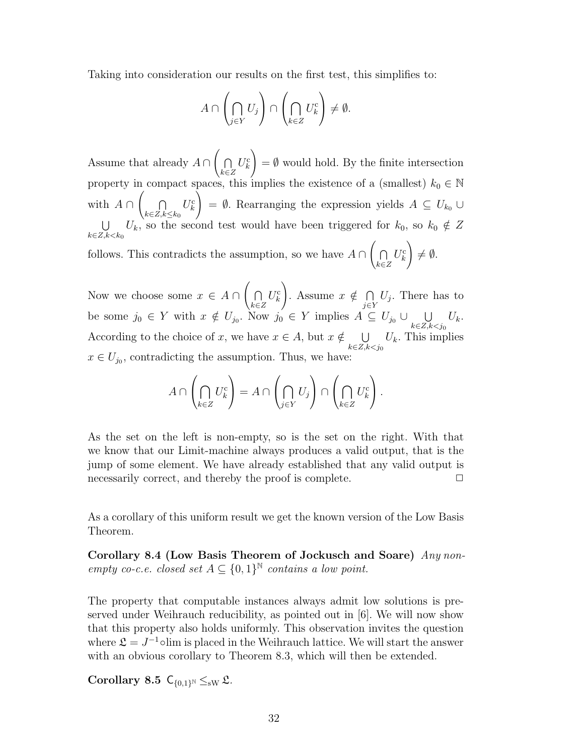Taking into consideration our results on the first test, this simplifies to:

$$A \cap \left( \bigcap_{j \in Y} U_j \right) \cap \left( \bigcap_{k \in Z} U_k^{\mathrm{c}} \right) \neq \emptyset.$$

Assume that already $A \cap \left( \bigcap_{k \in Z} U_k^{\mathrm{c}} \right) = \emptyset$ would hold. By the finite intersection property in compact spaces, this implies the existence of a (smallest) $k_0 \in \mathbb{N}$ with $A \cap \left( \bigcap_{k \in Z, k \leq k_0} U_k^{\mathrm{c}} \right) = \emptyset$. Rearranging the expression yields $A \subseteq U_{k_0} \cup \bigcup_{k \in Z, k < k_0} U_k$, so the second test would have been triggered for $k_0$, so $k_0 \notin Z$ follows. This contradicts the assumption, so we have $A \cap \left( \bigcap_{k \in Z} U_k^{\mathrm{c}} \right) \neq \emptyset$.

Now we choose some $x \in A \cap \left( \bigcap_{k \in Z} U_k^{\mathrm{c}} \right)$. Assume $x \notin \bigcap_{j \in Y} U_j$. There has to be some $j_0 \in Y$ with $x \notin U_{j_0}$. Now $j_0 \in Y$ implies $A \subseteq U_{j_0} \cup \bigcup_{k \in Z, k < j_0} U_k$. According to the choice of $x$, we have $x \in A$, but $x \notin \bigcup_{k \in Z, k < j_0} U_k$. This implies $x \in U_{j_0}$, contradicting the assumption. Thus, we have:

$$A \cap \left( \bigcap_{k \in Z} U_k^{\mathrm{c}} \right) = A \cap \left( \bigcap_{j \in Y} U_j \right) \cap \left( \bigcap_{k \in Z} U_k^{\mathrm{c}} \right).$$

As the set on the left is non-empty, so is the set on the right. With that we know that our Limit-machine always produces a valid output, that is the jump of some element. We have already established that any valid output is necessarily correct, and thereby the proof is complete. □

As a corollary of this uniform result we get the known version of the Low Basis Theorem.

**Corollary 8.4 (Low Basis Theorem of Jockusch and Soare)** *Any non-empty co-c.e. closed set $A \subseteq \{0,1\}^{\mathbb{N}}$ contains a low point.*

The property that computable instances always admit low solutions is preserved under Weihrauch reducibility, as pointed out in [6]. We will now show that this property also holds uniformly. This observation invites the question where $\mathfrak{L} = J^{-1} \circ \lim$ is placed in the Weihrauch lattice. We will start the answer with an obvious corollary to Theorem 8.3, which will then be extended.

**Corollary 8.5** $\mathsf{C}_{\{0,1\}^{\mathbb{N}}} \leq_{\mathrm{sW}} \mathfrak{L}$.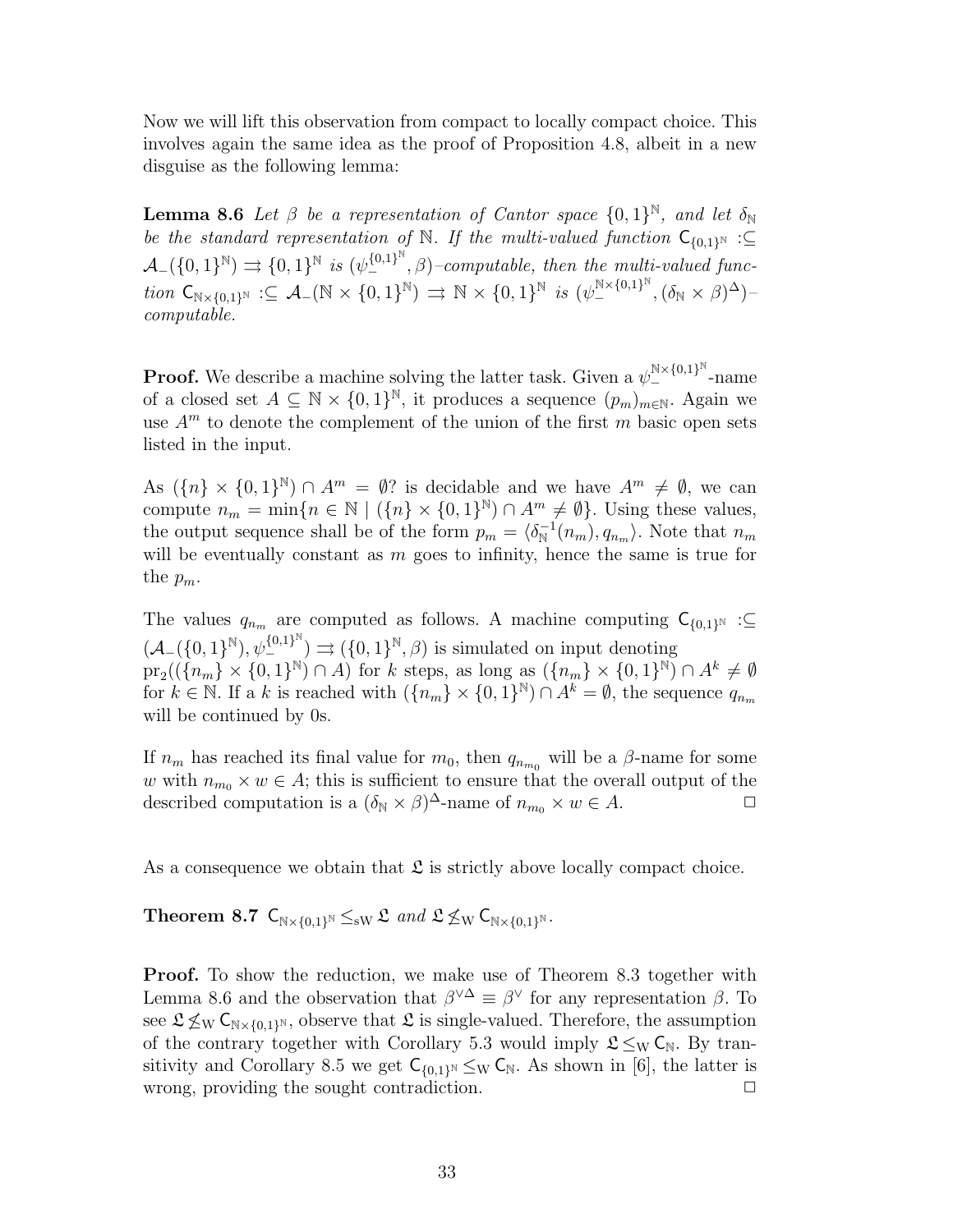Now we will lift this observation from compact to locally compact choice. This involves again the same idea as the proof of Proposition 4.8, albeit in a new disguise as the following lemma:

**Lemma 8.6** *Let $\beta$ be a representation of Cantor space $\{0,1\}^{\mathbb{N}}$, and let $\delta_{\mathbb{N}}$ be the standard representation of $\mathbb{N}$. If the multi-valued function $\mathsf{C}_{\{0,1\}^{\mathbb{N}}} :\subseteq \mathcal{A}_-(\{0,1\}^{\mathbb{N}}) \rightrightarrows \{0,1\}^{\mathbb{N}}$ is $(\psi_-^{\{0,1\}^{\mathbb{N}}}, \beta)$–computable, then the multi-valued function $\mathsf{C}_{\mathbb{N}\times\{0,1\}^{\mathbb{N}}} :\subseteq \mathcal{A}_-(\mathbb{N} \times \{0,1\}^{\mathbb{N}}) \rightrightarrows \mathbb{N} \times \{0,1\}^{\mathbb{N}}$ is $(\psi_-^{\mathbb{N}\times\{0,1\}^{\mathbb{N}}}, (\delta_{\mathbb{N}} \times \beta)^{\Delta})$–computable.*

**Proof.** We describe a machine solving the latter task. Given a $\psi_-^{\mathbb{N}\times\{0,1\}^{\mathbb{N}}}$-name of a closed set $A \subseteq \mathbb{N} \times \{0,1\}^{\mathbb{N}}$, it produces a sequence $(p_m)_{m\in\mathbb{N}}$. Again we use $A^m$ to denote the complement of the union of the first $m$ basic open sets listed in the input.

As $(\{n\} \times \{0,1\}^{\mathbb{N}}) \cap A^m = \emptyset$? is decidable and we have $A^m \neq \emptyset$, we can compute $n_m = \min\{n \in \mathbb{N} \mid (\{n\} \times \{0,1\}^{\mathbb{N}}) \cap A^m \neq \emptyset\}$. Using these values, the output sequence shall be of the form $p_m = \langle \delta_{\mathbb{N}}^{-1}(n_m), q_{n_m}\rangle$. Note that $n_m$ will be eventually constant as $m$ goes to infinity, hence the same is true for the $p_m$.

The values $q_{n_m}$ are computed as follows. A machine computing $\mathsf{C}_{\{0,1\}^{\mathbb{N}}} :\subseteq (\mathcal{A}_-(\{0,1\}^{\mathbb{N}}), \psi_-^{\{0,1\}^{\mathbb{N}}}) \rightrightarrows (\{0,1\}^{\mathbb{N}}, \beta)$ is simulated on input denoting $\mathrm{pr}_2((\{n_m\} \times \{0,1\}^{\mathbb{N}}) \cap A)$ for $k$ steps, as long as $(\{n_m\} \times \{0,1\}^{\mathbb{N}}) \cap A^k \neq \emptyset$ for $k \in \mathbb{N}$. If a $k$ is reached with $(\{n_m\} \times \{0,1\}^{\mathbb{N}}) \cap A^k = \emptyset$, the sequence $q_{n_m}$ will be continued by 0s.

If $n_m$ has reached its final value for $m_0$, then $q_{n_{m_0}}$ will be a $\beta$-name for some $w$ with $n_{m_0} \times w \in A$; this is sufficient to ensure that the overall output of the described computation is a $(\delta_{\mathbb{N}} \times \beta)^{\Delta}$-name of $n_{m_0} \times w \in A$. □

As a consequence we obtain that $\mathfrak{L}$ is strictly above locally compact choice.

**Theorem 8.7** $\mathsf{C}_{\mathbb{N}\times\{0,1\}^{\mathbb{N}}} \leq_{\mathrm{sW}} \mathfrak{L}$ *and* $\mathfrak{L} \not\leq_{\mathrm{W}} \mathsf{C}_{\mathbb{N}\times\{0,1\}^{\mathbb{N}}}$.

**Proof.** To show the reduction, we make use of Theorem 8.3 together with Lemma 8.6 and the observation that $\beta^{\vee\Delta} \equiv \beta^{\vee}$ for any representation $\beta$. To see $\mathfrak{L} \not\leq_{\mathrm{W}} \mathsf{C}_{\mathbb{N}\times\{0,1\}^{\mathbb{N}}}$, observe that $\mathfrak{L}$ is single-valued. Therefore, the assumption of the contrary together with Corollary 5.3 would imply $\mathfrak{L} \leq_{\mathrm{W}} \mathsf{C}_{\mathbb{N}}$. By transitivity and Corollary 8.5 we get $\mathsf{C}_{\{0,1\}^{\mathbb{N}}} \leq_{\mathrm{W}} \mathsf{C}_{\mathbb{N}}$. As shown in [6], the latter is wrong, providing the sought contradiction. □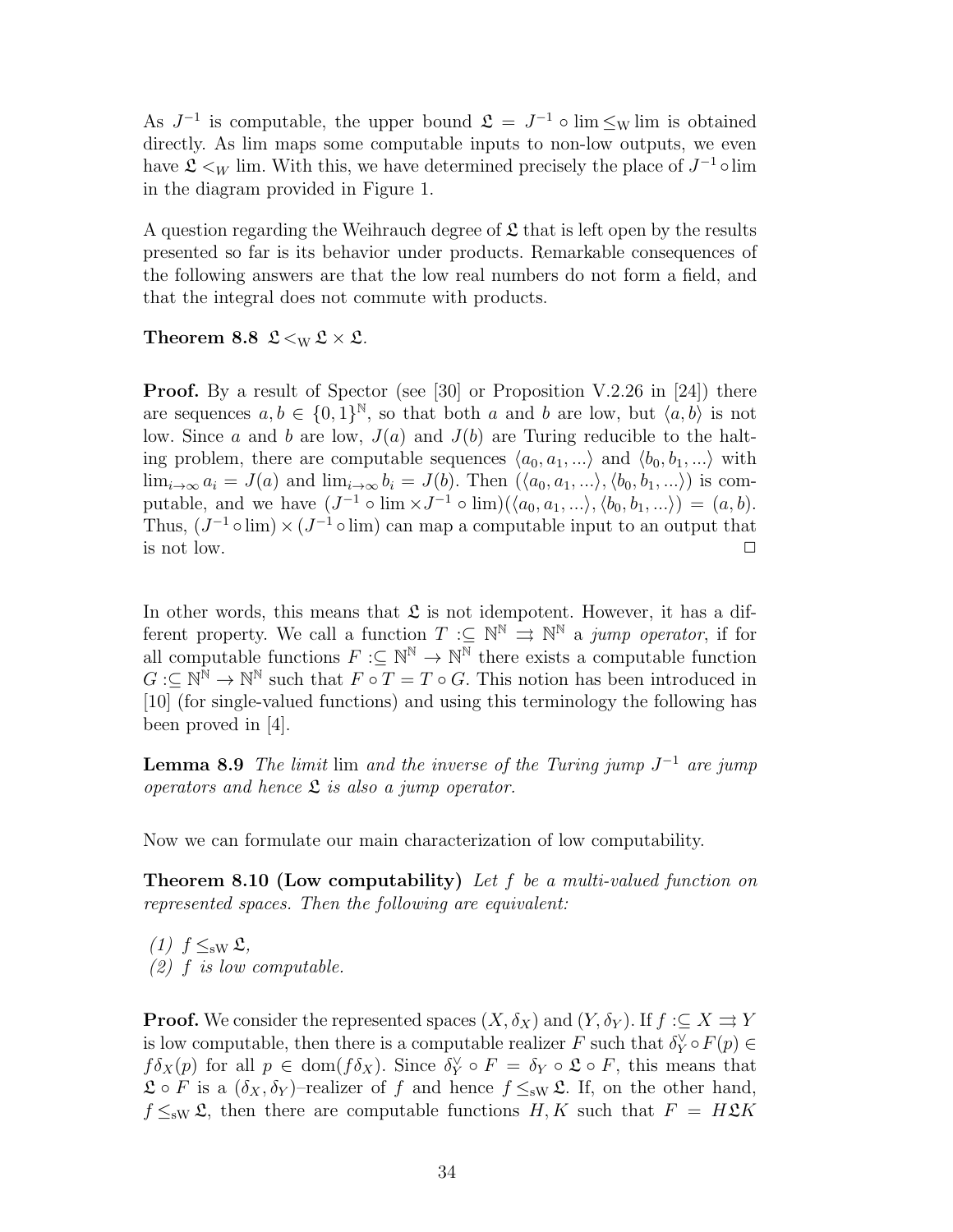As $J^{-1}$ is computable, the upper bound $\mathfrak{L} = J^{-1} \circ \lim \leq_{\mathrm{W}} \lim$ is obtained directly. As lim maps some computable inputs to non-low outputs, we even have $\mathfrak{L} <_W \lim$. With this, we have determined precisely the place of $J^{-1} \circ \lim$ in the diagram provided in Figure 1.

A question regarding the Weihrauch degree of $\mathfrak{L}$ that is left open by the results presented so far is its behavior under products. Remarkable consequences of the following answers are that the low real numbers do not form a field, and that the integral does not commute with products.

**Theorem 8.8** $\mathfrak{L} <_{\mathrm{W}} \mathfrak{L} \times \mathfrak{L}$.

**Proof.** By a result of Spector (see [30] or Proposition V.2.26 in [24]) there are sequences $a, b \in \{0,1\}^{\mathbb{N}}$, so that both $a$ and $b$ are low, but $\langle a, b\rangle$ is not low. Since $a$ and $b$ are low, $J(a)$ and $J(b)$ are Turing reducible to the halting problem, there are computable sequences $\langle a_0, a_1, ...\rangle$ and $\langle b_0, b_1, ...\rangle$ with $\lim_{i\to\infty} a_i = J(a)$ and $\lim_{i\to\infty} b_i = J(b)$. Then $(\langle a_0, a_1, ...\rangle, \langle b_0, b_1, ...\rangle)$ is computable, and we have $(J^{-1} \circ \lim \times J^{-1} \circ \lim)(\langle a_0, a_1, ...\rangle, \langle b_0, b_1, ...\rangle) = (a, b)$. Thus, $(J^{-1} \circ \lim) \times (J^{-1} \circ \lim)$ can map a computable input to an output that is not low. $\square$

In other words, this means that $\mathfrak{L}$ is not idempotent. However, it has a different property. We call a function $T :\subseteq \mathbb{N}^{\mathbb{N}} \rightrightarrows \mathbb{N}^{\mathbb{N}}$ a *jump operator*, if for all computable functions $F :\subseteq \mathbb{N}^{\mathbb{N}} \to \mathbb{N}^{\mathbb{N}}$ there exists a computable function $G :\subseteq \mathbb{N}^{\mathbb{N}} \to \mathbb{N}^{\mathbb{N}}$ such that $F \circ T = T \circ G$. This notion has been introduced in [10] (for single-valued functions) and using this terminology the following has been proved in [4].

**Lemma 8.9** *The limit* lim *and the inverse of the Turing jump* $J^{-1}$ *are jump operators and hence* $\mathfrak{L}$ *is also a jump operator.*

Now we can formulate our main characterization of low computability.

**Theorem 8.10 (Low computability)** *Let $f$ be a multi-valued function on represented spaces. Then the following are equivalent:*

*(1)* $f \leq_{\mathrm{sW}} \mathfrak{L}$,
*(2) $f$ is low computable.*

**Proof.** We consider the represented spaces $(X, \delta_X)$ and $(Y, \delta_Y)$. If $f :\subseteq X \rightrightarrows Y$ is low computable, then there is a computable realizer $F$ such that $\delta_Y^{\vee} \circ F(p) \in f\delta_X(p)$ for all $p \in \mathrm{dom}(f\delta_X)$. Since $\delta_Y^{\vee} \circ F = \delta_Y \circ \mathfrak{L} \circ F$, this means that $\mathfrak{L} \circ F$ is a $(\delta_X, \delta_Y)$–realizer of $f$ and hence $f \leq_{\mathrm{sW}} \mathfrak{L}$. If, on the other hand, $f \leq_{\mathrm{sW}} \mathfrak{L}$, then there are computable functions $H, K$ such that $F = H\mathfrak{L}K$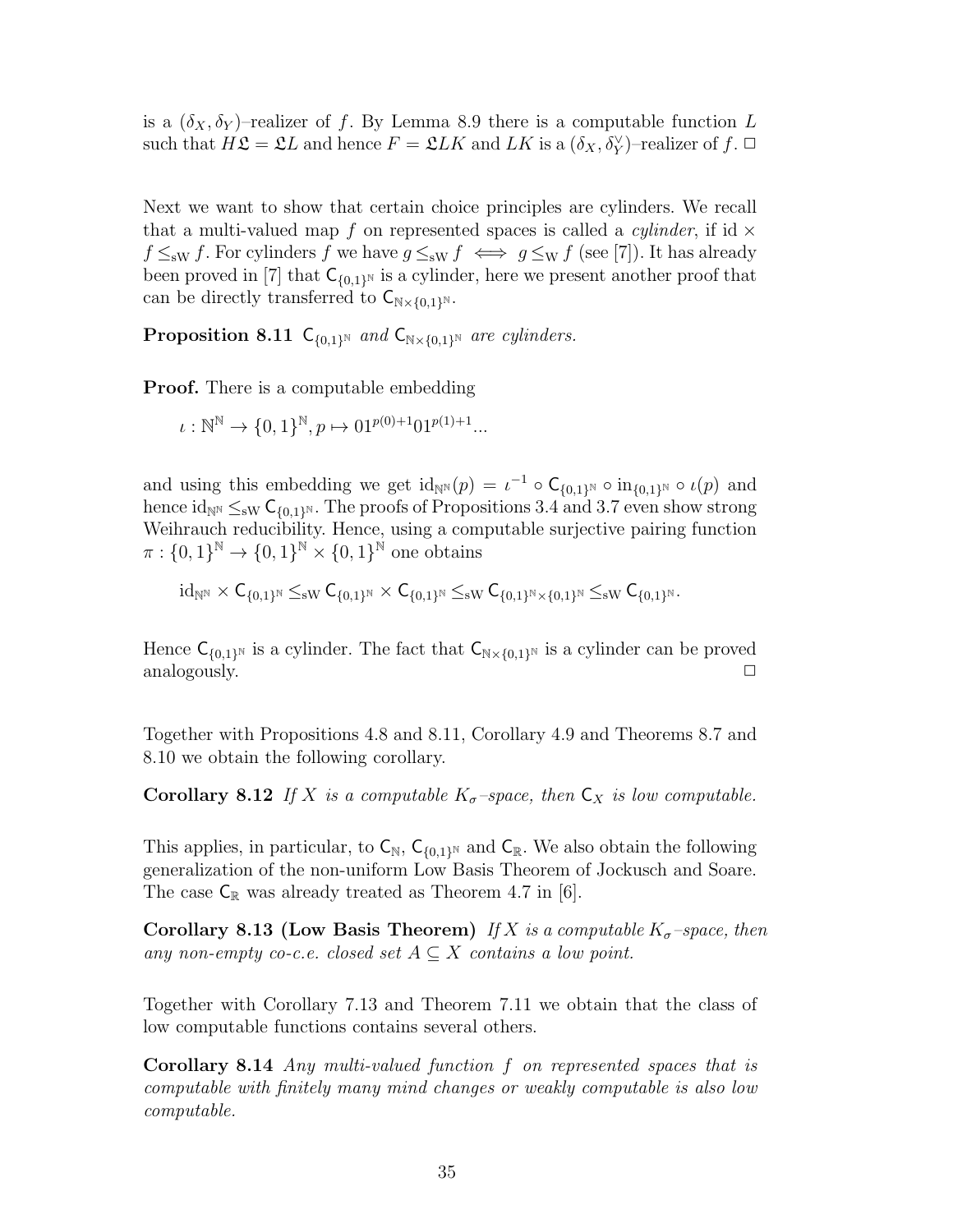is a $(\delta_X, \delta_Y)$–realizer of $f$. By Lemma 8.9 there is a computable function $L$ such that $H\mathfrak{L} = \mathfrak{L}L$ and hence $F = \mathfrak{L}LK$ and $LK$ is a $(\delta_X, \delta_Y^\vee)$–realizer of $f$. $\Box$

Next we want to show that certain choice principles are cylinders. We recall that a multi-valued map $f$ on represented spaces is called a *cylinder*, if $\mathrm{id} \times f \leq_{\mathrm{sW}} f$. For cylinders $f$ we have $g \leq_{\mathrm{sW}} f \iff g \leq_{\mathrm{W}} f$ (see [7]). It has already been proved in [7] that $\mathsf{C}_{\{0,1\}^\mathbb{N}}$ is a cylinder, here we present another proof that can be directly transferred to $\mathsf{C}_{\mathbb{N}\times\{0,1\}^\mathbb{N}}$.

**Proposition 8.11** *$\mathsf{C}_{\{0,1\}^\mathbb{N}}$ and $\mathsf{C}_{\mathbb{N}\times\{0,1\}^\mathbb{N}}$ are cylinders.*

**Proof.** There is a computable embedding

$$\iota : \mathbb{N}^\mathbb{N} \to \{0,1\}^\mathbb{N}, p \mapsto 01^{p(0)+1}01^{p(1)+1}...$$

and using this embedding we get $\mathrm{id}_{\mathbb{N}^\mathbb{N}}(p) = \iota^{-1} \circ \mathsf{C}_{\{0,1\}^\mathbb{N}} \circ \mathrm{in}_{\{0,1\}^\mathbb{N}} \circ \iota(p)$ and hence $\mathrm{id}_{\mathbb{N}^\mathbb{N}} \leq_{\mathrm{sW}} \mathsf{C}_{\{0,1\}^\mathbb{N}}$. The proofs of Propositions 3.4 and 3.7 even show strong Weihrauch reducibility. Hence, using a computable surjective pairing function $\pi : \{0,1\}^\mathbb{N} \to \{0,1\}^\mathbb{N} \times \{0,1\}^\mathbb{N}$ one obtains

$$\mathrm{id}_{\mathbb{N}^\mathbb{N}} \times \mathsf{C}_{\{0,1\}^\mathbb{N}} \leq_{\mathrm{sW}} \mathsf{C}_{\{0,1\}^\mathbb{N}} \times \mathsf{C}_{\{0,1\}^\mathbb{N}} \leq_{\mathrm{sW}} \mathsf{C}_{\{0,1\}^\mathbb{N}\times\{0,1\}^\mathbb{N}} \leq_{\mathrm{sW}} \mathsf{C}_{\{0,1\}^\mathbb{N}}.$$

Hence $\mathsf{C}_{\{0,1\}^\mathbb{N}}$ is a cylinder. The fact that $\mathsf{C}_{\mathbb{N}\times\{0,1\}^\mathbb{N}}$ is a cylinder can be proved analogously. $\Box$

Together with Propositions 4.8 and 8.11, Corollary 4.9 and Theorems 8.7 and 8.10 we obtain the following corollary.

**Corollary 8.12** *If $X$ is a computable $K_\sigma$–space, then $\mathsf{C}_X$ is low computable.*

This applies, in particular, to $\mathsf{C}_\mathbb{N}$, $\mathsf{C}_{\{0,1\}^\mathbb{N}}$ and $\mathsf{C}_\mathbb{R}$. We also obtain the following generalization of the non-uniform Low Basis Theorem of Jockusch and Soare. The case $\mathsf{C}_\mathbb{R}$ was already treated as Theorem 4.7 in [6].

**Corollary 8.13 (Low Basis Theorem)** *If $X$ is a computable $K_\sigma$–space, then any non-empty co-c.e. closed set $A \subseteq X$ contains a low point.*

Together with Corollary 7.13 and Theorem 7.11 we obtain that the class of low computable functions contains several others.

**Corollary 8.14** *Any multi-valued function $f$ on represented spaces that is computable with finitely many mind changes or weakly computable is also low computable.*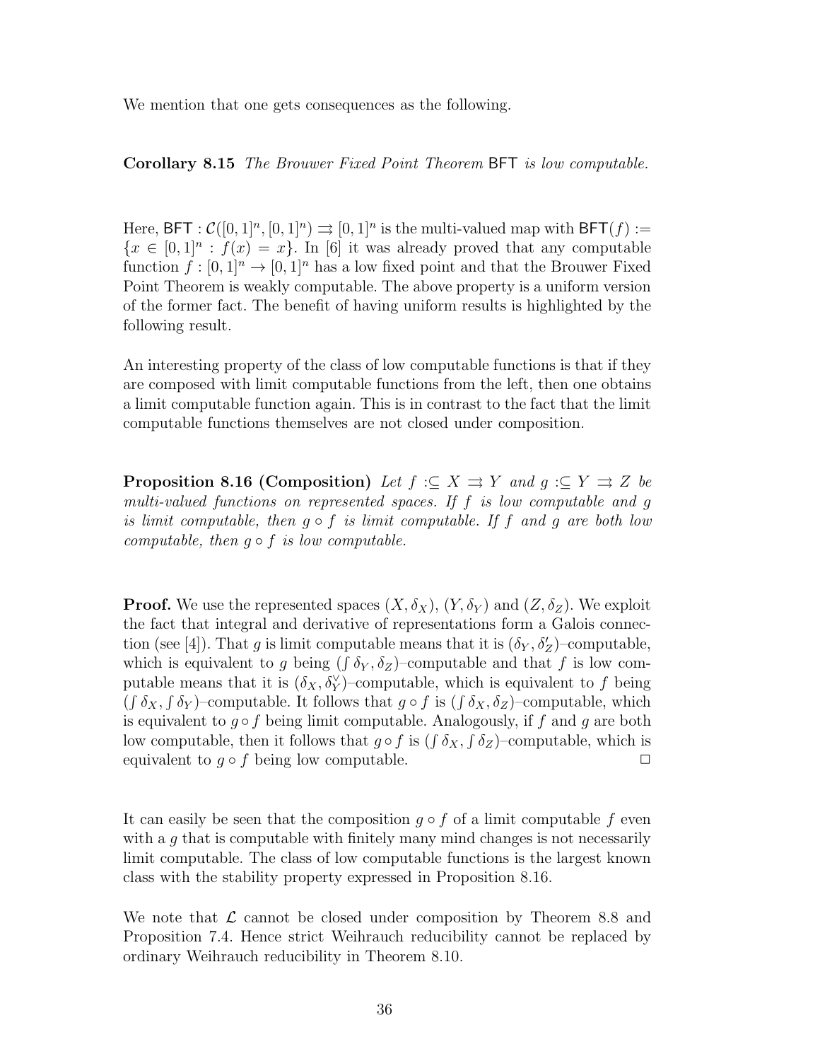We mention that one gets consequences as the following.

**Corollary 8.15** *The Brouwer Fixed Point Theorem* $\mathsf{BFT}$ *is low computable.*

Here, $\mathsf{BFT} : \mathcal{C}([0,1]^n, [0,1]^n) \rightrightarrows [0,1]^n$ is the multi-valued map with $\mathsf{BFT}(f) := \{x \in [0,1]^n : f(x) = x\}$. In [6] it was already proved that any computable function $f : [0,1]^n \to [0,1]^n$ has a low fixed point and that the Brouwer Fixed Point Theorem is weakly computable. The above property is a uniform version of the former fact. The benefit of having uniform results is highlighted by the following result.

An interesting property of the class of low computable functions is that if they are composed with limit computable functions from the left, then one obtains a limit computable function again. This is in contrast to the fact that the limit computable functions themselves are not closed under composition.

**Proposition 8.16 (Composition)** *Let $f :\subseteq X \rightrightarrows Y$ and $g :\subseteq Y \rightrightarrows Z$ be multi-valued functions on represented spaces. If $f$ is low computable and $g$ is limit computable, then $g \circ f$ is limit computable. If $f$ and $g$ are both low computable, then $g \circ f$ is low computable.*

**Proof.** We use the represented spaces $(X, \delta_X)$, $(Y, \delta_Y)$ and $(Z, \delta_Z)$. We exploit the fact that integral and derivative of representations form a Galois connection (see [4]). That $g$ is limit computable means that it is $(\delta_Y, \delta_Z')$–computable, which is equivalent to $g$ being $(\int \delta_Y, \delta_Z)$–computable and that $f$ is low computable means that it is $(\delta_X, \delta_Y^\vee)$–computable, which is equivalent to $f$ being $(\int \delta_X, \int \delta_Y)$–computable. It follows that $g \circ f$ is $(\int \delta_X, \delta_Z)$–computable, which is equivalent to $g \circ f$ being limit computable. Analogously, if $f$ and $g$ are both low computable, then it follows that $g \circ f$ is $(\int \delta_X, \int \delta_Z)$–computable, which is equivalent to $g \circ f$ being low computable. $\square$

It can easily be seen that the composition $g \circ f$ of a limit computable $f$ even with a $g$ that is computable with finitely many mind changes is not necessarily limit computable. The class of low computable functions is the largest known class with the stability property expressed in Proposition 8.16.

We note that $\mathcal{L}$ cannot be closed under composition by Theorem 8.8 and Proposition 7.4. Hence strict Weihrauch reducibility cannot be replaced by ordinary Weihrauch reducibility in Theorem 8.10.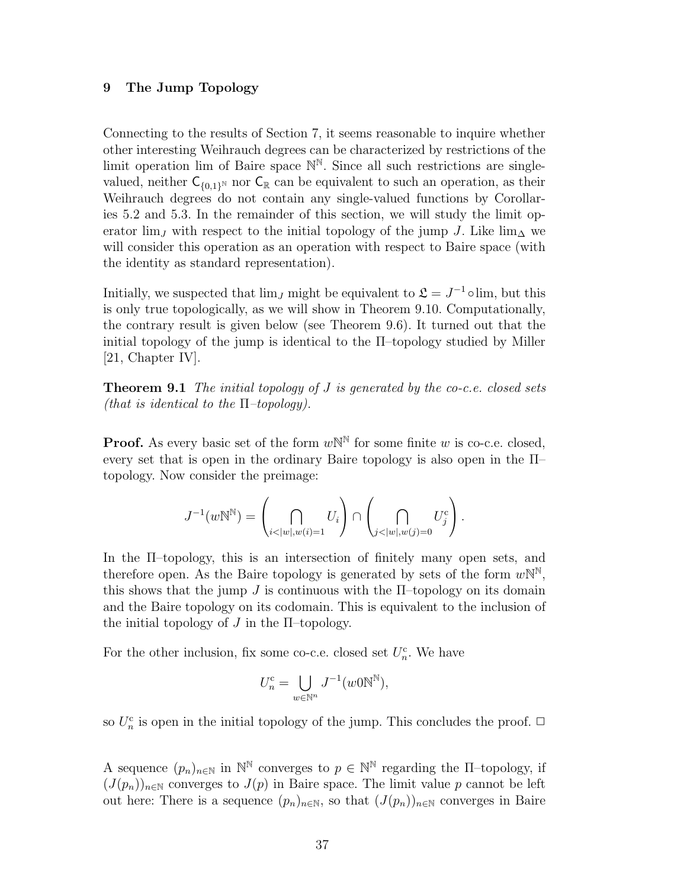## 9 The Jump Topology

Connecting to the results of Section 7, it seems reasonable to inquire whether other interesting Weihrauch degrees can be characterized by restrictions of the limit operation lim of Baire space $\mathbb{N}^{\mathbb{N}}$. Since all such restrictions are single-valued, neither $\mathsf{C}_{\{0,1\}^{\mathbb{N}}}$ nor $\mathsf{C}_{\mathbb{R}}$ can be equivalent to such an operation, as their Weihrauch degrees do not contain any single-valued functions by Corollaries 5.2 and 5.3. In the remainder of this section, we will study the limit operator $\lim_J$ with respect to the initial topology of the jump $J$. Like $\lim_\Delta$ we will consider this operation as an operation with respect to Baire space (with the identity as standard representation).

Initially, we suspected that $\lim_J$ might be equivalent to $\mathfrak{L} = J^{-1} \circ \lim$, but this is only true topologically, as we will show in Theorem 9.10. Computationally, the contrary result is given below (see Theorem 9.6). It turned out that the initial topology of the jump is identical to the $\Pi$–topology studied by Miller [21, Chapter IV].

**Theorem 9.1** *The initial topology of $J$ is generated by the co-c.e. closed sets (that is identical to the $\Pi$–topology).*

**Proof.** As every basic set of the form $w\mathbb{N}^{\mathbb{N}}$ for some finite $w$ is co-c.e. closed, every set that is open in the ordinary Baire topology is also open in the $\Pi$–topology. Now consider the preimage:

$$J^{-1}(w\mathbb{N}^{\mathbb{N}}) = \left( \bigcap_{i<|w|, w(i)=1} U_i \right) \cap \left( \bigcap_{j<|w|, w(j)=0} U_j^{\mathrm{c}} \right).$$

In the $\Pi$–topology, this is an intersection of finitely many open sets, and therefore open. As the Baire topology is generated by sets of the form $w\mathbb{N}^{\mathbb{N}}$, this shows that the jump $J$ is continuous with the $\Pi$–topology on its domain and the Baire topology on its codomain. This is equivalent to the inclusion of the initial topology of $J$ in the $\Pi$–topology.

For the other inclusion, fix some co-c.e. closed set $U_n^{\mathrm{c}}$. We have

$$U_n^{\mathrm{c}} = \bigcup_{w \in \mathbb{N}^n} J^{-1}(w0\mathbb{N}^{\mathbb{N}}),$$

so $U_n^{\mathrm{c}}$ is open in the initial topology of the jump. This concludes the proof. $\square$

A sequence $(p_n)_{n\in\mathbb{N}}$ in $\mathbb{N}^{\mathbb{N}}$ converges to $p \in \mathbb{N}^{\mathbb{N}}$ regarding the $\Pi$–topology, if $(J(p_n))_{n\in\mathbb{N}}$ converges to $J(p)$ in Baire space. The limit value $p$ cannot be left out here: There is a sequence $(p_n)_{n\in\mathbb{N}}$, so that $(J(p_n))_{n\in\mathbb{N}}$ converges in Baire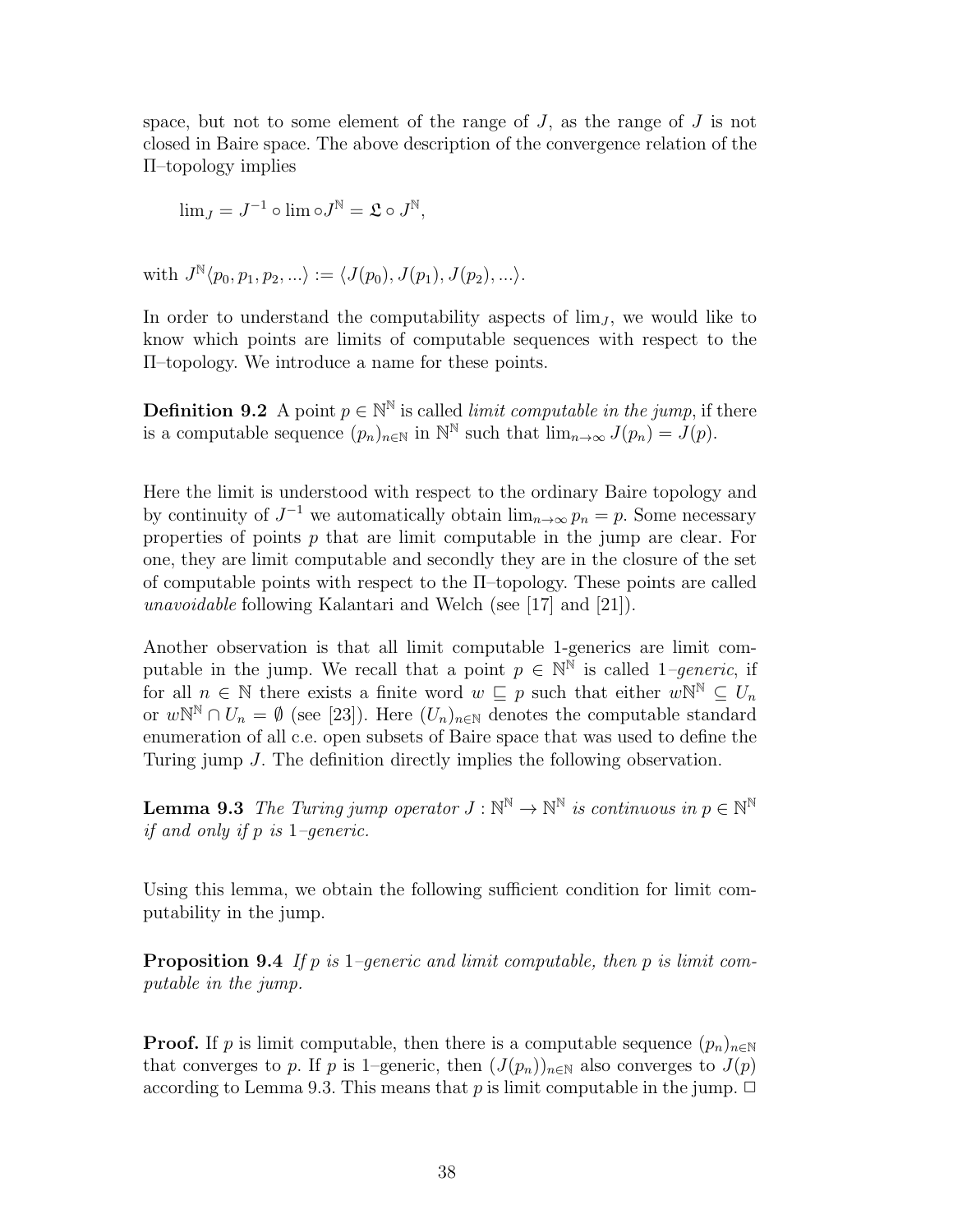space, but not to some element of the range of $J$, as the range of $J$ is not closed in Baire space. The above description of the convergence relation of the Π–topology implies

$$\lim_J = J^{-1} \circ \lim \circ J^{\mathbb{N}} = \mathfrak{L} \circ J^{\mathbb{N}},$$

with $J^{\mathbb{N}}\langle p_0, p_1, p_2, ...\rangle := \langle J(p_0), J(p_1), J(p_2), ...\rangle$.

In order to understand the computability aspects of $\lim_J$, we would like to know which points are limits of computable sequences with respect to the Π–topology. We introduce a name for these points.

**Definition 9.2** A point $p \in \mathbb{N}^{\mathbb{N}}$ is called *limit computable in the jump*, if there is a computable sequence $(p_n)_{n\in\mathbb{N}}$ in $\mathbb{N}^{\mathbb{N}}$ such that $\lim_{n\to\infty} J(p_n) = J(p)$.

Here the limit is understood with respect to the ordinary Baire topology and by continuity of $J^{-1}$ we automatically obtain $\lim_{n\to\infty} p_n = p$. Some necessary properties of points $p$ that are limit computable in the jump are clear. For one, they are limit computable and secondly they are in the closure of the set of computable points with respect to the Π–topology. These points are called *unavoidable* following Kalantari and Welch (see [17] and [21]).

Another observation is that all limit computable 1-generics are limit computable in the jump. We recall that a point $p \in \mathbb{N}^{\mathbb{N}}$ is called *1–generic*, if for all $n \in \mathbb{N}$ there exists a finite word $w \sqsubseteq p$ such that either $w\mathbb{N}^{\mathbb{N}} \subseteq U_n$ or $w\mathbb{N}^{\mathbb{N}} \cap U_n = \emptyset$ (see [23]). Here $(U_n)_{n\in\mathbb{N}}$ denotes the computable standard enumeration of all c.e. open subsets of Baire space that was used to define the Turing jump $J$. The definition directly implies the following observation.

**Lemma 9.3** *The Turing jump operator $J : \mathbb{N}^{\mathbb{N}} \to \mathbb{N}^{\mathbb{N}}$ is continuous in $p \in \mathbb{N}^{\mathbb{N}}$ if and only if $p$ is 1–generic.*

Using this lemma, we obtain the following sufficient condition for limit computability in the jump.

**Proposition 9.4** *If $p$ is 1–generic and limit computable, then $p$ is limit computable in the jump.*

**Proof.** If $p$ is limit computable, then there is a computable sequence $(p_n)_{n\in\mathbb{N}}$ that converges to $p$. If $p$ is 1–generic, then $(J(p_n))_{n\in\mathbb{N}}$ also converges to $J(p)$ according to Lemma 9.3. This means that $p$ is limit computable in the jump. □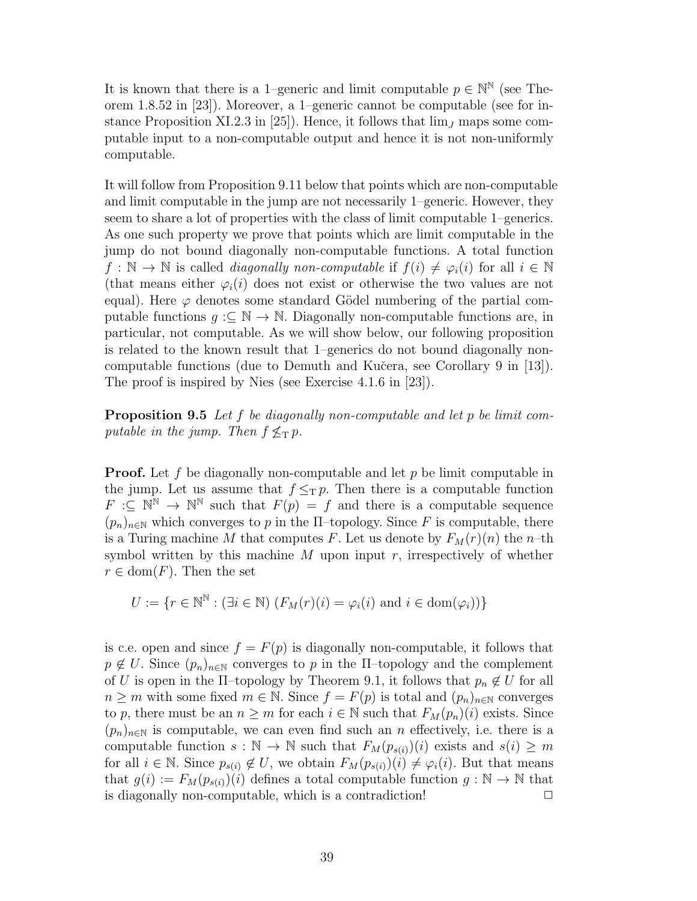It is known that there is a 1–generic and limit computable $p \in \mathbb{N}^{\mathbb{N}}$ (see Theorem 1.8.52 in [23]). Moreover, a 1–generic cannot be computable (see for instance Proposition XI.2.3 in [25]). Hence, it follows that $\lim_J$ maps some computable input to a non-computable output and hence it is not non-uniformly computable.

It will follow from Proposition 9.11 below that points which are non-computable and limit computable in the jump are not necessarily 1–generic. However, they seem to share a lot of properties with the class of limit computable 1–generics. As one such property we prove that points which are limit computable in the jump do not bound diagonally non-computable functions. A total function $f : \mathbb{N} \to \mathbb{N}$ is called *diagonally non-computable* if $f(i) \neq \varphi_i(i)$ for all $i \in \mathbb{N}$ (that means either $\varphi_i(i)$ does not exist or otherwise the two values are not equal). Here $\varphi$ denotes some standard Gödel numbering of the partial computable functions $g :\subseteq \mathbb{N} \to \mathbb{N}$. Diagonally non-computable functions are, in particular, not computable. As we will show below, our following proposition is related to the known result that 1–generics do not bound diagonally non-computable functions (due to Demuth and Kučera, see Corollary 9 in [13]). The proof is inspired by Nies (see Exercise 4.1.6 in [23]).

**Proposition 9.5** *Let $f$ be diagonally non-computable and let $p$ be limit computable in the jump. Then $f \not\leq_{\mathrm{T}} p$.*

**Proof.** Let $f$ be diagonally non-computable and let $p$ be limit computable in the jump. Let us assume that $f \leq_{\mathrm{T}} p$. Then there is a computable function $F :\subseteq \mathbb{N}^{\mathbb{N}} \to \mathbb{N}^{\mathbb{N}}$ such that $F(p) = f$ and there is a computable sequence $(p_n)_{n \in \mathbb{N}}$ which converges to $p$ in the $\Pi$–topology. Since $F$ is computable, there is a Turing machine $M$ that computes $F$. Let us denote by $F_M(r)(n)$ the $n$–th symbol written by this machine $M$ upon input $r$, irrespectively of whether $r \in \mathrm{dom}(F)$. Then the set

$$U := \{r \in \mathbb{N}^{\mathbb{N}} : (\exists i \in \mathbb{N})\ (F_M(r)(i) = \varphi_i(i) \text{ and } i \in \mathrm{dom}(\varphi_i))\}$$

is c.e. open and since $f = F(p)$ is diagonally non-computable, it follows that $p \notin U$. Since $(p_n)_{n \in \mathbb{N}}$ converges to $p$ in the $\Pi$–topology and the complement of $U$ is open in the $\Pi$–topology by Theorem 9.1, it follows that $p_n \notin U$ for all $n \geq m$ with some fixed $m \in \mathbb{N}$. Since $f = F(p)$ is total and $(p_n)_{n \in \mathbb{N}}$ converges to $p$, there must be an $n \geq m$ for each $i \in \mathbb{N}$ such that $F_M(p_n)(i)$ exists. Since $(p_n)_{n \in \mathbb{N}}$ is computable, we can even find such an $n$ effectively, i.e. there is a computable function $s : \mathbb{N} \to \mathbb{N}$ such that $F_M(p_{s(i)})(i)$ exists and $s(i) \geq m$ for all $i \in \mathbb{N}$. Since $p_{s(i)} \notin U$, we obtain $F_M(p_{s(i)})(i) \neq \varphi_i(i)$. But that means that $g(i) := F_M(p_{s(i)})(i)$ defines a total computable function $g : \mathbb{N} \to \mathbb{N}$ that is diagonally non-computable, which is a contradiction! $\square$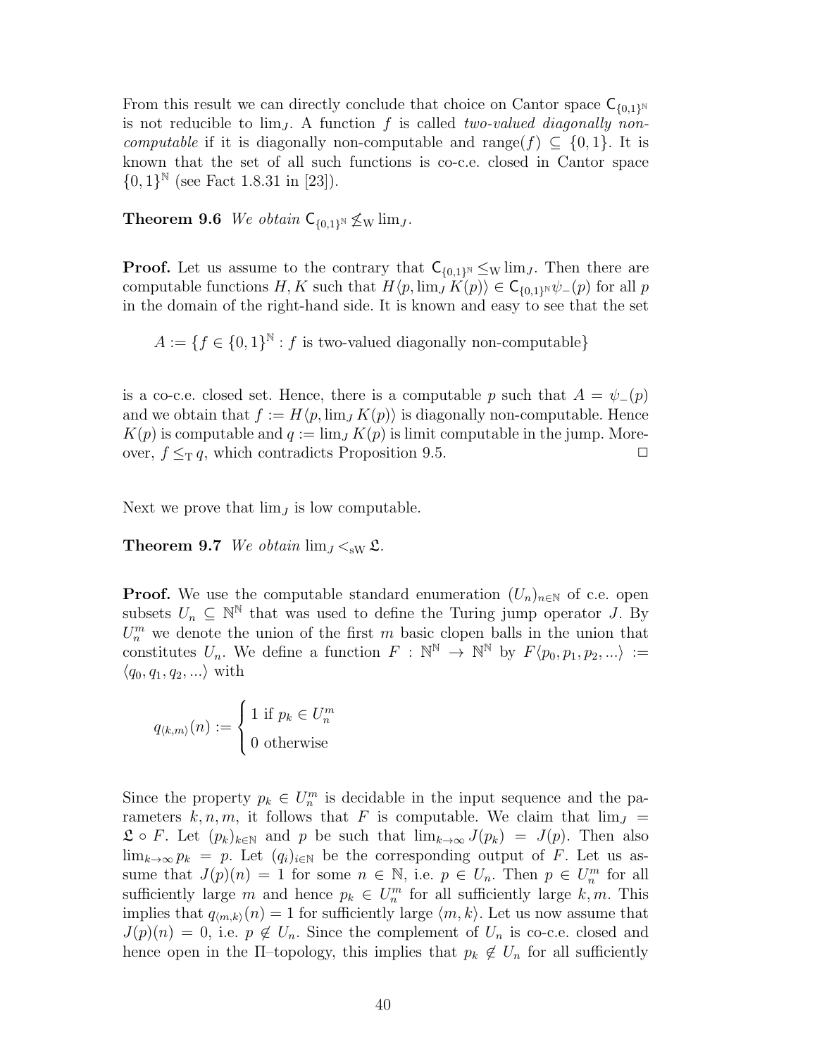From this result we can directly conclude that choice on Cantor space $\mathsf{C}_{\{0,1\}^{\mathbb{N}}}$ is not reducible to $\lim_J$. A function $f$ is called *two-valued diagonally non-computable* if it is diagonally non-computable and range$(f) \subseteq \{0,1\}$. It is known that the set of all such functions is co-c.e. closed in Cantor space $\{0,1\}^{\mathbb{N}}$ (see Fact 1.8.31 in [23]).

**Theorem 9.6** *We obtain* $\mathsf{C}_{\{0,1\}^{\mathbb{N}}} \not\leq_{\mathrm{W}} \lim_J$.

**Proof.** Let us assume to the contrary that $\mathsf{C}_{\{0,1\}^{\mathbb{N}}} \leq_{\mathrm{W}} \lim_J$. Then there are computable functions $H, K$ such that $H\langle p, \lim_J K(p)\rangle \in \mathsf{C}_{\{0,1\}^{\mathbb{N}}}\psi_-(p)$ for all $p$ in the domain of the right-hand side. It is known and easy to see that the set

$$A := \{f \in \{0,1\}^{\mathbb{N}} : f \text{ is two-valued diagonally non-computable}\}$$

is a co-c.e. closed set. Hence, there is a computable $p$ such that $A = \psi_-(p)$ and we obtain that $f := H\langle p, \lim_J K(p)\rangle$ is diagonally non-computable. Hence $K(p)$ is computable and $q := \lim_J K(p)$ is limit computable in the jump. Moreover, $f \leq_{\mathrm{T}} q$, which contradicts Proposition 9.5. $\square$

Next we prove that $\lim_J$ is low computable.

**Theorem 9.7** *We obtain* $\lim_J <_{\mathrm{sW}} \mathfrak{L}$.

**Proof.** We use the computable standard enumeration $(U_n)_{n\in\mathbb{N}}$ of c.e. open subsets $U_n \subseteq \mathbb{N}^{\mathbb{N}}$ that was used to define the Turing jump operator $J$. By $U_n^m$ we denote the union of the first $m$ basic clopen balls in the union that constitutes $U_n$. We define a function $F : \mathbb{N}^{\mathbb{N}} \to \mathbb{N}^{\mathbb{N}}$ by $F\langle p_0, p_1, p_2, ...\rangle := \langle q_0, q_1, q_2, ...\rangle$ with

$$q_{\langle k,m\rangle}(n) := \begin{cases} 1 \text{ if } p_k \in U_n^m \\ 0 \text{ otherwise} \end{cases}$$

Since the property $p_k \in U_n^m$ is decidable in the input sequence and the parameters $k, n, m$, it follows that $F$ is computable. We claim that $\lim_J = \mathfrak{L} \circ F$. Let $(p_k)_{k\in\mathbb{N}}$ and $p$ be such that $\lim_{k\to\infty} J(p_k) = J(p)$. Then also $\lim_{k\to\infty} p_k = p$. Let $(q_i)_{i\in\mathbb{N}}$ be the corresponding output of $F$. Let us assume that $J(p)(n) = 1$ for some $n \in \mathbb{N}$, i.e. $p \in U_n$. Then $p \in U_n^m$ for all sufficiently large $m$ and hence $p_k \in U_n^m$ for all sufficiently large $k, m$. This implies that $q_{\langle m,k\rangle}(n) = 1$ for sufficiently large $\langle m, k\rangle$. Let us now assume that $J(p)(n) = 0$, i.e. $p \notin U_n$. Since the complement of $U_n$ is co-c.e. closed and hence open in the $\Pi$–topology, this implies that $p_k \notin U_n$ for all sufficiently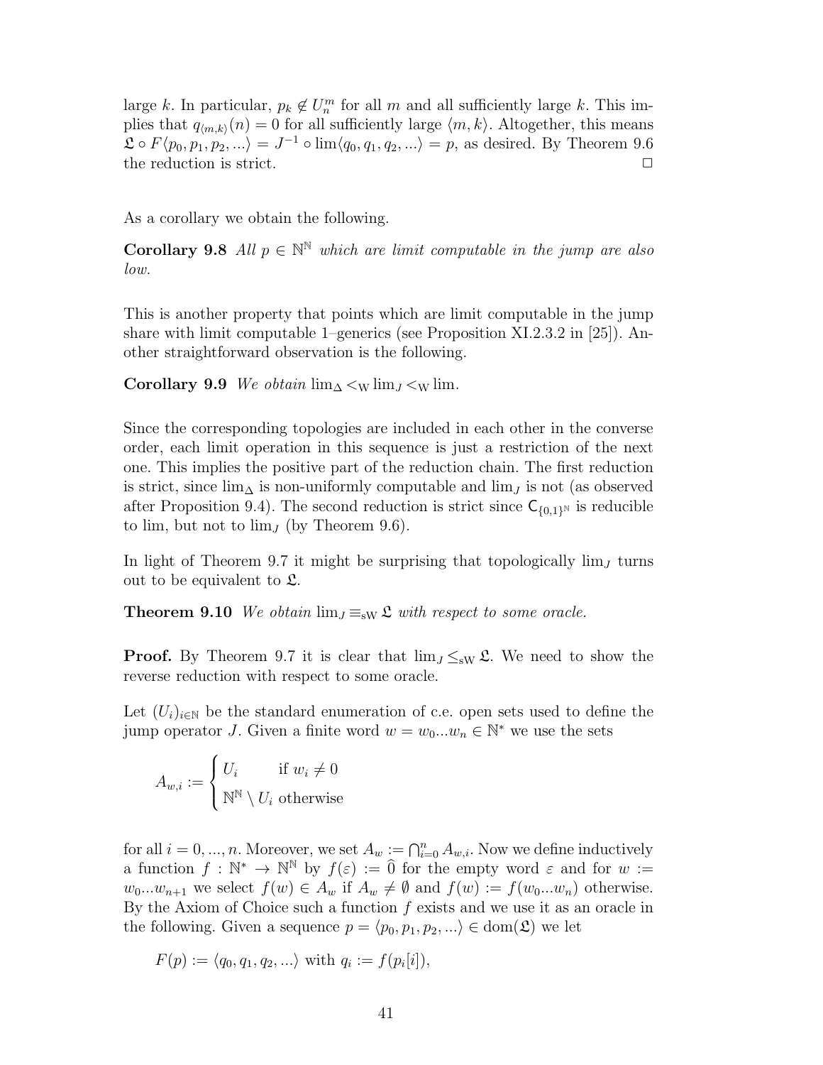large $k$. In particular, $p_k \notin U_n^m$ for all $m$ and all sufficiently large $k$. This implies that $q_{\langle m,k\rangle}(n) = 0$ for all sufficiently large $\langle m, k\rangle$. Altogether, this means $\mathfrak{L} \circ F\langle p_0, p_1, p_2, ...\rangle = J^{-1} \circ \lim\langle q_0, q_1, q_2, ...\rangle = p$, as desired. By Theorem 9.6 the reduction is strict. $\square$

As a corollary we obtain the following.

**Corollary 9.8** *All $p \in \mathbb{N}^\mathbb{N}$ which are limit computable in the jump are also low.*

This is another property that points which are limit computable in the jump share with limit computable 1–generics (see Proposition XI.2.3.2 in [25]). Another straightforward observation is the following.

**Corollary 9.9** *We obtain $\lim_\Delta <_{\mathrm{W}} \lim_J <_{\mathrm{W}} \lim$.*

Since the corresponding topologies are included in each other in the converse order, each limit operation in this sequence is just a restriction of the next one. This implies the positive part of the reduction chain. The first reduction is strict, since $\lim_\Delta$ is non-uniformly computable and $\lim_J$ is not (as observed after Proposition 9.4). The second reduction is strict since $\mathsf{C}_{\{0,1\}^\mathbb{N}}$ is reducible to lim, but not to $\lim_J$ (by Theorem 9.6).

In light of Theorem 9.7 it might be surprising that topologically $\lim_J$ turns out to be equivalent to $\mathfrak{L}$.

**Theorem 9.10** *We obtain $\lim_J \equiv_{\mathrm{sW}} \mathfrak{L}$ with respect to some oracle.*

**Proof.** By Theorem 9.7 it is clear that $\lim_J \leq_{\mathrm{sW}} \mathfrak{L}$. We need to show the reverse reduction with respect to some oracle.

Let $(U_i)_{i\in\mathbb{N}}$ be the standard enumeration of c.e. open sets used to define the jump operator $J$. Given a finite word $w = w_0...w_n \in \mathbb{N}^*$ we use the sets

$$A_{w,i} := \begin{cases} U_i & \text{if } w_i \neq 0 \\ \mathbb{N}^\mathbb{N} \setminus U_i & \text{otherwise} \end{cases}$$

for all $i = 0, ..., n$. Moreover, we set $A_w := \bigcap_{i=0}^n A_{w,i}$. Now we define inductively a function $f : \mathbb{N}^* \to \mathbb{N}^\mathbb{N}$ by $f(\varepsilon) := \widehat{0}$ for the empty word $\varepsilon$ and for $w := w_0...w_{n+1}$ we select $f(w) \in A_w$ if $A_w \neq \emptyset$ and $f(w) := f(w_0...w_n)$ otherwise. By the Axiom of Choice such a function $f$ exists and we use it as an oracle in the following. Given a sequence $p = \langle p_0, p_1, p_2, ...\rangle \in \mathrm{dom}(\mathfrak{L})$ we let

$$F(p) := \langle q_0, q_1, q_2, ...\rangle \text{ with } q_i := f(p_i[i]),$$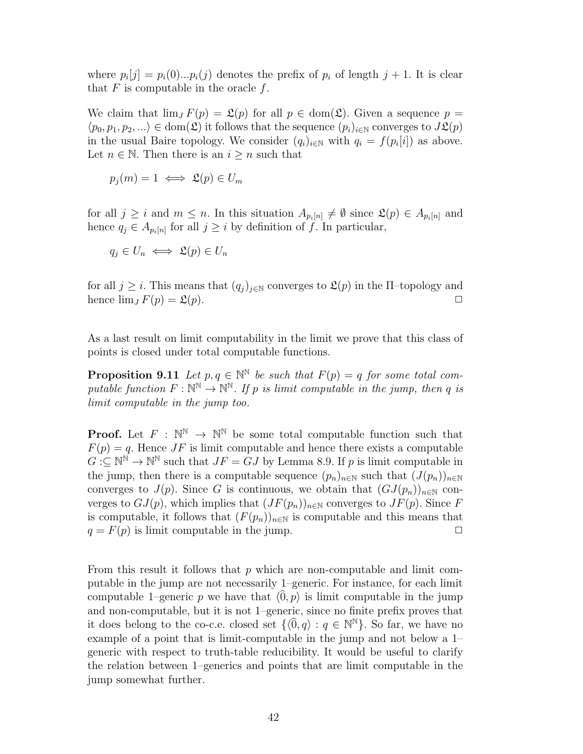where $p_i[j] = p_i(0)...p_i(j)$ denotes the prefix of $p_i$ of length $j+1$. It is clear that $F$ is computable in the oracle $f$.

We claim that $\lim_J F(p) = \mathfrak{L}(p)$ for all $p \in \mathrm{dom}(\mathfrak{L})$. Given a sequence $p = \langle p_0, p_1, p_2, ...\rangle \in \mathrm{dom}(\mathfrak{L})$ it follows that the sequence $(p_i)_{i\in\mathbb{N}}$ converges to $J\mathfrak{L}(p)$ in the usual Baire topology. We consider $(q_i)_{i\in\mathbb{N}}$ with $q_i = f(p_i[i])$ as above. Let $n \in \mathbb{N}$. Then there is an $i \geq n$ such that

$$p_j(m) = 1 \iff \mathfrak{L}(p) \in U_m$$

for all $j \geq i$ and $m \leq n$. In this situation $A_{p_i[n]} \neq \emptyset$ since $\mathfrak{L}(p) \in A_{p_i[n]}$ and hence $q_j \in A_{p_i[n]}$ for all $j \geq i$ by definition of $f$. In particular,

$$q_j \in U_n \iff \mathfrak{L}(p) \in U_n$$

for all $j \geq i$. This means that $(q_j)_{j\in\mathbb{N}}$ converges to $\mathfrak{L}(p)$ in the $\Pi$–topology and hence $\lim_J F(p) = \mathfrak{L}(p)$. □

As a last result on limit computability in the limit we prove that this class of points is closed under total computable functions.

**Proposition 9.11** *Let $p, q \in \mathbb{N}^\mathbb{N}$ be such that $F(p) = q$ for some total computable function $F : \mathbb{N}^\mathbb{N} \to \mathbb{N}^\mathbb{N}$. If $p$ is limit computable in the jump, then $q$ is limit computable in the jump too.*

**Proof.** Let $F : \mathbb{N}^\mathbb{N} \to \mathbb{N}^\mathbb{N}$ be some total computable function such that $F(p) = q$. Hence $JF$ is limit computable and hence there exists a computable $G :\subseteq \mathbb{N}^\mathbb{N} \to \mathbb{N}^\mathbb{N}$ such that $JF = GJ$ by Lemma 8.9. If $p$ is limit computable in the jump, then there is a computable sequence $(p_n)_{n\in\mathbb{N}}$ such that $(J(p_n))_{n\in\mathbb{N}}$ converges to $J(p)$. Since $G$ is continuous, we obtain that $(GJ(p_n))_{n\in\mathbb{N}}$ converges to $GJ(p)$, which implies that $(JF(p_n))_{n\in\mathbb{N}}$ converges to $JF(p)$. Since $F$ is computable, it follows that $(F(p_n))_{n\in\mathbb{N}}$ is computable and this means that $q = F(p)$ is limit computable in the jump. □

From this result it follows that $p$ which are non-computable and limit computable in the jump are not necessarily 1–generic. For instance, for each limit computable 1–generic $p$ we have that $\langle \widehat{0}, p\rangle$ is limit computable in the jump and non-computable, but it is not 1–generic, since no finite prefix proves that it does belong to the co-c.e. closed set $\{\langle \widehat{0}, q\rangle : q \in \mathbb{N}^\mathbb{N}\}$. So far, we have no example of a point that is limit-computable in the jump and not below a 1–generic with respect to truth-table reducibility. It would be useful to clarify the relation between 1–generics and points that are limit computable in the jump somewhat further.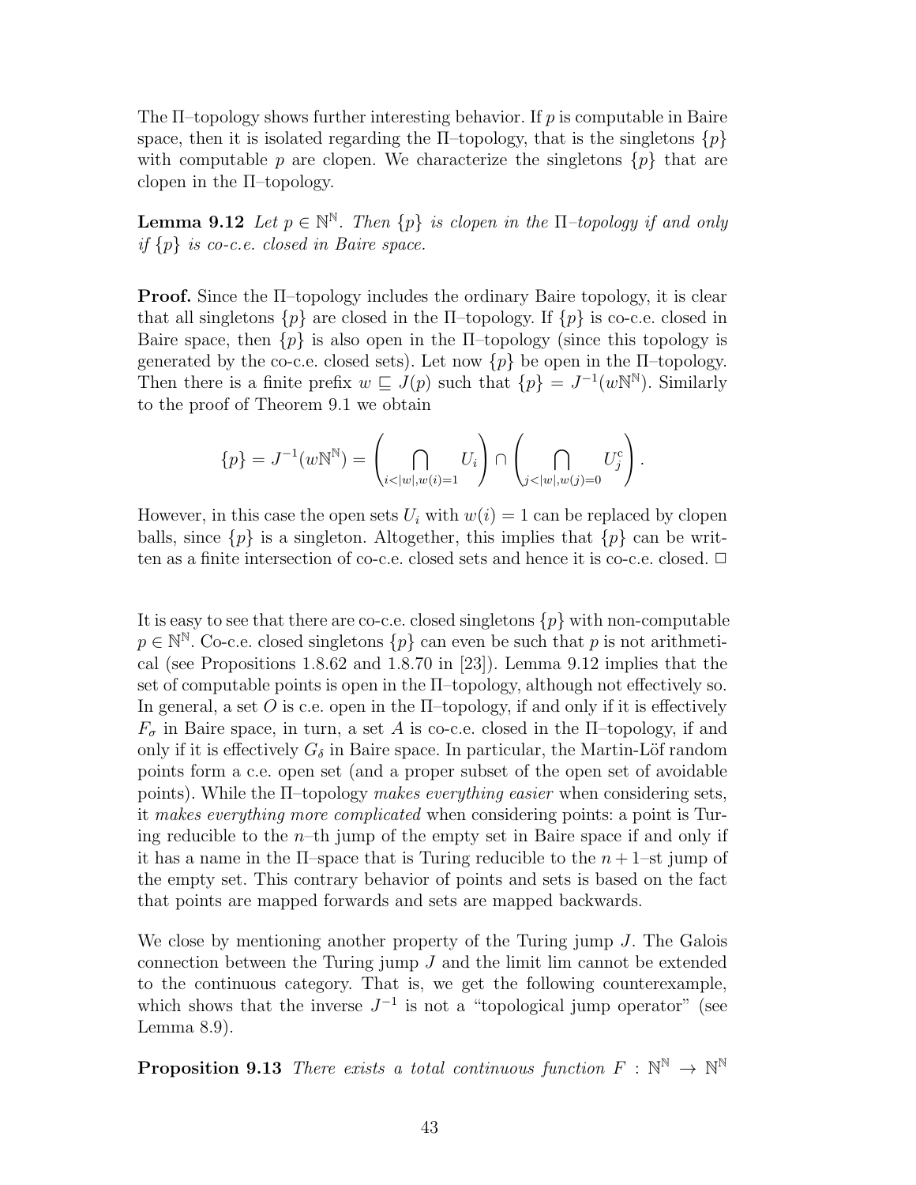The Π–topology shows further interesting behavior. If $p$ is computable in Baire space, then it is isolated regarding the Π–topology, that is the singletons $\{p\}$ with computable $p$ are clopen. We characterize the singletons $\{p\}$ that are clopen in the Π–topology.

**Lemma 9.12** *Let $p \in \mathbb{N}^\mathbb{N}$. Then $\{p\}$ is clopen in the Π–topology if and only if $\{p\}$ is co-c.e. closed in Baire space.*

**Proof.** Since the Π–topology includes the ordinary Baire topology, it is clear that all singletons $\{p\}$ are closed in the Π–topology. If $\{p\}$ is co-c.e. closed in Baire space, then $\{p\}$ is also open in the Π–topology (since this topology is generated by the co-c.e. closed sets). Let now $\{p\}$ be open in the Π–topology. Then there is a finite prefix $w \sqsubseteq J(p)$ such that $\{p\} = J^{-1}(w\mathbb{N}^\mathbb{N})$. Similarly to the proof of Theorem 9.1 we obtain

$$\{p\} = J^{-1}(w\mathbb{N}^\mathbb{N}) = \left(\bigcap_{i<|w|,w(i)=1} U_i\right) \cap \left(\bigcap_{j<|w|,w(j)=0} U_j^{\mathrm{c}}\right).$$

However, in this case the open sets $U_i$ with $w(i) = 1$ can be replaced by clopen balls, since $\{p\}$ is a singleton. Altogether, this implies that $\{p\}$ can be written as a finite intersection of co-c.e. closed sets and hence it is co-c.e. closed. $\square$

It is easy to see that there are co-c.e. closed singletons $\{p\}$ with non-computable $p \in \mathbb{N}^\mathbb{N}$. Co-c.e. closed singletons $\{p\}$ can even be such that $p$ is not arithmetical (see Propositions 1.8.62 and 1.8.70 in [23]). Lemma 9.12 implies that the set of computable points is open in the Π–topology, although not effectively so. In general, a set $O$ is c.e. open in the Π–topology, if and only if it is effectively $F_\sigma$ in Baire space, in turn, a set $A$ is co-c.e. closed in the Π–topology, if and only if it is effectively $G_\delta$ in Baire space. In particular, the Martin-Löf random points form a c.e. open set (and a proper subset of the open set of avoidable points). While the Π–topology *makes everything easier* when considering sets, it *makes everything more complicated* when considering points: a point is Turing reducible to the $n$–th jump of the empty set in Baire space if and only if it has a name in the Π–space that is Turing reducible to the $n+1$–st jump of the empty set. This contrary behavior of points and sets is based on the fact that points are mapped forwards and sets are mapped backwards.

We close by mentioning another property of the Turing jump $J$. The Galois connection between the Turing jump $J$ and the limit lim cannot be extended to the continuous category. That is, we get the following counterexample, which shows that the inverse $J^{-1}$ is not a "topological jump operator" (see Lemma 8.9).

**Proposition 9.13** *There exists a total continuous function $F : \mathbb{N}^\mathbb{N} \to \mathbb{N}^\mathbb{N}$*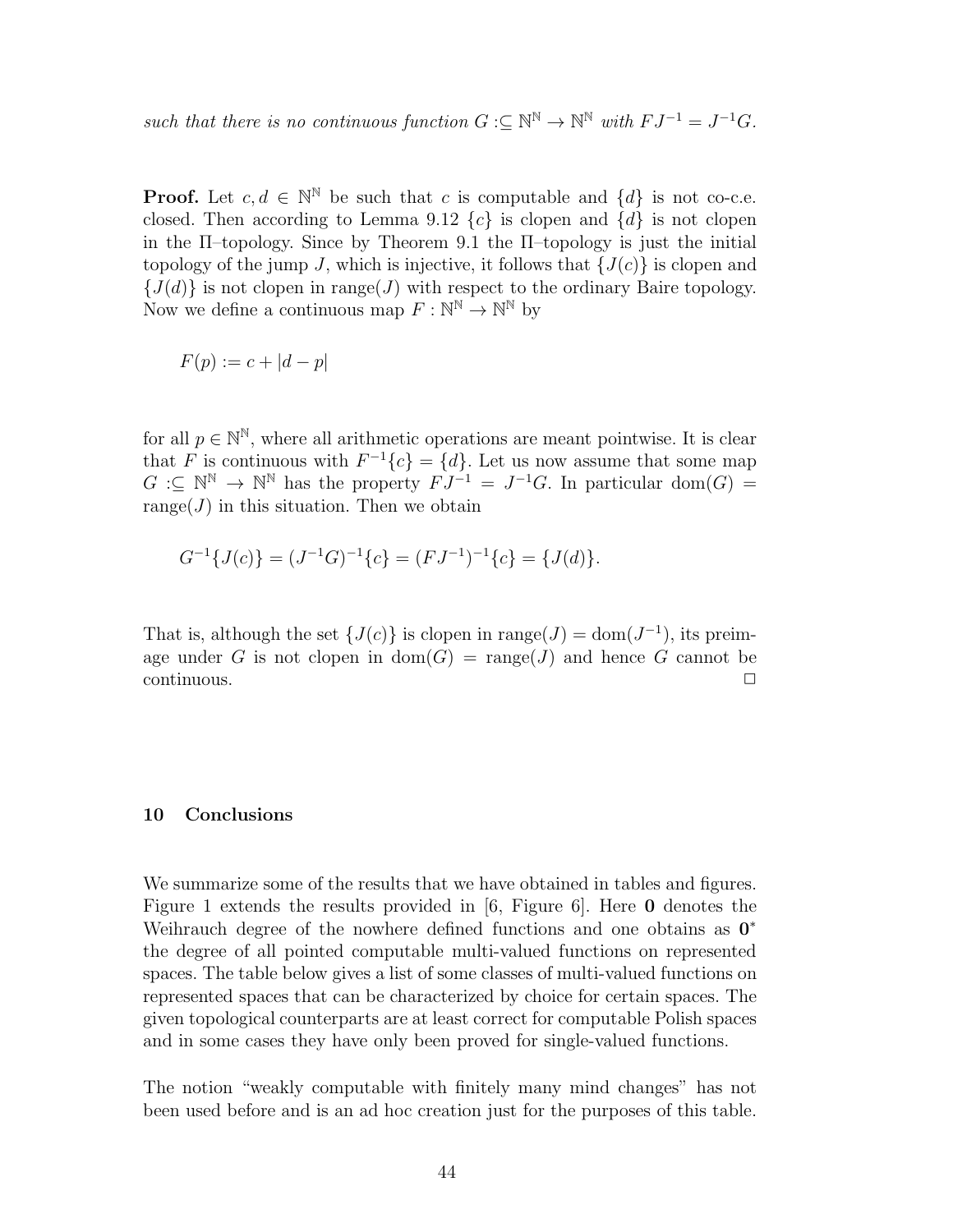*such that there is no continuous function $G :\subseteq \mathbb{N}^\mathbb{N} \to \mathbb{N}^\mathbb{N}$ with $FJ^{-1} = J^{-1}G$.*

**Proof.** Let $c, d \in \mathbb{N}^\mathbb{N}$ be such that $c$ is computable and $\{d\}$ is not co-c.e. closed. Then according to Lemma 9.12 $\{c\}$ is clopen and $\{d\}$ is not clopen in the Π–topology. Since by Theorem 9.1 the Π–topology is just the initial topology of the jump $J$, which is injective, it follows that $\{J(c)\}$ is clopen and $\{J(d)\}$ is not clopen in range$(J)$ with respect to the ordinary Baire topology. Now we define a continuous map $F : \mathbb{N}^\mathbb{N} \to \mathbb{N}^\mathbb{N}$ by

$$F(p) := c + |d - p|$$

for all $p \in \mathbb{N}^\mathbb{N}$, where all arithmetic operations are meant pointwise. It is clear that $F$ is continuous with $F^{-1}\{c\} = \{d\}$. Let us now assume that some map $G :\subseteq \mathbb{N}^\mathbb{N} \to \mathbb{N}^\mathbb{N}$ has the property $FJ^{-1} = J^{-1}G$. In particular dom$(G) =$ range$(J)$ in this situation. Then we obtain

$$G^{-1}\{J(c)\} = (J^{-1}G)^{-1}\{c\} = (FJ^{-1})^{-1}\{c\} = \{J(d)\}.$$

That is, although the set $\{J(c)\}$ is clopen in range$(J) = $ dom$(J^{-1})$, its preimage under $G$ is not clopen in dom$(G) =$ range$(J)$ and hence $G$ cannot be continuous. □

## 10 Conclusions

We summarize some of the results that we have obtained in tables and figures. Figure 1 extends the results provided in [6, Figure 6]. Here $\mathbf{0}$ denotes the Weihrauch degree of the nowhere defined functions and one obtains as $\mathbf{0}^*$ the degree of all pointed computable multi-valued functions on represented spaces. The table below gives a list of some classes of multi-valued functions on represented spaces that can be characterized by choice for certain spaces. The given topological counterparts are at least correct for computable Polish spaces and in some cases they have only been proved for single-valued functions.

The notion "weakly computable with finitely many mind changes" has not been used before and is an ad hoc creation just for the purposes of this table.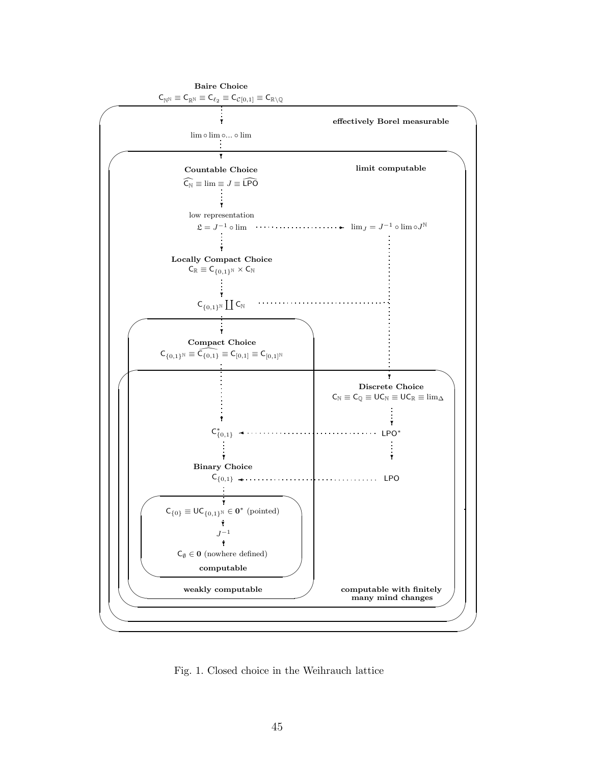**Baire Choice**

$\mathsf{C}_{\mathbb{N}^\mathbb{N}} \equiv \mathsf{C}_{\mathbb{R}^\mathbb{N}} \equiv \mathsf{C}_{\ell_2} \equiv \mathsf{C}_{\mathcal{C}[0,1]} \equiv \mathsf{C}_{\mathbb{R}\setminus\mathbb{Q}}$

**effectively Borel measurable**

$\lim \circ \lim \circ ... \circ \lim$

**limit computable**

**Countable Choice**

$\widehat{\mathsf{C}_\mathbb{N}} \equiv \lim \equiv J \equiv \widehat{\mathsf{LPO}}$

low representation

$\mathfrak{L} = J^{-1} \circ \lim$

$\lim_J = J^{-1} \circ \lim \circ J^\mathbb{N}$

**Locally Compact Choice**

$\mathsf{C}_\mathbb{R} \equiv \mathsf{C}_{\{0,1\}^\mathbb{N}} \times \mathsf{C}_\mathbb{N}$

$\mathsf{C}_{\{0,1\}^\mathbb{N}} \coprod \mathsf{C}_\mathbb{N}$

**Compact Choice**

$\mathsf{C}_{\{0,1\}^\mathbb{N}} \equiv \widehat{\mathsf{C}_{\{0,1\}}} \equiv \mathsf{C}_{[0,1]} \equiv \mathsf{C}_{[0,1]^\mathbb{N}}$

**Discrete Choice**

$\mathsf{C}_\mathbb{N} \equiv \mathsf{C}_\mathbb{Q} \equiv \mathsf{UC}_\mathbb{N} \equiv \mathsf{UC}_\mathbb{R} \equiv \lim_\Delta$

$\mathsf{C}^*_{\{0,1\}}$

$\mathsf{LPO}^*$

**Binary Choice**

$\mathsf{C}_{\{0,1\}}$

$\mathsf{LPO}$

$\mathsf{C}_{\{0\}} \equiv \mathsf{UC}_{\{0,1\}^\mathbb{N}} \in \mathbf{0}^*$ (pointed)

$J^{-1}$

$\mathsf{C}_\emptyset \in \mathbf{0}$ (nowhere defined)

**computable**

**weakly computable**

**computable with finitely many mind changes**

Fig. 1. Closed choice in the Weihrauch lattice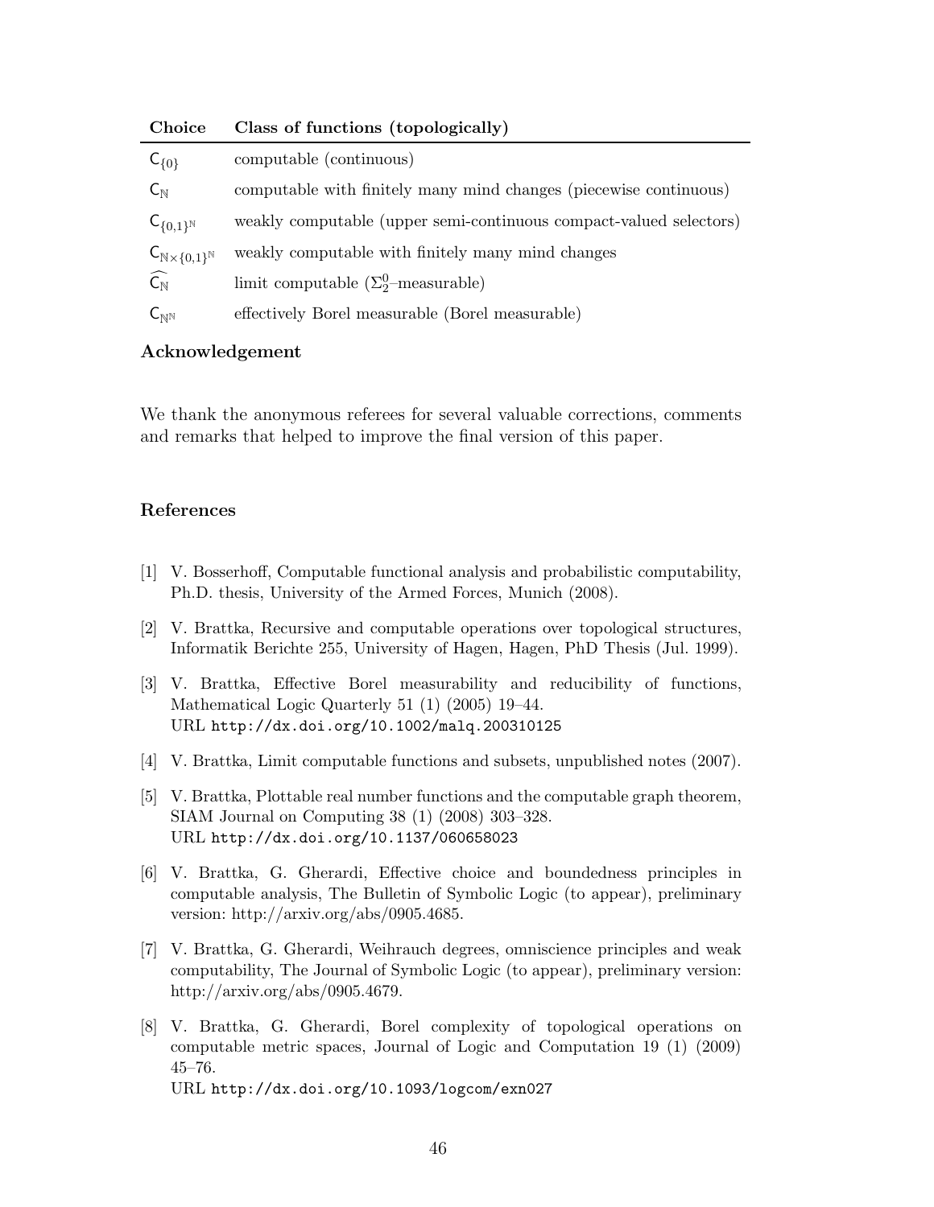| Choice | Class of functions (topologically) |
|---|---|
| $\mathsf{C}_{\{0\}}$ | computable (continuous) |
| $\mathsf{C}_{\mathbb{N}}$ | computable with finitely many mind changes (piecewise continuous) |
| $\mathsf{C}_{\{0,1\}^{\mathbb{N}}}$ | weakly computable (upper semi-continuous compact-valued selectors) |
| $\mathsf{C}_{\mathbb{N}\times\{0,1\}^{\mathbb{N}}}$ | weakly computable with finitely many mind changes |
| $\widehat{\mathsf{C}_{\mathbb{N}}}$ | limit computable ($\Sigma^0_2$–measurable) |
| $\mathsf{C}_{\mathbb{N}^{\mathbb{N}}}$ | effectively Borel measurable (Borel measurable) |

## Acknowledgement

We thank the anonymous referees for several valuable corrections, comments and remarks that helped to improve the final version of this paper.

## References

[1] V. Bosserhoff, Computable functional analysis and probabilistic computability, Ph.D. thesis, University of the Armed Forces, Munich (2008).

[2] V. Brattka, Recursive and computable operations over topological structures, Informatik Berichte 255, University of Hagen, Hagen, PhD Thesis (Jul. 1999).

[3] V. Brattka, Effective Borel measurability and reducibility of functions, Mathematical Logic Quarterly 51 (1) (2005) 19–44.
URL `http://dx.doi.org/10.1002/malq.200310125`

[4] V. Brattka, Limit computable functions and subsets, unpublished notes (2007).

[5] V. Brattka, Plottable real number functions and the computable graph theorem, SIAM Journal on Computing 38 (1) (2008) 303–328.
URL `http://dx.doi.org/10.1137/060658023`

[6] V. Brattka, G. Gherardi, Effective choice and boundedness principles in computable analysis, The Bulletin of Symbolic Logic (to appear), preliminary version: http://arxiv.org/abs/0905.4685.

[7] V. Brattka, G. Gherardi, Weihrauch degrees, omniscience principles and weak computability, The Journal of Symbolic Logic (to appear), preliminary version: http://arxiv.org/abs/0905.4679.

[8] V. Brattka, G. Gherardi, Borel complexity of topological operations on computable metric spaces, Journal of Logic and Computation 19 (1) (2009) 45–76.
URL `http://dx.doi.org/10.1093/logcom/exn027`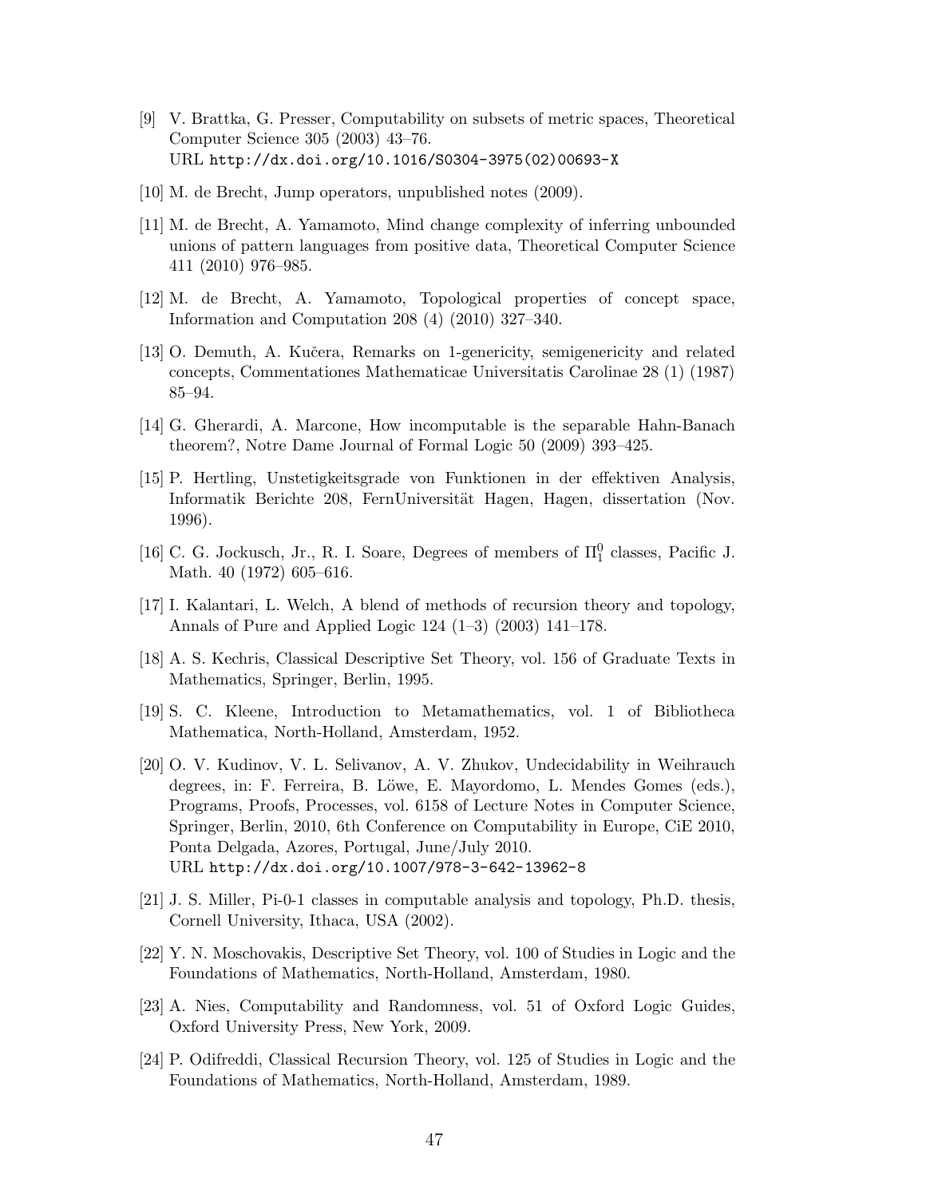[9] V. Brattka, G. Presser, Computability on subsets of metric spaces, Theoretical Computer Science 305 (2003) 43–76.
URL http://dx.doi.org/10.1016/S0304-3975(02)00693-X

[10] M. de Brecht, Jump operators, unpublished notes (2009).

[11] M. de Brecht, A. Yamamoto, Mind change complexity of inferring unbounded unions of pattern languages from positive data, Theoretical Computer Science 411 (2010) 976–985.

[12] M. de Brecht, A. Yamamoto, Topological properties of concept space, Information and Computation 208 (4) (2010) 327–340.

[13] O. Demuth, A. Kučera, Remarks on 1-genericity, semigenericity and related concepts, Commentationes Mathematicae Universitatis Carolinae 28 (1) (1987) 85–94.

[14] G. Gherardi, A. Marcone, How incomputable is the separable Hahn-Banach theorem?, Notre Dame Journal of Formal Logic 50 (2009) 393–425.

[15] P. Hertling, Unstetigkeitsgrade von Funktionen in der effektiven Analysis, Informatik Berichte 208, FernUniversität Hagen, Hagen, dissertation (Nov. 1996).

[16] C. G. Jockusch, Jr., R. I. Soare, Degrees of members of $\Pi^0_1$ classes, Pacific J. Math. 40 (1972) 605–616.

[17] I. Kalantari, L. Welch, A blend of methods of recursion theory and topology, Annals of Pure and Applied Logic 124 (1–3) (2003) 141–178.

[18] A. S. Kechris, Classical Descriptive Set Theory, vol. 156 of Graduate Texts in Mathematics, Springer, Berlin, 1995.

[19] S. C. Kleene, Introduction to Metamathematics, vol. 1 of Bibliotheca Mathematica, North-Holland, Amsterdam, 1952.

[20] O. V. Kudinov, V. L. Selivanov, A. V. Zhukov, Undecidability in Weihrauch degrees, in: F. Ferreira, B. Löwe, E. Mayordomo, L. Mendes Gomes (eds.), Programs, Proofs, Processes, vol. 6158 of Lecture Notes in Computer Science, Springer, Berlin, 2010, 6th Conference on Computability in Europe, CiE 2010, Ponta Delgada, Azores, Portugal, June/July 2010.
URL http://dx.doi.org/10.1007/978-3-642-13962-8

[21] J. S. Miller, Pi-0-1 classes in computable analysis and topology, Ph.D. thesis, Cornell University, Ithaca, USA (2002).

[22] Y. N. Moschovakis, Descriptive Set Theory, vol. 100 of Studies in Logic and the Foundations of Mathematics, North-Holland, Amsterdam, 1980.

[23] A. Nies, Computability and Randomness, vol. 51 of Oxford Logic Guides, Oxford University Press, New York, 2009.

[24] P. Odifreddi, Classical Recursion Theory, vol. 125 of Studies in Logic and the Foundations of Mathematics, North-Holland, Amsterdam, 1989.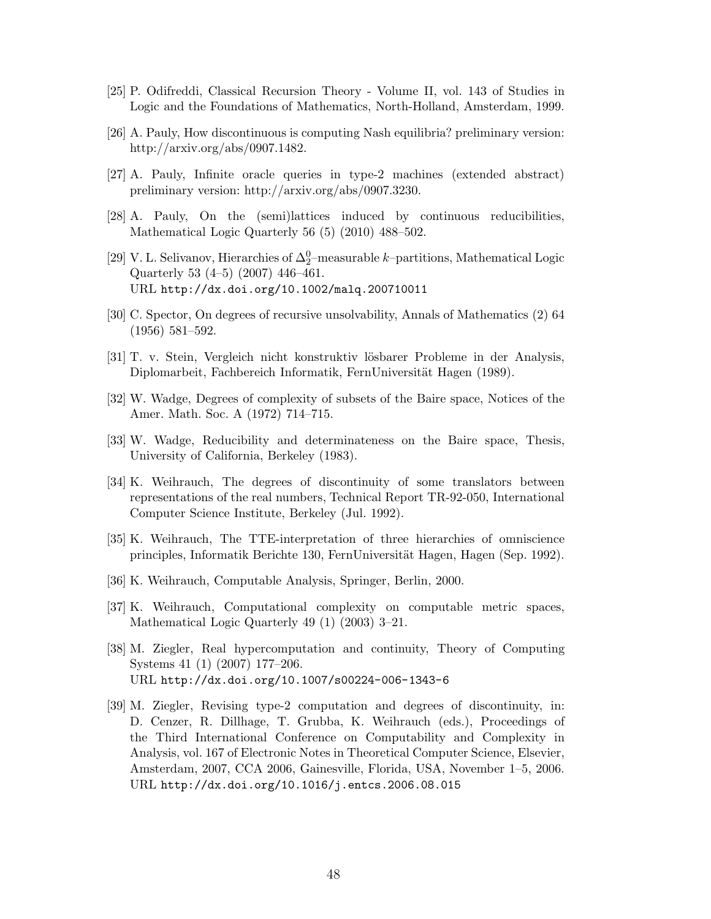[25] P. Odifreddi, Classical Recursion Theory - Volume II, vol. 143 of Studies in Logic and the Foundations of Mathematics, North-Holland, Amsterdam, 1999.

[26] A. Pauly, How discontinuous is computing Nash equilibria? preliminary version: http://arxiv.org/abs/0907.1482.

[27] A. Pauly, Infinite oracle queries in type-2 machines (extended abstract) preliminary version: http://arxiv.org/abs/0907.3230.

[28] A. Pauly, On the (semi)lattices induced by continuous reducibilities, Mathematical Logic Quarterly 56 (5) (2010) 488–502.

[29] V. L. Selivanov, Hierarchies of $\Delta_2^0$–measurable $k$–partitions, Mathematical Logic Quarterly 53 (4–5) (2007) 446–461.
URL http://dx.doi.org/10.1002/malq.200710011

[30] C. Spector, On degrees of recursive unsolvability, Annals of Mathematics (2) 64 (1956) 581–592.

[31] T. v. Stein, Vergleich nicht konstruktiv lösbarer Probleme in der Analysis, Diplomarbeit, Fachbereich Informatik, FernUniversität Hagen (1989).

[32] W. Wadge, Degrees of complexity of subsets of the Baire space, Notices of the Amer. Math. Soc. A (1972) 714–715.

[33] W. Wadge, Reducibility and determinateness on the Baire space, Thesis, University of California, Berkeley (1983).

[34] K. Weihrauch, The degrees of discontinuity of some translators between representations of the real numbers, Technical Report TR-92-050, International Computer Science Institute, Berkeley (Jul. 1992).

[35] K. Weihrauch, The TTE-interpretation of three hierarchies of omniscience principles, Informatik Berichte 130, FernUniversität Hagen, Hagen (Sep. 1992).

[36] K. Weihrauch, Computable Analysis, Springer, Berlin, 2000.

[37] K. Weihrauch, Computational complexity on computable metric spaces, Mathematical Logic Quarterly 49 (1) (2003) 3–21.

[38] M. Ziegler, Real hypercomputation and continuity, Theory of Computing Systems 41 (1) (2007) 177–206.
URL http://dx.doi.org/10.1007/s00224-006-1343-6

[39] M. Ziegler, Revising type-2 computation and degrees of discontinuity, in: D. Cenzer, R. Dillhage, T. Grubba, K. Weihrauch (eds.), Proceedings of the Third International Conference on Computability and Complexity in Analysis, vol. 167 of Electronic Notes in Theoretical Computer Science, Elsevier, Amsterdam, 2007, CCA 2006, Gainesville, Florida, USA, November 1–5, 2006.
URL http://dx.doi.org/10.1016/j.entcs.2006.08.015